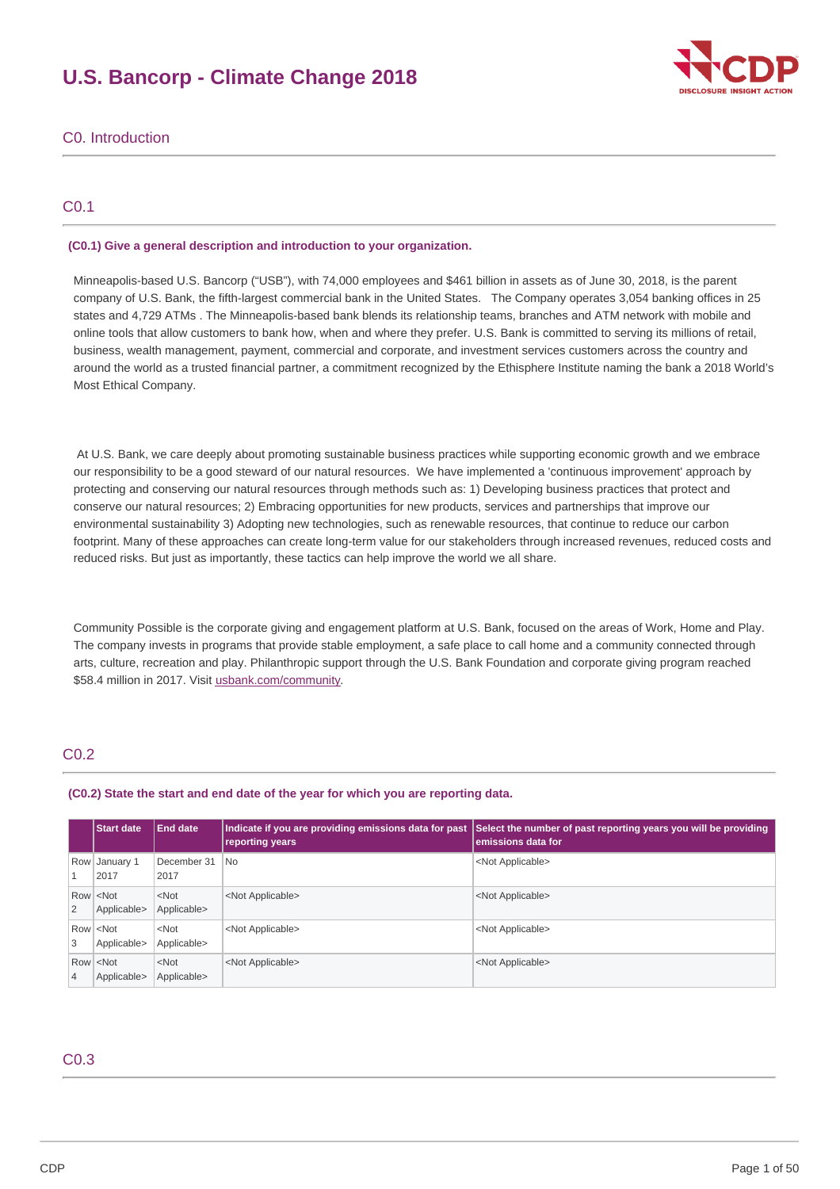# U.S. Bancorp - Climate Change 2018

## C0. Introduction

### C0.1

**(C0.1) Give a general description and introduction to your organization.**

Minneapolis-based U.S. Bancorp ("USB"), with 74,000 employees and $461 billion in assets as of June 30, 2018, is the parent company of U.S. Bank, the fifth-largest commercial bank in the United States.  The Company operates 3,054 banking offices in 25 states and 4,729 ATMs . The Minneapolis-based bank blends its relationship teams, branches and ATM network with mobile and online tools that allow customers to bank how, when and where they prefer. U.S. Bank is committed to serving its millions of retail, business, wealth management, payment, commercial and corporate, and investment services customers across the country and around the world as a trusted financial partner, a commitment recognized by the Ethisphere Institute naming the bank a 2018 World's Most Ethical Company.

At U.S. Bank, we care deeply about promoting sustainable business practices while supporting economic growth and we embrace our responsibility to be a good steward of our natural resources.  We have implemented a 'continuous improvement' approach by protecting and conserving our natural resources through methods such as: 1) Developing business practices that protect and conserve our natural resources; 2) Embracing opportunities for new products, services and partnerships that improve our environmental sustainability 3) Adopting new technologies, such as renewable resources, that continue to reduce our carbon footprint. Many of these approaches can create long-term value for our stakeholders through increased revenues, reduced costs and reduced risks. But just as importantly, these tactics can help improve the world we all share.

Community Possible is the corporate giving and engagement platform at U.S. Bank, focused on the areas of Work, Home and Play. The company invests in programs that provide stable employment, a safe place to call home and a community connected through arts, culture, recreation and play. Philanthropic support through the U.S. Bank Foundation and corporate giving program reached $58.4 million in 2017. Visit usbank.com/community.

### C0.2

**(C0.2) State the start and end date of the year for which you are reporting data.**

| | Start date | End date | Indicate if you are providing emissions data for past reporting years | Select the number of past reporting years you will be providing emissions data for |
|---|---|---|---|---|
| Row 1 | January 1 2017 | December 31 2017 | No | <Not Applicable> |
| Row 2 | <Not Applicable> | <Not Applicable> | <Not Applicable> | <Not Applicable> |
| Row 3 | <Not Applicable> | <Not Applicable> | <Not Applicable> | <Not Applicable> |
| Row 4 | <Not Applicable> | <Not Applicable> | <Not Applicable> | <Not Applicable> |

### C0.3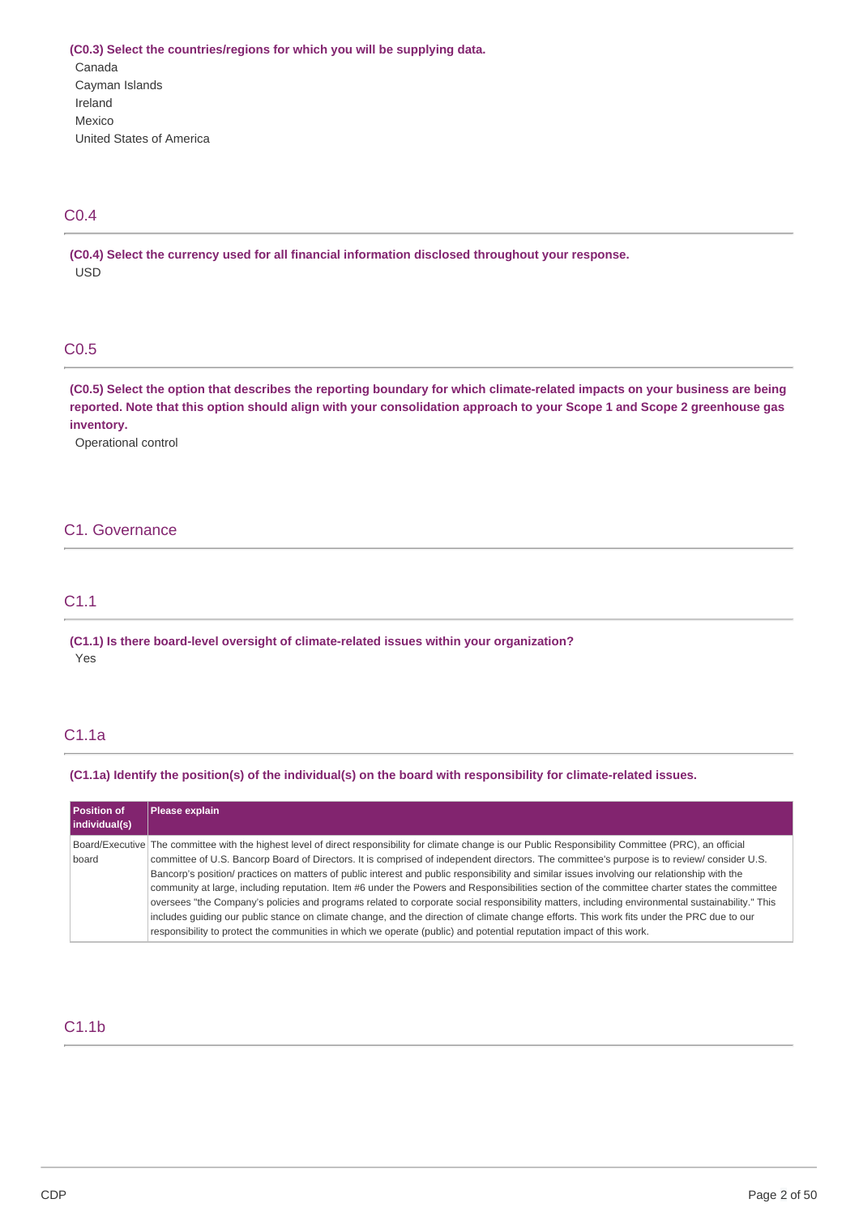**(C0.3) Select the countries/regions for which you will be supplying data.**

Canada
Cayman Islands
Ireland
Mexico
United States of America

## C0.4

**(C0.4) Select the currency used for all financial information disclosed throughout your response.**

USD

## C0.5

**(C0.5) Select the option that describes the reporting boundary for which climate-related impacts on your business are being reported. Note that this option should align with your consolidation approach to your Scope 1 and Scope 2 greenhouse gas inventory.**

Operational control

# C1. Governance

## C1.1

**(C1.1) Is there board-level oversight of climate-related issues within your organization?**

Yes

## C1.1a

**(C1.1a) Identify the position(s) of the individual(s) on the board with responsibility for climate-related issues.**

| Position of individual(s) | Please explain |
|---|---|
| Board/Executive board | The committee with the highest level of direct responsibility for climate change is our Public Responsibility Committee (PRC), an official committee of U.S. Bancorp Board of Directors. It is comprised of independent directors. The committee's purpose is to review/ consider U.S. Bancorp's position/ practices on matters of public interest and public responsibility and similar issues involving our relationship with the community at large, including reputation. Item #6 under the Powers and Responsibilities section of the committee charter states the committee oversees "the Company's policies and programs related to corporate social responsibility matters, including environmental sustainability." This includes guiding our public stance on climate change, and the direction of climate change efforts. This work fits under the PRC due to our responsibility to protect the communities in which we operate (public) and potential reputation impact of this work. |

## C1.1b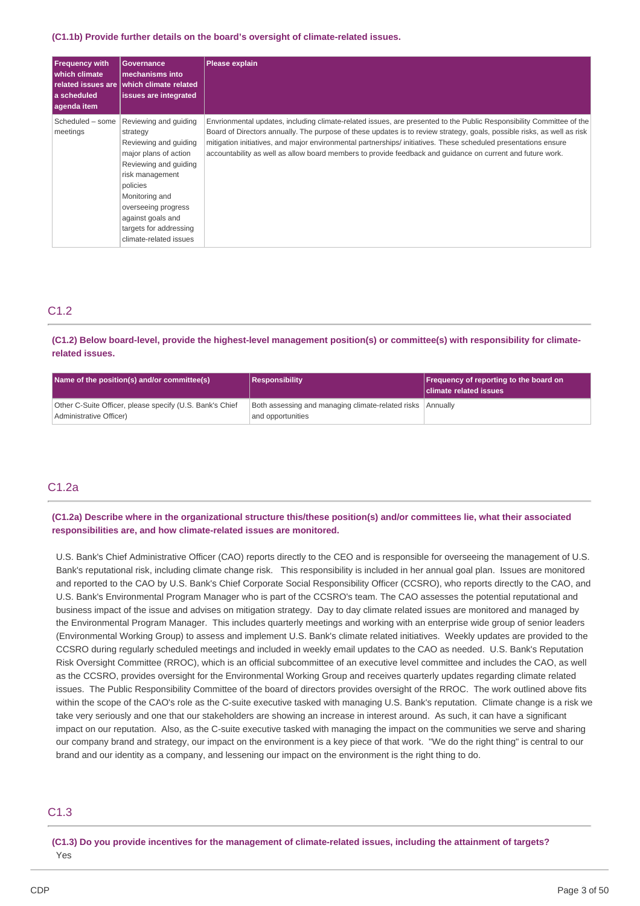**(C1.1b) Provide further details on the board's oversight of climate-related issues.**

| Frequency with which climate related issues are a scheduled agenda item | Governance mechanisms into which climate related issues are integrated | Please explain |
|---|---|---|
| Scheduled – some meetings | Reviewing and guiding strategy<br>Reviewing and guiding major plans of action<br>Reviewing and guiding risk management policies<br>Monitoring and overseeing progress against goals and targets for addressing climate-related issues | Envrionmental updates, including climate-related issues, are presented to the Public Responsibility Committee of the Board of Directors annually. The purpose of these updates is to review strategy, goals, possible risks, as well as risk mitigation initiatives, and major environmental partnerships/ initiatives. These scheduled presentations ensure accountability as well as allow board members to provide feedback and guidance on current and future work. |

## C1.2

**(C1.2) Below board-level, provide the highest-level management position(s) or committee(s) with responsibility for climate-related issues.**

| Name of the position(s) and/or committee(s) | Responsibility | Frequency of reporting to the board on climate related issues |
|---|---|---|
| Other C-Suite Officer, please specify (U.S. Bank's Chief Administrative Officer) | Both assessing and managing climate-related risks and opportunities | Annually |

## C1.2a

**(C1.2a) Describe where in the organizational structure this/these position(s) and/or committees lie, what their associated responsibilities are, and how climate-related issues are monitored.**

U.S. Bank's Chief Administrative Officer (CAO) reports directly to the CEO and is responsible for overseeing the management of U.S. Bank's reputational risk, including climate change risk. This responsibility is included in her annual goal plan. Issues are monitored and reported to the CAO by U.S. Bank's Chief Corporate Social Responsibility Officer (CCSRO), who reports directly to the CAO, and U.S. Bank's Environmental Program Manager who is part of the CCSRO's team. The CAO assesses the potential reputational and business impact of the issue and advises on mitigation strategy. Day to day climate related issues are monitored and managed by the Environmental Program Manager. This includes quarterly meetings and working with an enterprise wide group of senior leaders (Environmental Working Group) to assess and implement U.S. Bank's climate related initiatives. Weekly updates are provided to the CCSRO during regularly scheduled meetings and included in weekly email updates to the CAO as needed. U.S. Bank's Reputation Risk Oversight Committee (RROC), which is an official subcommittee of an executive level committee and includes the CAO, as well as the CCSRO, provides oversight for the Environmental Working Group and receives quarterly updates regarding climate related issues. The Public Responsibility Committee of the board of directors provides oversight of the RROC. The work outlined above fits within the scope of the CAO's role as the C-suite executive tasked with managing U.S. Bank's reputation. Climate change is a risk we take very seriously and one that our stakeholders are showing an increase in interest around. As such, it can have a significant impact on our reputation. Also, as the C-suite executive tasked with managing the impact on the communities we serve and sharing our company brand and strategy, our impact on the environment is a key piece of that work. "We do the right thing" is central to our brand and our identity as a company, and lessening our impact on the environment is the right thing to do.

## C1.3

**(C1.3) Do you provide incentives for the management of climate-related issues, including the attainment of targets?**

Yes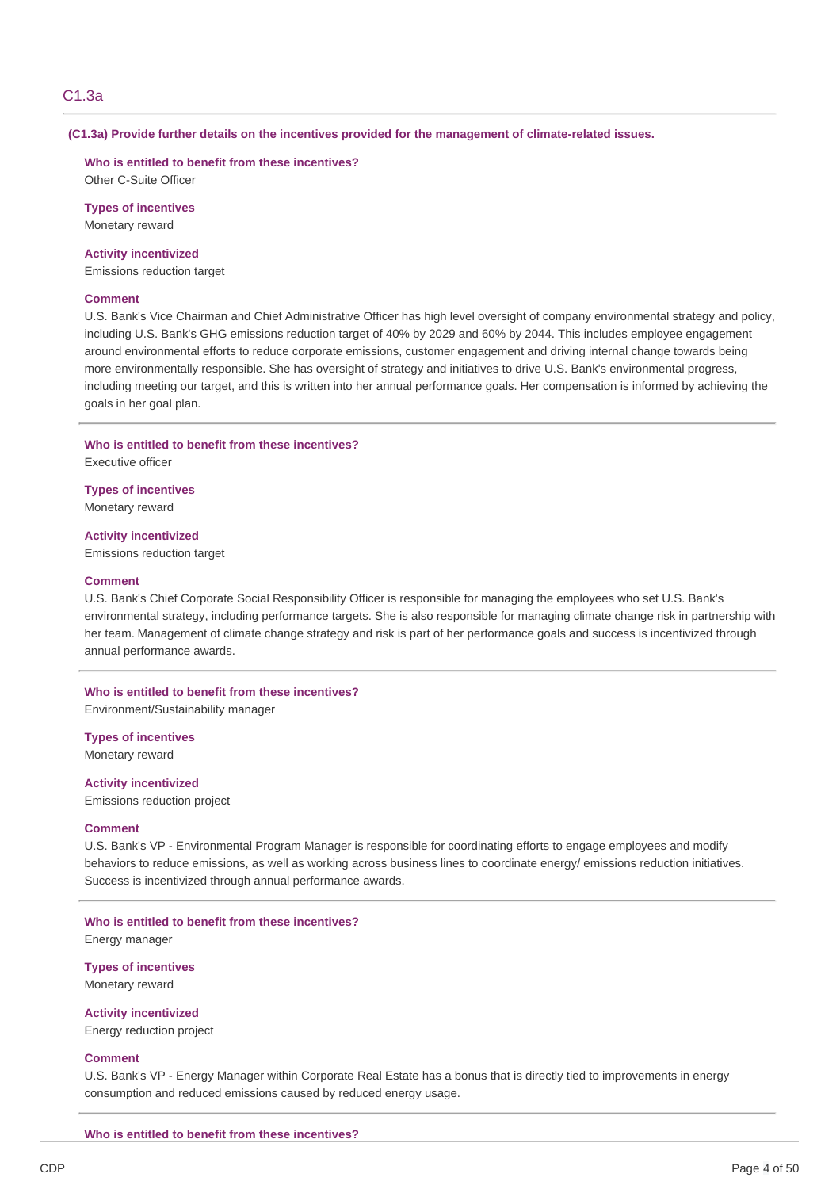## C1.3a

**(C1.3a) Provide further details on the incentives provided for the management of climate-related issues.**

**Who is entitled to benefit from these incentives?**
Other C-Suite Officer

**Types of incentives**
Monetary reward

**Activity incentivized**
Emissions reduction target

**Comment**
U.S. Bank's Vice Chairman and Chief Administrative Officer has high level oversight of company environmental strategy and policy, including U.S. Bank's GHG emissions reduction target of 40% by 2029 and 60% by 2044. This includes employee engagement around environmental efforts to reduce corporate emissions, customer engagement and driving internal change towards being more environmentally responsible. She has oversight of strategy and initiatives to drive U.S. Bank's environmental progress, including meeting our target, and this is written into her annual performance goals. Her compensation is informed by achieving the goals in her goal plan.

---

**Who is entitled to benefit from these incentives?**
Executive officer

**Types of incentives**
Monetary reward

**Activity incentivized**
Emissions reduction target

**Comment**
U.S. Bank's Chief Corporate Social Responsibility Officer is responsible for managing the employees who set U.S. Bank's environmental strategy, including performance targets. She is also responsible for managing climate change risk in partnership with her team. Management of climate change strategy and risk is part of her performance goals and success is incentivized through annual performance awards.

---

**Who is entitled to benefit from these incentives?**
Environment/Sustainability manager

**Types of incentives**
Monetary reward

**Activity incentivized**
Emissions reduction project

**Comment**
U.S. Bank's VP - Environmental Program Manager is responsible for coordinating efforts to engage employees and modify behaviors to reduce emissions, as well as working across business lines to coordinate energy/ emissions reduction initiatives. Success is incentivized through annual performance awards.

---

**Who is entitled to benefit from these incentives?**
Energy manager

**Types of incentives**
Monetary reward

**Activity incentivized**
Energy reduction project

**Comment**
U.S. Bank's VP - Energy Manager within Corporate Real Estate has a bonus that is directly tied to improvements in energy consumption and reduced emissions caused by reduced energy usage.

---

**Who is entitled to benefit from these incentives?**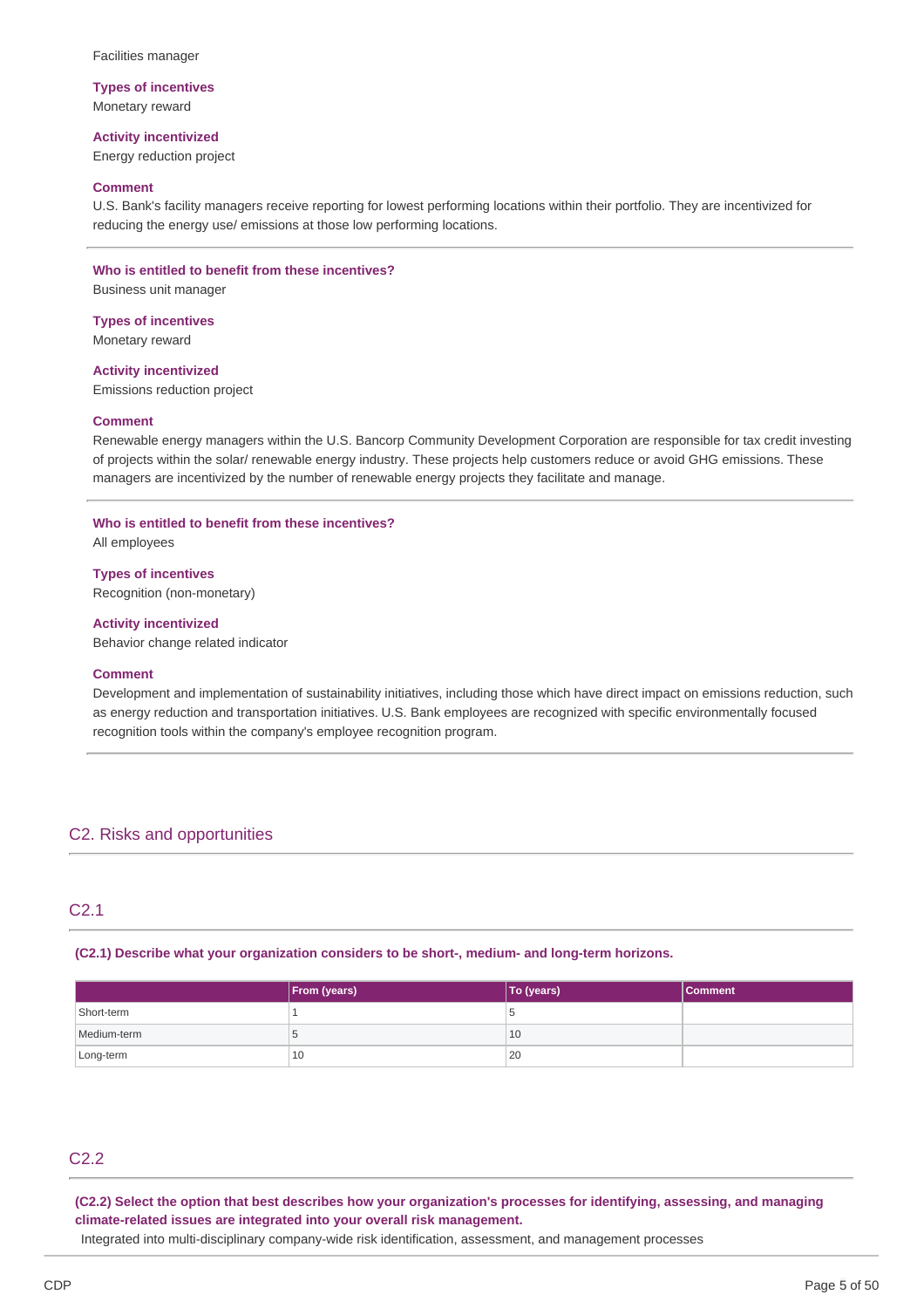Facilities manager

**Types of incentives**
Monetary reward

**Activity incentivized**
Energy reduction project

**Comment**
U.S. Bank's facility managers receive reporting for lowest performing locations within their portfolio. They are incentivized for reducing the energy use/ emissions at those low performing locations.

---

**Who is entitled to benefit from these incentives?**
Business unit manager

**Types of incentives**
Monetary reward

**Activity incentivized**
Emissions reduction project

**Comment**
Renewable energy managers within the U.S. Bancorp Community Development Corporation are responsible for tax credit investing of projects within the solar/ renewable energy industry. These projects help customers reduce or avoid GHG emissions. These managers are incentivized by the number of renewable energy projects they facilitate and manage.

---

**Who is entitled to benefit from these incentives?**
All employees

**Types of incentives**
Recognition (non-monetary)

**Activity incentivized**
Behavior change related indicator

**Comment**
Development and implementation of sustainability initiatives, including those which have direct impact on emissions reduction, such as energy reduction and transportation initiatives. U.S. Bank employees are recognized with specific environmentally focused recognition tools within the company's employee recognition program.

---

## C2. Risks and opportunities

### C2.1

**(C2.1) Describe what your organization considers to be short-, medium- and long-term horizons.**

| | From (years) | To (years) | Comment |
|---|---|---|---|
| Short-term | 1 | 5 | |
| Medium-term | 5 | 10 | |
| Long-term | 10 | 20 | |

### C2.2

**(C2.2) Select the option that best describes how your organization's processes for identifying, assessing, and managing climate-related issues are integrated into your overall risk management.**
Integrated into multi-disciplinary company-wide risk identification, assessment, and management processes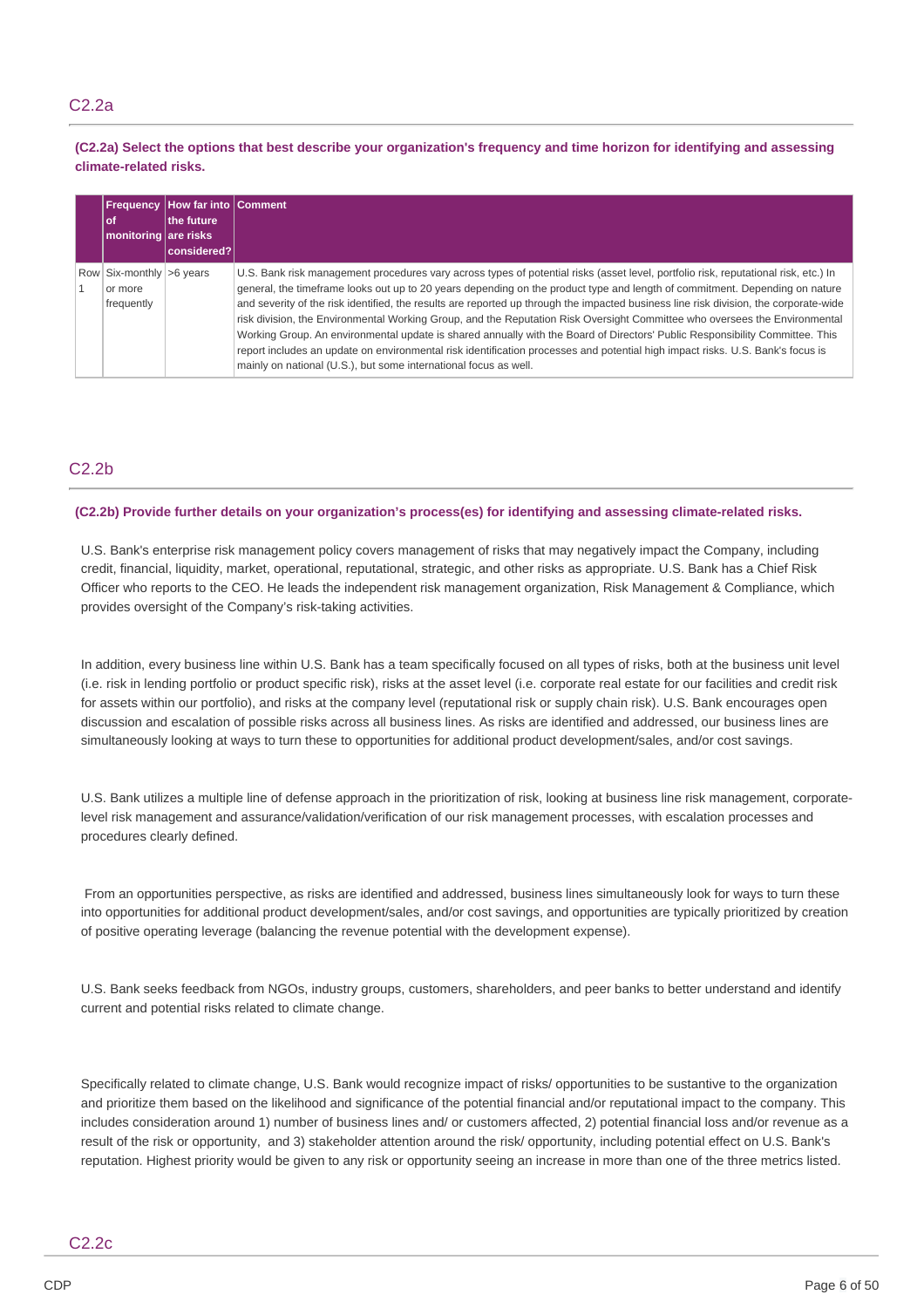## C2.2a

**(C2.2a) Select the options that best describe your organization's frequency and time horizon for identifying and assessing climate-related risks.**

| | Frequency of monitoring | How far into the future are risks considered? | Comment |
|---|---|---|---|
| Row 1 | Six-monthly or more frequently | >6 years | U.S. Bank risk management procedures vary across types of potential risks (asset level, portfolio risk, reputational risk, etc.) In general, the timeframe looks out up to 20 years depending on the product type and length of commitment. Depending on nature and severity of the risk identified, the results are reported up through the impacted business line risk division, the corporate-wide risk division, the Environmental Working Group, and the Reputation Risk Oversight Committee who oversees the Environmental Working Group. An environmental update is shared annually with the Board of Directors' Public Responsibility Committee. This report includes an update on environmental risk identification processes and potential high impact risks. U.S. Bank's focus is mainly on national (U.S.), but some international focus as well. |

## C2.2b

**(C2.2b) Provide further details on your organization's process(es) for identifying and assessing climate-related risks.**

U.S. Bank's enterprise risk management policy covers management of risks that may negatively impact the Company, including credit, financial, liquidity, market, operational, reputational, strategic, and other risks as appropriate. U.S. Bank has a Chief Risk Officer who reports to the CEO. He leads the independent risk management organization, Risk Management & Compliance, which provides oversight of the Company's risk-taking activities.

In addition, every business line within U.S. Bank has a team specifically focused on all types of risks, both at the business unit level (i.e. risk in lending portfolio or product specific risk), risks at the asset level (i.e. corporate real estate for our facilities and credit risk for assets within our portfolio), and risks at the company level (reputational risk or supply chain risk). U.S. Bank encourages open discussion and escalation of possible risks across all business lines. As risks are identified and addressed, our business lines are simultaneously looking at ways to turn these to opportunities for additional product development/sales, and/or cost savings.

U.S. Bank utilizes a multiple line of defense approach in the prioritization of risk, looking at business line risk management, corporate-level risk management and assurance/validation/verification of our risk management processes, with escalation processes and procedures clearly defined.

From an opportunities perspective, as risks are identified and addressed, business lines simultaneously look for ways to turn these into opportunities for additional product development/sales, and/or cost savings, and opportunities are typically prioritized by creation of positive operating leverage (balancing the revenue potential with the development expense).

U.S. Bank seeks feedback from NGOs, industry groups, customers, shareholders, and peer banks to better understand and identify current and potential risks related to climate change.

Specifically related to climate change, U.S. Bank would recognize impact of risks/ opportunities to be sustantive to the organization and prioritize them based on the likelihood and significance of the potential financial and/or reputational impact to the company. This includes consideration around 1) number of business lines and/ or customers affected, 2) potential financial loss and/or revenue as a result of the risk or opportunity, and 3) stakeholder attention around the risk/ opportunity, including potential effect on U.S. Bank's reputation. Highest priority would be given to any risk or opportunity seeing an increase in more than one of the three metrics listed.

## C2.2c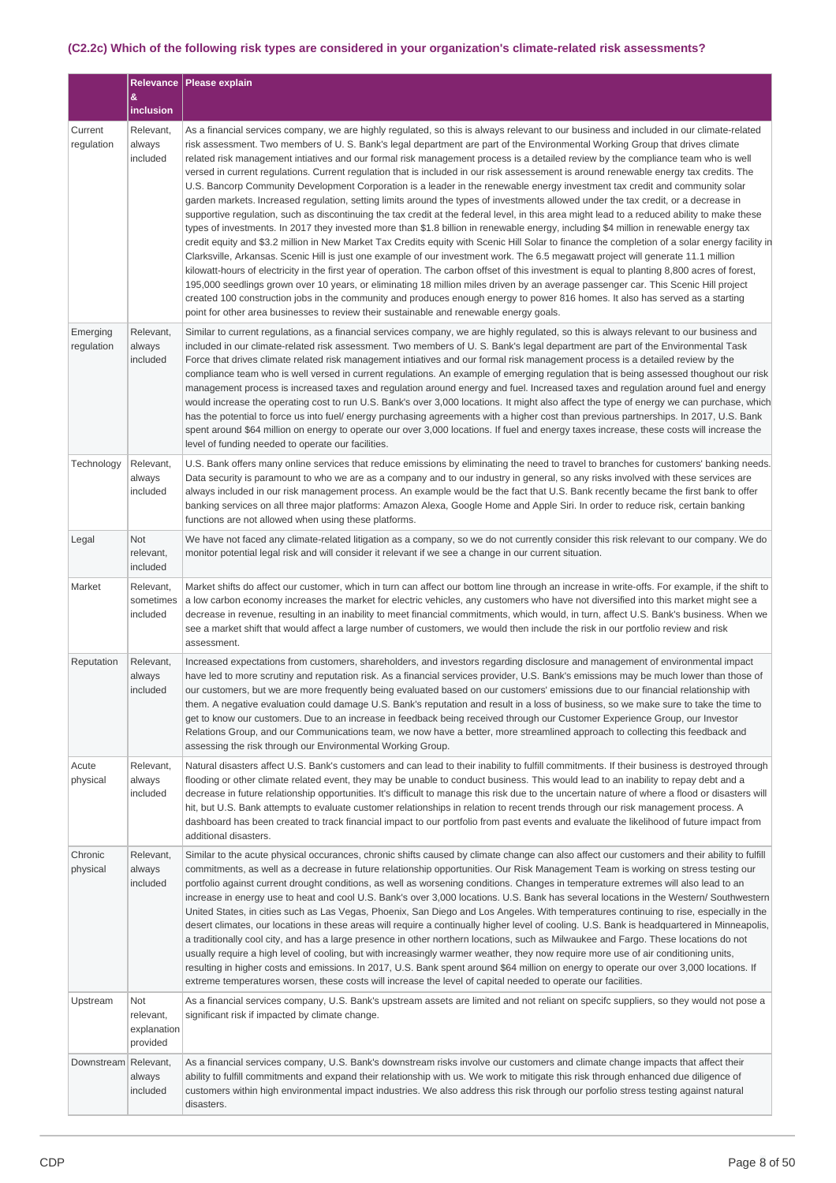### (C2.2c) Which of the following risk types are considered in your organization's climate-related risk assessments?

| | Relevance & inclusion | Please explain |
|---|---|---|
| Current regulation | Relevant, always included | As a financial services company, we are highly regulated, so this is always relevant to our business and included in our climate-related risk assessment. Two members of U. S. Bank's legal department are part of the Environmental Working Group that drives climate related risk management intiatives and our formal risk management process is a detailed review by the compliance team who is well versed in current regulations. Current regulation that is included in our risk assessment is around renewable energy tax credits. The U.S. Bancorp Community Development Corporation is a leader in the renewable energy investment tax credit and community solar garden markets. Increased regulation, setting limits around the types of investments allowed under the tax credit, or a decrease in supportive regulation, such as discontinuing the tax credit at the federal level, in this area might lead to a reduced ability to make these types of investments. In 2017 they invested more than $1.8 billion in renewable energy, including $4 million in renewable energy tax credit equity and $3.2 million in New Market Tax Credits equity with Scenic Hill Solar to finance the completion of a solar energy facility in Clarksville, Arkansas. Scenic Hill is just one example of our investment work. The 6.5 megawatt project will generate 11.1 million kilowatt-hours of electricity in the first year of operation. The carbon offset of this investment is equal to planting 8,800 acres of forest, 195,000 seedlings grown over 10 years, or eliminating 18 million miles driven by an average passenger car. This Scenic Hill project created 100 construction jobs in the community and produces enough energy to power 816 homes. It also has served as a starting point for other area businesses to review their sustainable and renewable energy goals. |
| Emerging regulation | Relevant, always included | Similar to current regulations, as a financial services company, we are highly regulated, so this is always relevant to our business and included in our climate-related risk assessment. Two members of U. S. Bank's legal department are part of the Environmental Task Force that drives climate related risk management intiatives and our formal risk management process is a detailed review by the compliance team who is well versed in current regulations. An example of emerging regulation that is being assessed thoughout our risk management process is increased taxes and regulation around energy and fuel. Increased taxes and regulation around fuel and energy would increase the operating cost to run U.S. Bank's over 3,000 locations. It might also affect the type of energy we can purchase, which has the potential to force us into fuel/ energy purchasing agreements with a higher cost than previous partnerships. In 2017, U.S. Bank spent around $64 million on energy to operate our over 3,000 locations. If fuel and energy taxes increase, these costs will increase the level of funding needed to operate our facilities. |
| Technology | Relevant, always included | U.S. Bank offers many online services that reduce emissions by eliminating the need to travel to branches for customers' banking needs. Data security is paramount to who we are as a company and to our industry in general, so any risks involved with these services are always included in our risk management process. An example would be the fact that U.S. Bank recently became the first bank to offer banking services on all three major platforms: Amazon Alexa, Google Home and Apple Siri. In order to reduce risk, certain banking functions are not allowed when using these platforms. |
| Legal | Not relevant, included | We have not faced any climate-related litigation as a company, so we do not currently consider this risk relevant to our company. We do monitor potential legal risk and will consider it relevant if we see a change in our current situation. |
| Market | Relevant, sometimes included | Market shifts do affect our customer, which in turn can affect our bottom line through an increase in write-offs. For example, if the shift to a low carbon economy increases the market for electric vehicles, any customers who have not diversified into this market might see a decrease in revenue, resulting in an inability to meet financial commitments, which would, in turn, affect U.S. Bank's business. When we see a market shift that would affect a large number of customers, we would then include the risk in our portfolio review and risk assessment. |
| Reputation | Relevant, always included | Increased expectations from customers, shareholders, and investors regarding disclosure and management of environmental impact have led to more scrutiny and reputation risk. As a financial services provider, U.S. Bank's emissions may be much lower than those of our customers, but we are more frequently being evaluated based on our customers' emissions due to our financial relationship with them. A negative evaluation could damage U.S. Bank's reputation and result in a loss of business, so we make sure to take the time to get to know our customers. Due to an increase in feedback being received through our Customer Experience Group, our Investor Relations Group, and our Communications team, we now have a better, more streamlined approach to collecting this feedback and assessing the risk through our Environmental Working Group. |
| Acute physical | Relevant, always included | Natural disasters affect U.S. Bank's customers and can lead to their inability to fulfill commitments. If their business is destroyed through flooding or other climate related event, they may be unable to conduct business. This would lead to an inability to repay debt and a decrease in future relationship opportunities. It's difficult to manage this risk due to the uncertain nature of where a flood or disasters will hit, but U.S. Bank attempts to evaluate customer relationships in relation to recent trends through our risk management process. A dashboard has been created to track financial impact to our portfolio from past events and evaluate the likelihood of future impact from additional disasters. |
| Chronic physical | Relevant, always included | Similar to the acute physical occurances, chronic shifts caused by climate change can also affect our customers and their ability to fulfill commitments, as well as a decrease in future relationship opportunities. Our Risk Management Team is working on stress testing our portfolio against current drought conditions, as well as worsening conditions. Changes in temperature extremes will also lead to an increase in energy use to heat and cool U.S. Bank's over 3,000 locations. U.S. Bank has several locations in the Western/ Southwestern United States, in cities such as Las Vegas, Phoenix, San Diego and Los Angeles. With temperatures continuing to rise, especially in the desert climates, our locations in these areas will require a continually higher level of cooling. U.S. Bank is headquartered in Minneapolis, a traditionally cool city, and has a large presence in other northern locations, such as Milwaukee and Fargo. These locations do not usually require a high level of cooling, but with increasingly warmer weather, they now require more use of air conditioning units, resulting in higher costs and emissions. In 2017, U.S. Bank spent around $64 million on energy to operate our over 3,000 locations. If extreme temperatures worsen, these costs will increase the level of capital needed to operate our facilities. |
| Upstream | Not relevant, explanation provided | As a financial services company, U.S. Bank's upstream assets are limited and not reliant on specifc suppliers, so they would not pose a significant risk if impacted by climate change. |
| Downstream | Relevant, always included | As a financial services company, U.S. Bank's downstream risks involve our customers and climate change impacts that affect their ability to fulfill commitments and expand their relationship with us. We work to mitigate this risk through enhanced due diligence of customers within high environmental impact industries. We also address this risk through our porfolio stress testing against natural disasters. |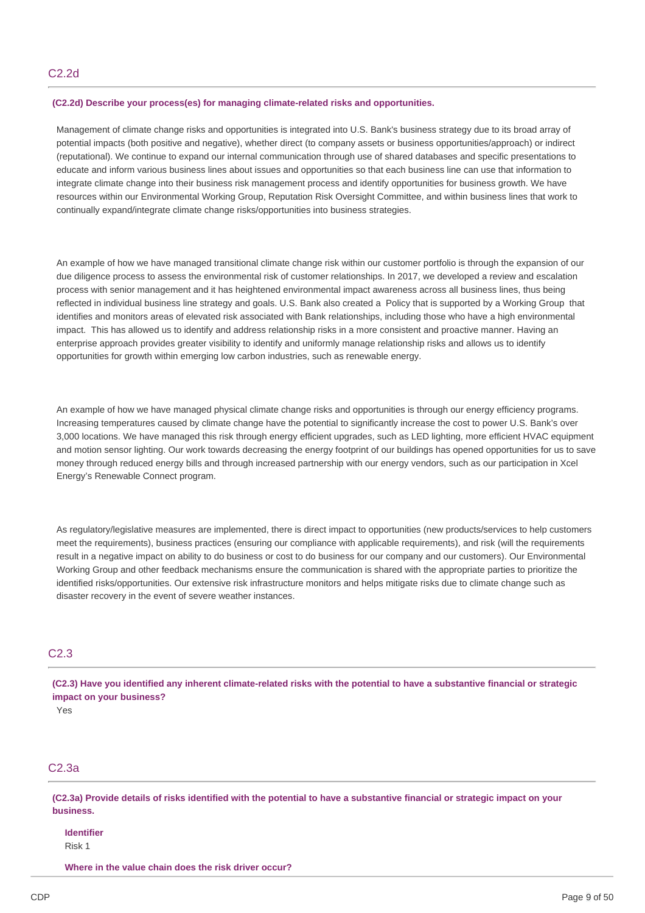## C2.2d

**(C2.2d) Describe your process(es) for managing climate-related risks and opportunities.**

Management of climate change risks and opportunities is integrated into U.S. Bank's business strategy due to its broad array of potential impacts (both positive and negative), whether direct (to company assets or business opportunities/approach) or indirect (reputational). We continue to expand our internal communication through use of shared databases and specific presentations to educate and inform various business lines about issues and opportunities so that each business line can use that information to integrate climate change into their business risk management process and identify opportunities for business growth. We have resources within our Environmental Working Group, Reputation Risk Oversight Committee, and within business lines that work to continually expand/integrate climate change risks/opportunities into business strategies.

An example of how we have managed transitional climate change risk within our customer portfolio is through the expansion of our due diligence process to assess the environmental risk of customer relationships. In 2017, we developed a review and escalation process with senior management and it has heightened environmental impact awareness across all business lines, thus being reflected in individual business line strategy and goals. U.S. Bank also created a Policy that is supported by a Working Group that identifies and monitors areas of elevated risk associated with Bank relationships, including those who have a high environmental impact. This has allowed us to identify and address relationship risks in a more consistent and proactive manner. Having an enterprise approach provides greater visibility to identify and uniformly manage relationship risks and allows us to identify opportunities for growth within emerging low carbon industries, such as renewable energy.

An example of how we have managed physical climate change risks and opportunities is through our energy efficiency programs. Increasing temperatures caused by climate change have the potential to significantly increase the cost to power U.S. Bank's over 3,000 locations. We have managed this risk through energy efficient upgrades, such as LED lighting, more efficient HVAC equipment and motion sensor lighting. Our work towards decreasing the energy footprint of our buildings has opened opportunities for us to save money through reduced energy bills and through increased partnership with our energy vendors, such as our participation in Xcel Energy's Renewable Connect program.

As regulatory/legislative measures are implemented, there is direct impact to opportunities (new products/services to help customers meet the requirements), business practices (ensuring our compliance with applicable requirements), and risk (will the requirements result in a negative impact on ability to do business or cost to do business for our company and our customers). Our Environmental Working Group and other feedback mechanisms ensure the communication is shared with the appropriate parties to prioritize the identified risks/opportunities. Our extensive risk infrastructure monitors and helps mitigate risks due to climate change such as disaster recovery in the event of severe weather instances.

## C2.3

**(C2.3) Have you identified any inherent climate-related risks with the potential to have a substantive financial or strategic impact on your business?**

Yes

## C2.3a

**(C2.3a) Provide details of risks identified with the potential to have a substantive financial or strategic impact on your business.**

**Identifier**

Risk 1

**Where in the value chain does the risk driver occur?**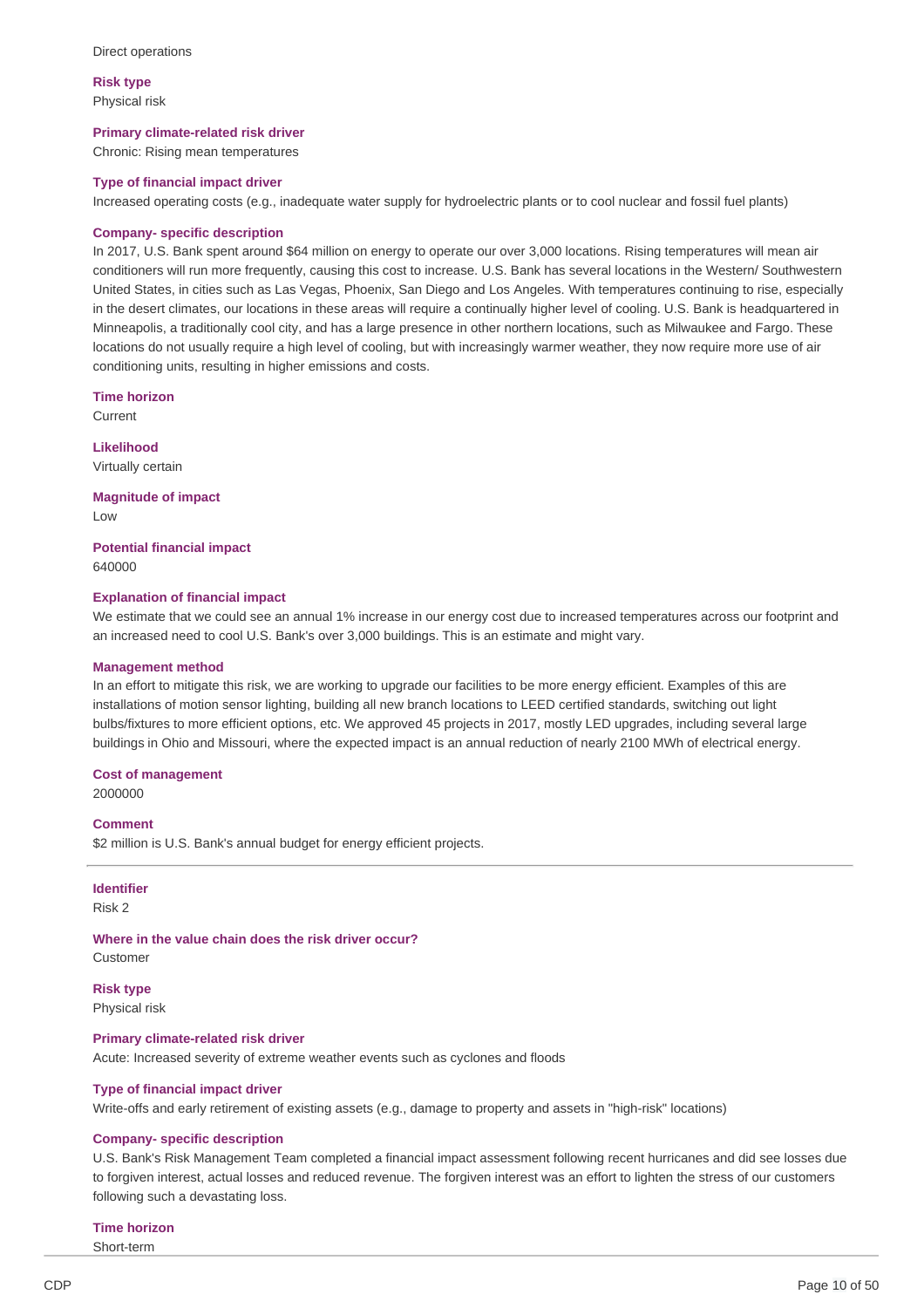Direct operations

**Risk type**
Physical risk

**Primary climate-related risk driver**
Chronic: Rising mean temperatures

**Type of financial impact driver**
Increased operating costs (e.g., inadequate water supply for hydroelectric plants or to cool nuclear and fossil fuel plants)

**Company- specific description**
In 2017, U.S. Bank spent around $64 million on energy to operate our over 3,000 locations. Rising temperatures will mean air conditioners will run more frequently, causing this cost to increase. U.S. Bank has several locations in the Western/ Southwestern United States, in cities such as Las Vegas, Phoenix, San Diego and Los Angeles. With temperatures continuing to rise, especially in the desert climates, our locations in these areas will require a continually higher level of cooling. U.S. Bank is headquartered in Minneapolis, a traditionally cool city, and has a large presence in other northern locations, such as Milwaukee and Fargo. These locations do not usually require a high level of cooling, but with increasingly warmer weather, they now require more use of air conditioning units, resulting in higher emissions and costs.

**Time horizon**
Current

**Likelihood**
Virtually certain

**Magnitude of impact**
Low

**Potential financial impact**
640000

**Explanation of financial impact**
We estimate that we could see an annual 1% increase in our energy cost due to increased temperatures across our footprint and an increased need to cool U.S. Bank's over 3,000 buildings. This is an estimate and might vary.

**Management method**
In an effort to mitigate this risk, we are working to upgrade our facilities to be more energy efficient. Examples of this are installations of motion sensor lighting, building all new branch locations to LEED certified standards, switching out light bulbs/fixtures to more efficient options, etc. We approved 45 projects in 2017, mostly LED upgrades, including several large buildings in Ohio and Missouri, where the expected impact is an annual reduction of nearly 2100 MWh of electrical energy.

**Cost of management**
2000000

**Comment**
$2 million is U.S. Bank's annual budget for energy efficient projects.

---

**Identifier**
Risk 2

**Where in the value chain does the risk driver occur?**
Customer

**Risk type**
Physical risk

**Primary climate-related risk driver**
Acute: Increased severity of extreme weather events such as cyclones and floods

**Type of financial impact driver**
Write-offs and early retirement of existing assets (e.g., damage to property and assets in "high-risk" locations)

**Company- specific description**
U.S. Bank's Risk Management Team completed a financial impact assessment following recent hurricanes and did see losses due to forgiven interest, actual losses and reduced revenue. The forgiven interest was an effort to lighten the stress of our customers following such a devastating loss.

**Time horizon**
Short-term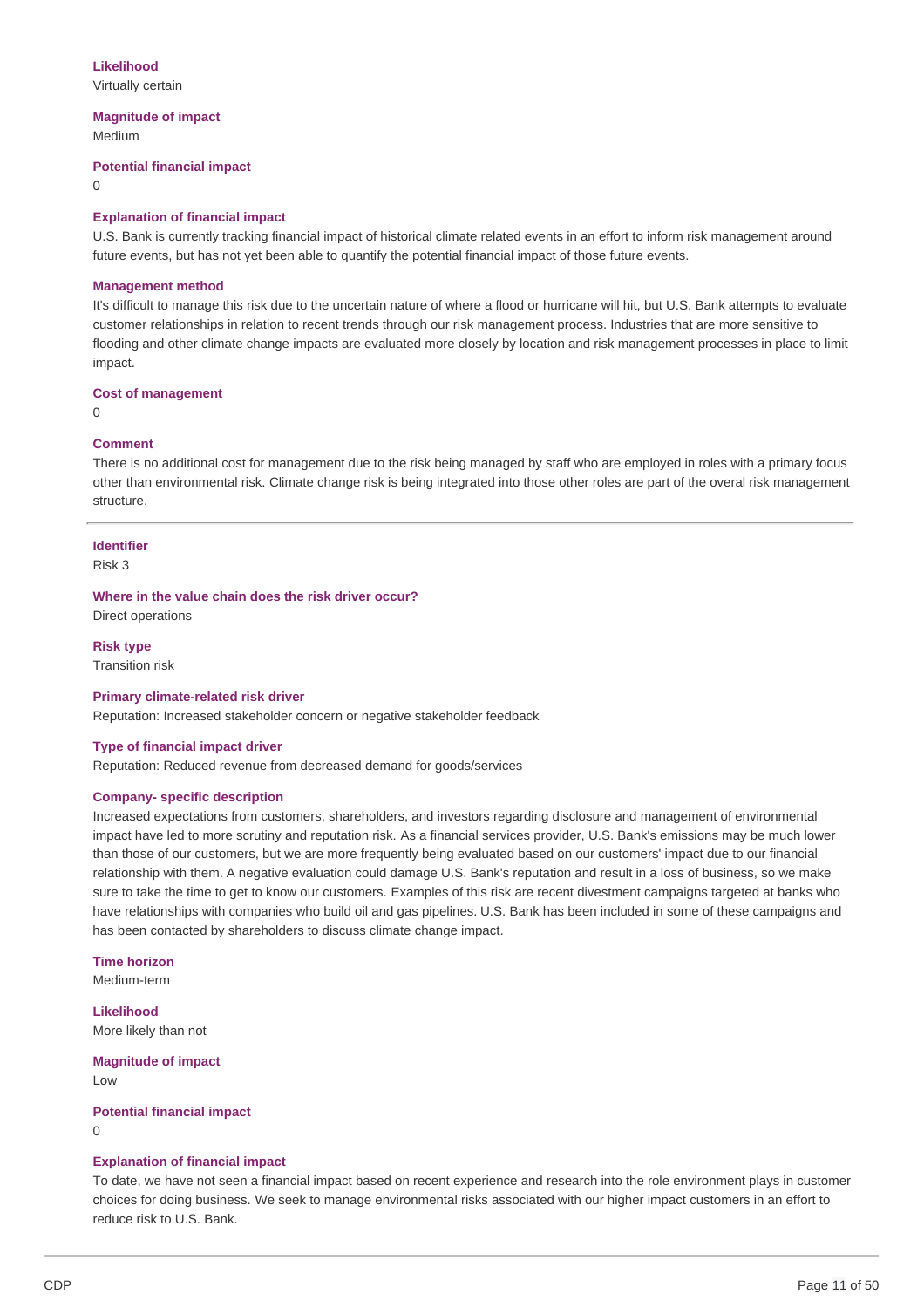**Likelihood**
Virtually certain

**Magnitude of impact**
Medium

**Potential financial impact**
0

**Explanation of financial impact**
U.S. Bank is currently tracking financial impact of historical climate related events in an effort to inform risk management around future events, but has not yet been able to quantify the potential financial impact of those future events.

**Management method**
It's difficult to manage this risk due to the uncertain nature of where a flood or hurricane will hit, but U.S. Bank attempts to evaluate customer relationships in relation to recent trends through our risk management process. Industries that are more sensitive to flooding and other climate change impacts are evaluated more closely by location and risk management processes in place to limit impact.

**Cost of management**
0

**Comment**
There is no additional cost for management due to the risk being managed by staff who are employed in roles with a primary focus other than environmental risk. Climate change risk is being integrated into those other roles are part of the overal risk management structure.

---

**Identifier**
Risk 3

**Where in the value chain does the risk driver occur?**
Direct operations

**Risk type**
Transition risk

**Primary climate-related risk driver**
Reputation: Increased stakeholder concern or negative stakeholder feedback

**Type of financial impact driver**
Reputation: Reduced revenue from decreased demand for goods/services

**Company- specific description**
Increased expectations from customers, shareholders, and investors regarding disclosure and management of environmental impact have led to more scrutiny and reputation risk. As a financial services provider, U.S. Bank's emissions may be much lower than those of our customers, but we are more frequently being evaluated based on our customers' impact due to our financial relationship with them. A negative evaluation could damage U.S. Bank's reputation and result in a loss of business, so we make sure to take the time to get to know our customers. Examples of this risk are recent divestment campaigns targeted at banks who have relationships with companies who build oil and gas pipelines. U.S. Bank has been included in some of these campaigns and has been contacted by shareholders to discuss climate change impact.

**Time horizon**
Medium-term

**Likelihood**
More likely than not

**Magnitude of impact**
Low

**Potential financial impact**
0

**Explanation of financial impact**
To date, we have not seen a financial impact based on recent experience and research into the role environment plays in customer choices for doing business. We seek to manage environmental risks associated with our higher impact customers in an effort to reduce risk to U.S. Bank.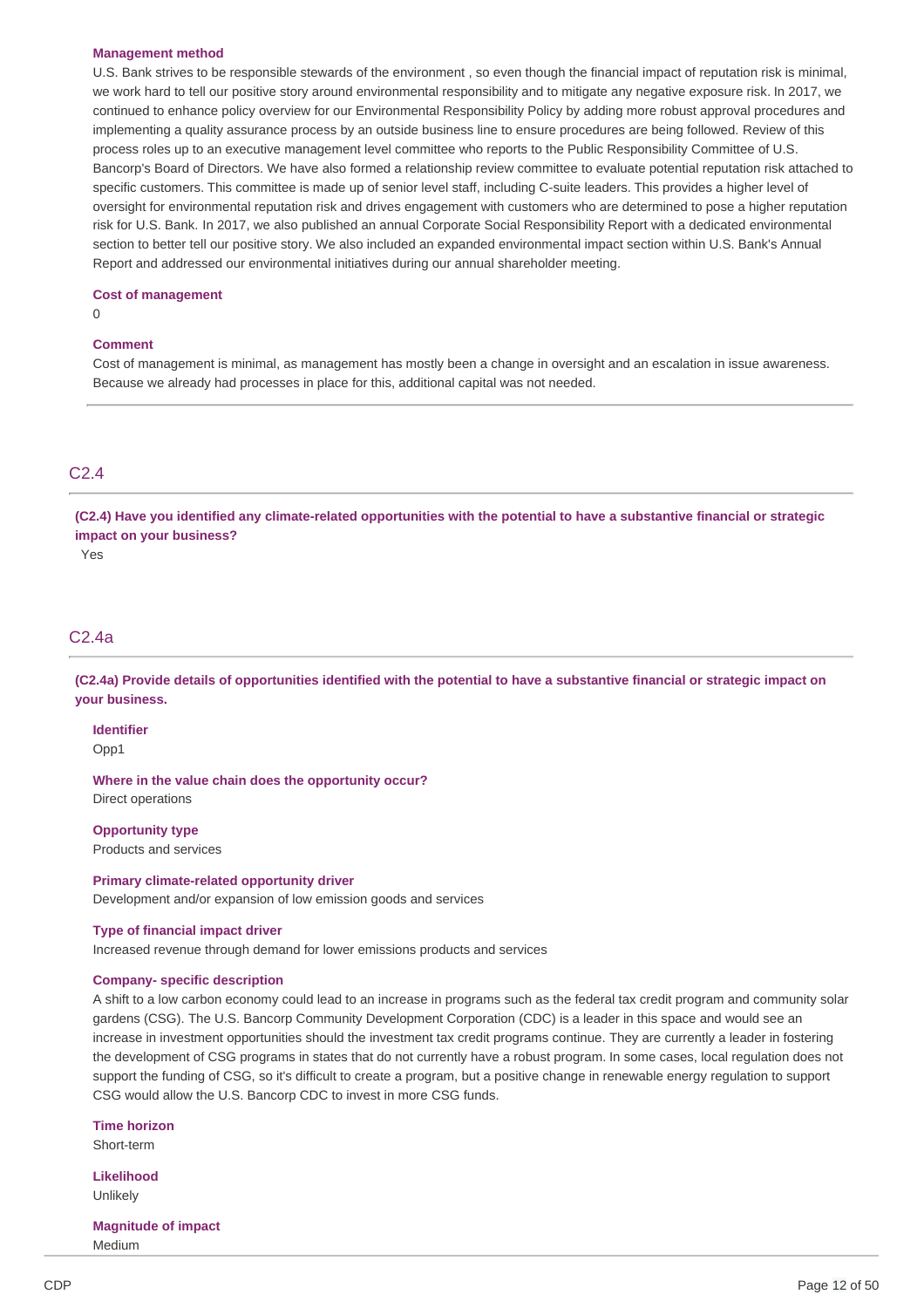**Management method**

U.S. Bank strives to be responsible stewards of the environment , so even though the financial impact of reputation risk is minimal, we work hard to tell our positive story around environmental responsibility and to mitigate any negative exposure risk. In 2017, we continued to enhance policy overview for our Environmental Responsibility Policy by adding more robust approval procedures and implementing a quality assurance process by an outside business line to ensure procedures are being followed. Review of this process roles up to an executive management level committee who reports to the Public Responsibility Committee of U.S. Bancorp's Board of Directors. We have also formed a relationship review committee to evaluate potential reputation risk attached to specific customers. This committee is made up of senior level staff, including C-suite leaders. This provides a higher level of oversight for environmental reputation risk and drives engagement with customers who are determined to pose a higher reputation risk for U.S. Bank. In 2017, we also published an annual Corporate Social Responsibility Report with a dedicated environmental section to better tell our positive story. We also included an expanded environmental impact section within U.S. Bank's Annual Report and addressed our environmental initiatives during our annual shareholder meeting.

**Cost of management**

0

**Comment**

Cost of management is minimal, as management has mostly been a change in oversight and an escalation in issue awareness. Because we already had processes in place for this, additional capital was not needed.

## C2.4

**(C2.4) Have you identified any climate-related opportunities with the potential to have a substantive financial or strategic impact on your business?**

Yes

## C2.4a

**(C2.4a) Provide details of opportunities identified with the potential to have a substantive financial or strategic impact on your business.**

**Identifier**

Opp1

**Where in the value chain does the opportunity occur?**

Direct operations

**Opportunity type**

Products and services

**Primary climate-related opportunity driver**

Development and/or expansion of low emission goods and services

**Type of financial impact driver**

Increased revenue through demand for lower emissions products and services

**Company- specific description**

A shift to a low carbon economy could lead to an increase in programs such as the federal tax credit program and community solar gardens (CSG). The U.S. Bancorp Community Development Corporation (CDC) is a leader in this space and would see an increase in investment opportunities should the investment tax credit programs continue. They are currently a leader in fostering the development of CSG programs in states that do not currently have a robust program. In some cases, local regulation does not support the funding of CSG, so it's difficult to create a program, but a positive change in renewable energy regulation to support CSG would allow the U.S. Bancorp CDC to invest in more CSG funds.

**Time horizon**

Short-term

**Likelihood**

Unlikely

**Magnitude of impact**

Medium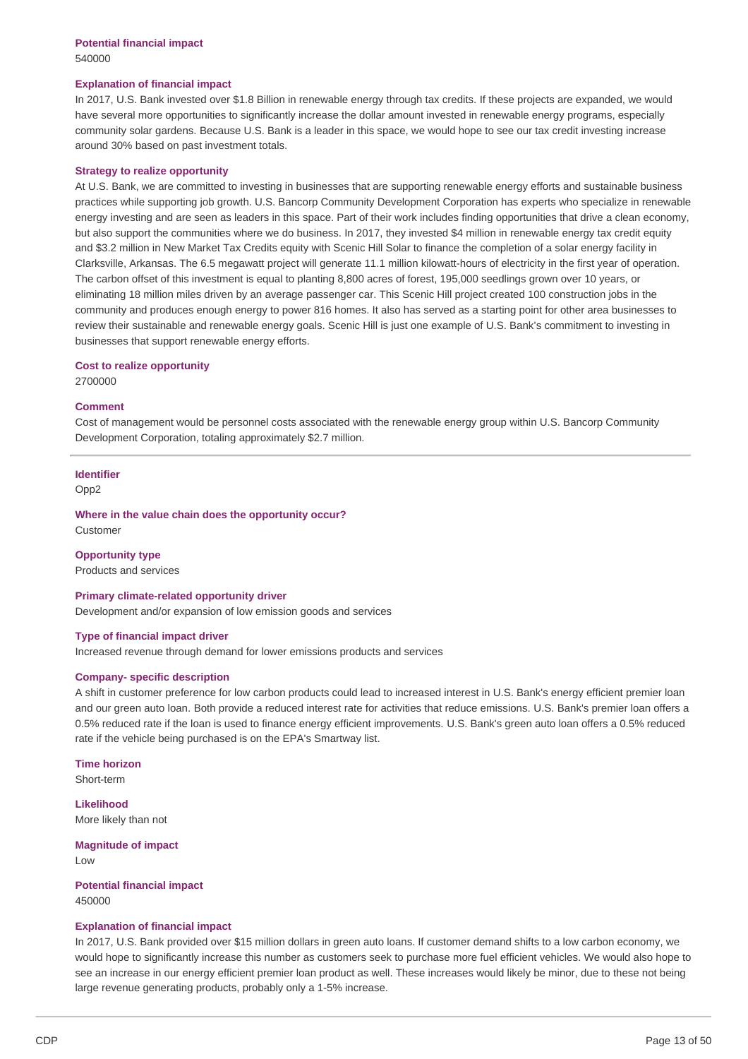**Potential financial impact**

540000

**Explanation of financial impact**

In 2017, U.S. Bank invested over $1.8 Billion in renewable energy through tax credits. If these projects are expanded, we would have several more opportunities to significantly increase the dollar amount invested in renewable energy programs, especially community solar gardens. Because U.S. Bank is a leader in this space, we would hope to see our tax credit investing increase around 30% based on past investment totals.

**Strategy to realize opportunity**

At U.S. Bank, we are committed to investing in businesses that are supporting renewable energy efforts and sustainable business practices while supporting job growth. U.S. Bancorp Community Development Corporation has experts who specialize in renewable energy investing and are seen as leaders in this space. Part of their work includes finding opportunities that drive a clean economy, but also support the communities where we do business. In 2017, they invested $4 million in renewable energy tax credit equity and $3.2 million in New Market Tax Credits equity with Scenic Hill Solar to finance the completion of a solar energy facility in Clarksville, Arkansas. The 6.5 megawatt project will generate 11.1 million kilowatt-hours of electricity in the first year of operation. The carbon offset of this investment is equal to planting 8,800 acres of forest, 195,000 seedlings grown over 10 years, or eliminating 18 million miles driven by an average passenger car. This Scenic Hill project created 100 construction jobs in the community and produces enough energy to power 816 homes. It also has served as a starting point for other area businesses to review their sustainable and renewable energy goals. Scenic Hill is just one example of U.S. Bank's commitment to investing in businesses that support renewable energy efforts.

**Cost to realize opportunity**

2700000

**Comment**

Cost of management would be personnel costs associated with the renewable energy group within U.S. Bancorp Community Development Corporation, totaling approximately $2.7 million.

---

**Identifier**

Opp2

**Where in the value chain does the opportunity occur?**

Customer

**Opportunity type**

Products and services

**Primary climate-related opportunity driver**

Development and/or expansion of low emission goods and services

**Type of financial impact driver**

Increased revenue through demand for lower emissions products and services

**Company- specific description**

A shift in customer preference for low carbon products could lead to increased interest in U.S. Bank's energy efficient premier loan and our green auto loan. Both provide a reduced interest rate for activities that reduce emissions. U.S. Bank's premier loan offers a 0.5% reduced rate if the loan is used to finance energy efficient improvements. U.S. Bank's green auto loan offers a 0.5% reduced rate if the vehicle being purchased is on the EPA's Smartway list.

**Time horizon**

Short-term

**Likelihood**

More likely than not

**Magnitude of impact**

Low

**Potential financial impact**

450000

**Explanation of financial impact**

In 2017, U.S. Bank provided over $15 million dollars in green auto loans. If customer demand shifts to a low carbon economy, we would hope to significantly increase this number as customers seek to purchase more fuel efficient vehicles. We would also hope to see an increase in our energy efficient premier loan product as well. These increases would likely be minor, due to these not being large revenue generating products, probably only a 1-5% increase.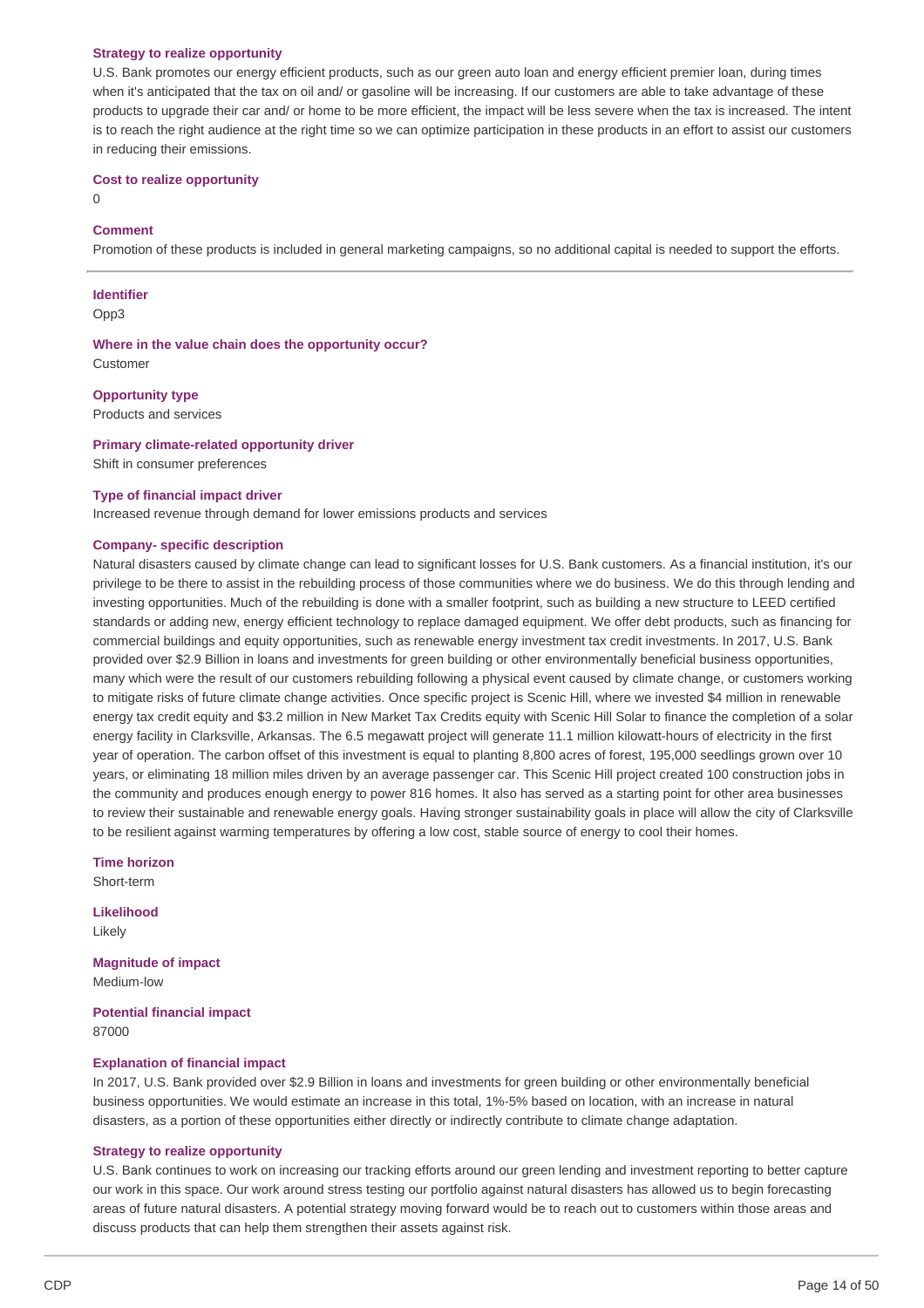**Strategy to realize opportunity**

U.S. Bank promotes our energy efficient products, such as our green auto loan and energy efficient premier loan, during times when it's anticipated that the tax on oil and/ or gasoline will be increasing. If our customers are able to take advantage of these products to upgrade their car and/ or home to be more efficient, the impact will be less severe when the tax is increased. The intent is to reach the right audience at the right time so we can optimize participation in these products in an effort to assist our customers in reducing their emissions.

**Cost to realize opportunity**

0

**Comment**

Promotion of these products is included in general marketing campaigns, so no additional capital is needed to support the efforts.

---

**Identifier**

Opp3

**Where in the value chain does the opportunity occur?**

Customer

**Opportunity type**

Products and services

**Primary climate-related opportunity driver**

Shift in consumer preferences

**Type of financial impact driver**

Increased revenue through demand for lower emissions products and services

**Company- specific description**

Natural disasters caused by climate change can lead to significant losses for U.S. Bank customers. As a financial institution, it's our privilege to be there to assist in the rebuilding process of those communities where we do business. We do this through lending and investing opportunities. Much of the rebuilding is done with a smaller footprint, such as building a new structure to LEED certified standards or adding new, energy efficient technology to replace damaged equipment. We offer debt products, such as financing for commercial buildings and equity opportunities, such as renewable energy investment tax credit investments. In 2017, U.S. Bank provided over $2.9 Billion in loans and investments for green building or other environmentally beneficial business opportunities, many which were the result of our customers rebuilding following a physical event caused by climate change, or customers working to mitigate risks of future climate change activities. Once specific project is Scenic Hill, where we invested $4 million in renewable energy tax credit equity and $3.2 million in New Market Tax Credits equity with Scenic Hill Solar to finance the completion of a solar energy facility in Clarksville, Arkansas. The 6.5 megawatt project will generate 11.1 million kilowatt-hours of electricity in the first year of operation. The carbon offset of this investment is equal to planting 8,800 acres of forest, 195,000 seedlings grown over 10 years, or eliminating 18 million miles driven by an average passenger car. This Scenic Hill project created 100 construction jobs in the community and produces enough energy to power 816 homes. It also has served as a starting point for other area businesses to review their sustainable and renewable energy goals. Having stronger sustainability goals in place will allow the city of Clarksville to be resilient against warming temperatures by offering a low cost, stable source of energy to cool their homes.

**Time horizon**

Short-term

**Likelihood**

Likely

**Magnitude of impact**

Medium-low

**Potential financial impact**

87000

**Explanation of financial impact**

In 2017, U.S. Bank provided over $2.9 Billion in loans and investments for green building or other environmentally beneficial business opportunities. We would estimate an increase in this total, 1%-5% based on location, with an increase in natural disasters, as a portion of these opportunities either directly or indirectly contribute to climate change adaptation.

**Strategy to realize opportunity**

U.S. Bank continues to work on increasing our tracking efforts around our green lending and investment reporting to better capture our work in this space. Our work around stress testing our portfolio against natural disasters has allowed us to begin forecasting areas of future natural disasters. A potential strategy moving forward would be to reach out to customers within those areas and discuss products that can help them strengthen their assets against risk.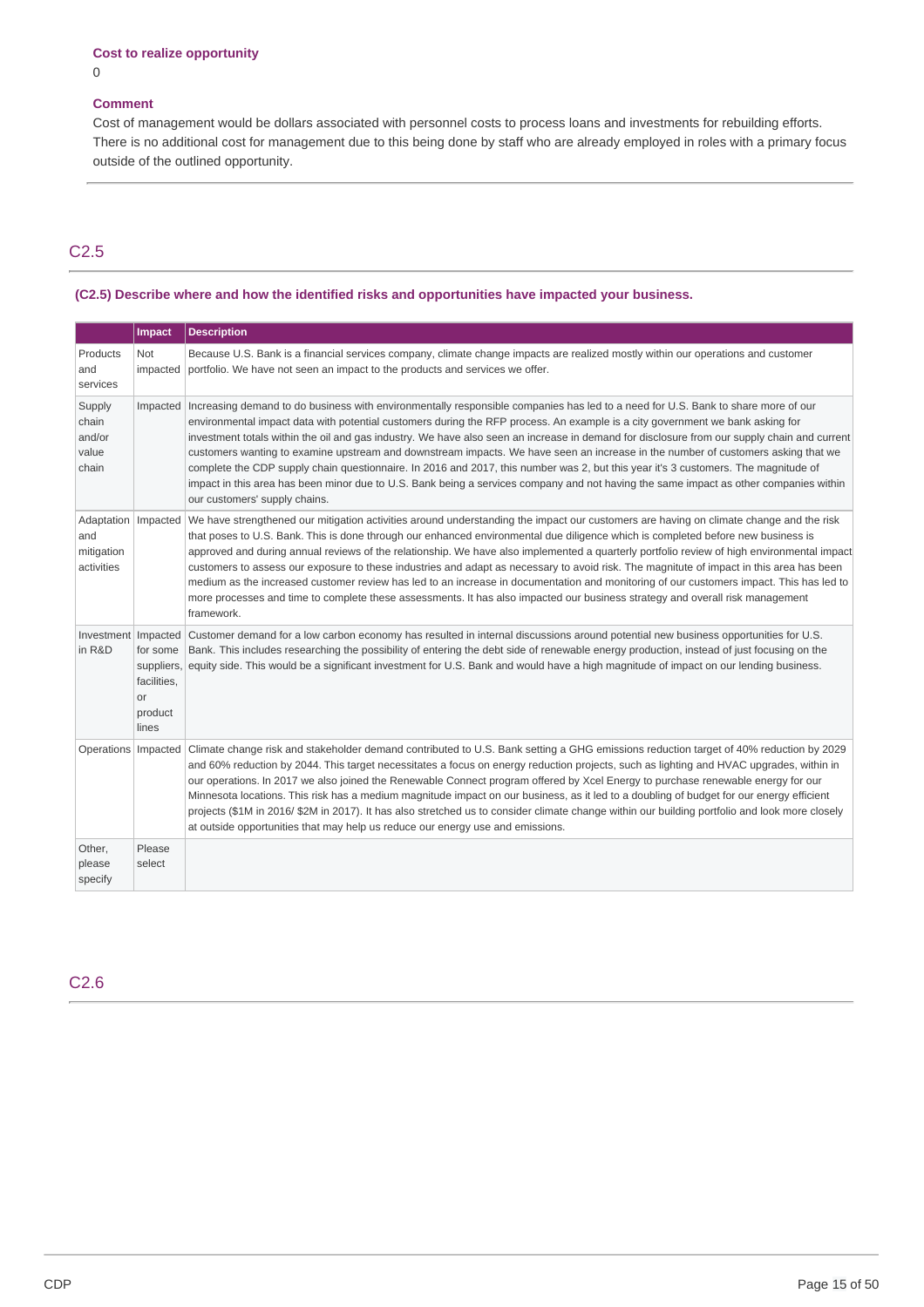**Cost to realize opportunity**

0

**Comment**

Cost of management would be dollars associated with personnel costs to process loans and investments for rebuilding efforts. There is no additional cost for management due to this being done by staff who are already employed in roles with a primary focus outside of the outlined opportunity.

## C2.5

**(C2.5) Describe where and how the identified risks and opportunities have impacted your business.**

| | Impact | Description |
|---|---|---|
| Products and services | Not impacted | Because U.S. Bank is a financial services company, climate change impacts are realized mostly within our operations and customer portfolio. We have not seen an impact to the products and services we offer. |
| Supply chain and/or value chain | Impacted | Increasing demand to do business with environmentally responsible companies has led to a need for U.S. Bank to share more of our environmental impact data with potential customers during the RFP process. An example is a city government we bank asking for investment totals within the oil and gas industry. We have also seen an increase in demand for disclosure from our supply chain and current customers wanting to examine upstream and downstream impacts. We have seen an increase in the number of customers asking that we complete the CDP supply chain questionnaire. In 2016 and 2017, this number was 2, but this year it's 3 customers. The magnitude of impact in this area has been minor due to U.S. Bank being a services company and not having the same impact as other companies within our customers' supply chains. |
| Adaptation and mitigation activities | Impacted | We have strengthened our mitigation activities around understanding the impact our customers are having on climate change and the risk that poses to U.S. Bank. This is done through our enhanced environmental due diligence which is completed before new business is approved and during annual reviews of the relationship. We have also implemented a quarterly portfolio review of high environmental impact customers to assess our exposure to these industries and adapt as necessary to avoid risk. The magnitude of impact in this area has been medium as the increased customer review has led to an increase in documentation and monitoring of our customers impact. This has led to more processes and time to complete these assessments. It has also impacted our business strategy and overall risk management framework. |
| Investment in R&D | Impacted for some suppliers, facilities, or product lines | Customer demand for a low carbon economy has resulted in internal discussions around potential new business opportunities for U.S. Bank. This includes researching the possibility of entering the debt side of renewable energy production, instead of just focusing on the equity side. This would be a significant investment for U.S. Bank and would have a high magnitude of impact on our lending business. |
| Operations | Impacted | Climate change risk and stakeholder demand contributed to U.S. Bank setting a GHG emissions reduction target of 40% reduction by 2029 and 60% reduction by 2044. This target necessitates a focus on energy reduction projects, such as lighting and HVAC upgrades, within in our operations. In 2017 we also joined the Renewable Connect program offered by Xcel Energy to purchase renewable energy for our Minnesota locations. This risk has a medium magnitude impact on our business, as it led to a doubling of budget for our energy efficient projects ($1M in 2016/ $2M in 2017). It has also stretched us to consider climate change within our building portfolio and look more closely at outside opportunities that may help us reduce our energy use and emissions. |
| Other, please specify | Please select | |

## C2.6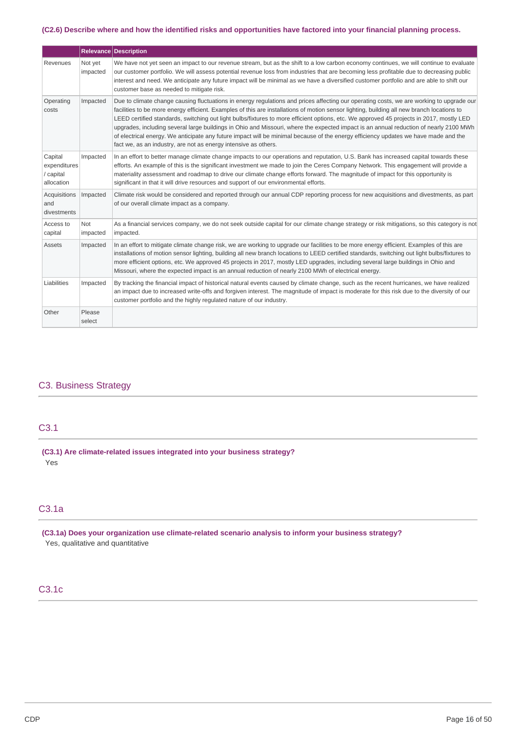**(C2.6) Describe where and how the identified risks and opportunities have factored into your financial planning process.**

| | Relevance | Description |
|---|---|---|
| Revenues | Not yet impacted | We have not yet seen an impact to our revenue stream, but as the shift to a low carbon economy continues, we will continue to evaluate our customer portfolio. We will assess potential revenue loss from industries that are becoming less profitable due to decreasing public interest and need. We anticipate any future impact will be minimal as we have a diversified customer portfolio and are able to shift our customer base as needed to mitigate risk. |
| Operating costs | Impacted | Due to climate change causing fluctuations in energy regulations and prices affecting our operating costs, we are working to upgrade our facilities to be more energy efficient. Examples of this are installations of motion sensor lighting, building all new branch locations to LEED certified standards, switching out light bulbs/fixtures to more efficient options, etc. We approved 45 projects in 2017, mostly LED upgrades, including several large buildings in Ohio and Missouri, where the expected impact is an annual reduction of nearly 2100 MWh of electrical energy. We anticipate any future impact will be minimal because of the energy efficiency updates we have made and the fact we, as an industry, are not as energy intensive as others. |
| Capital expenditures / capital allocation | Impacted | In an effort to better manage climate change impacts to our operations and reputation, U.S. Bank has increased capital towards these efforts. An example of this is the significant investment we made to join the Ceres Company Network. This engagement will provide a materiality assessment and roadmap to drive our climate change efforts forward. The magnitude of impact for this opportunity is significant in that it will drive resources and support of our environmental efforts. |
| Acquisitions and divestments | Impacted | Climate risk would be considered and reported through our annual CDP reporting process for new acquisitions and divestments, as part of our overall climate impact as a company. |
| Access to capital | Not impacted | As a financial services company, we do not seek outside capital for our climate change strategy or risk mitigations, so this category is not impacted. |
| Assets | Impacted | In an effort to mitigate climate change risk, we are working to upgrade our facilities to be more energy efficient. Examples of this are installations of motion sensor lighting, building all new branch locations to LEED certified standards, switching out light bulbs/fixtures to more efficient options, etc. We approved 45 projects in 2017, mostly LED upgrades, including several large buildings in Ohio and Missouri, where the expected impact is an annual reduction of nearly 2100 MWh of electrical energy. |
| Liabilities | Impacted | By tracking the financial impact of historical natural events caused by climate change, such as the recent hurricanes, we have realized an impact due to increased write-offs and forgiven interest. The magnitude of impact is moderate for this risk due to the diversity of our customer portfolio and the highly regulated nature of our industry. |
| Other | Please select | |

# C3. Business Strategy

## C3.1

**(C3.1) Are climate-related issues integrated into your business strategy?**

Yes

## C3.1a

**(C3.1a) Does your organization use climate-related scenario analysis to inform your business strategy?**

Yes, qualitative and quantitative

## C3.1c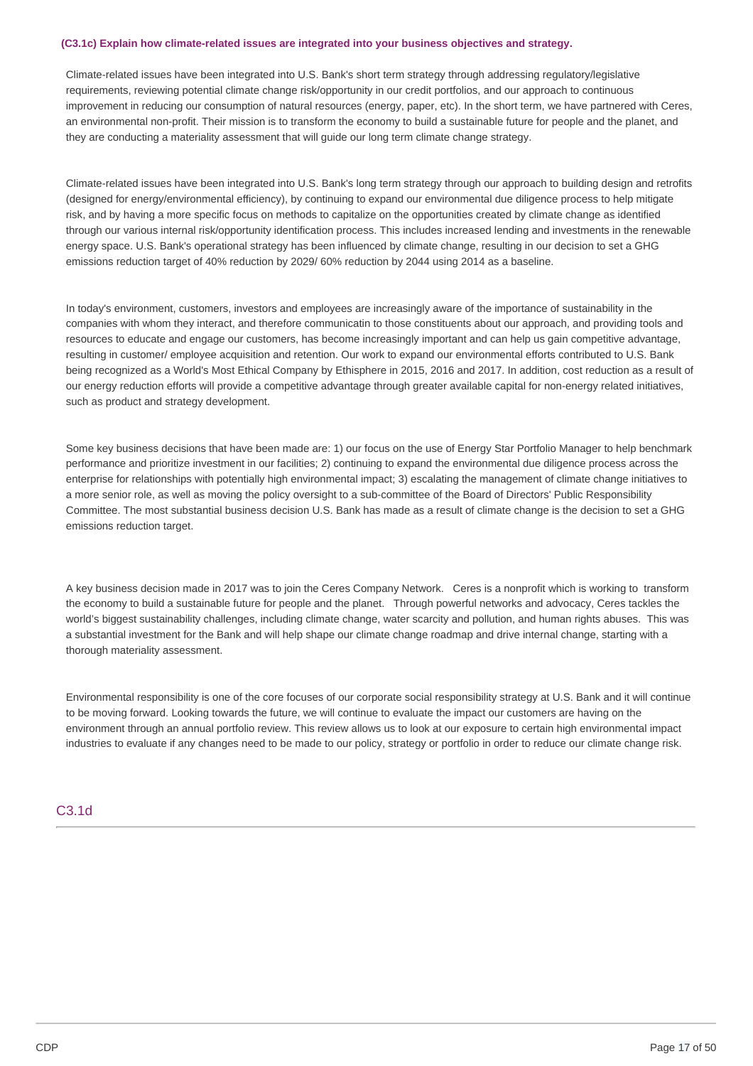**(C3.1c) Explain how climate-related issues are integrated into your business objectives and strategy.**

Climate-related issues have been integrated into U.S. Bank's short term strategy through addressing regulatory/legislative requirements, reviewing potential climate change risk/opportunity in our credit portfolios, and our approach to continuous improvement in reducing our consumption of natural resources (energy, paper, etc). In the short term, we have partnered with Ceres, an environmental non-profit. Their mission is to transform the economy to build a sustainable future for people and the planet, and they are conducting a materiality assessment that will guide our long term climate change strategy.

Climate-related issues have been integrated into U.S. Bank's long term strategy through our approach to building design and retrofits (designed for energy/environmental efficiency), by continuing to expand our environmental due diligence process to help mitigate risk, and by having a more specific focus on methods to capitalize on the opportunities created by climate change as identified through our various internal risk/opportunity identification process. This includes increased lending and investments in the renewable energy space. U.S. Bank's operational strategy has been influenced by climate change, resulting in our decision to set a GHG emissions reduction target of 40% reduction by 2029/ 60% reduction by 2044 using 2014 as a baseline.

In today's environment, customers, investors and employees are increasingly aware of the importance of sustainability in the companies with whom they interact, and therefore communicatin to those constituents about our approach, and providing tools and resources to educate and engage our customers, has become increasingly important and can help us gain competitive advantage, resulting in customer/ employee acquisition and retention. Our work to expand our environmental efforts contributed to U.S. Bank being recognized as a World's Most Ethical Company by Ethisphere in 2015, 2016 and 2017. In addition, cost reduction as a result of our energy reduction efforts will provide a competitive advantage through greater available capital for non-energy related initiatives, such as product and strategy development.

Some key business decisions that have been made are: 1) our focus on the use of Energy Star Portfolio Manager to help benchmark performance and prioritize investment in our facilities; 2) continuing to expand the environmental due diligence process across the enterprise for relationships with potentially high environmental impact; 3) escalating the management of climate change initiatives to a more senior role, as well as moving the policy oversight to a sub-committee of the Board of Directors' Public Responsibility Committee. The most substantial business decision U.S. Bank has made as a result of climate change is the decision to set a GHG emissions reduction target.

A key business decision made in 2017 was to join the Ceres Company Network. Ceres is a nonprofit which is working to transform the economy to build a sustainable future for people and the planet. Through powerful networks and advocacy, Ceres tackles the world's biggest sustainability challenges, including climate change, water scarcity and pollution, and human rights abuses. This was a substantial investment for the Bank and will help shape our climate change roadmap and drive internal change, starting with a thorough materiality assessment.

Environmental responsibility is one of the core focuses of our corporate social responsibility strategy at U.S. Bank and it will continue to be moving forward. Looking towards the future, we will continue to evaluate the impact our customers are having on the environment through an annual portfolio review. This review allows us to look at our exposure to certain high environmental impact industries to evaluate if any changes need to be made to our policy, strategy or portfolio in order to reduce our climate change risk.

## C3.1d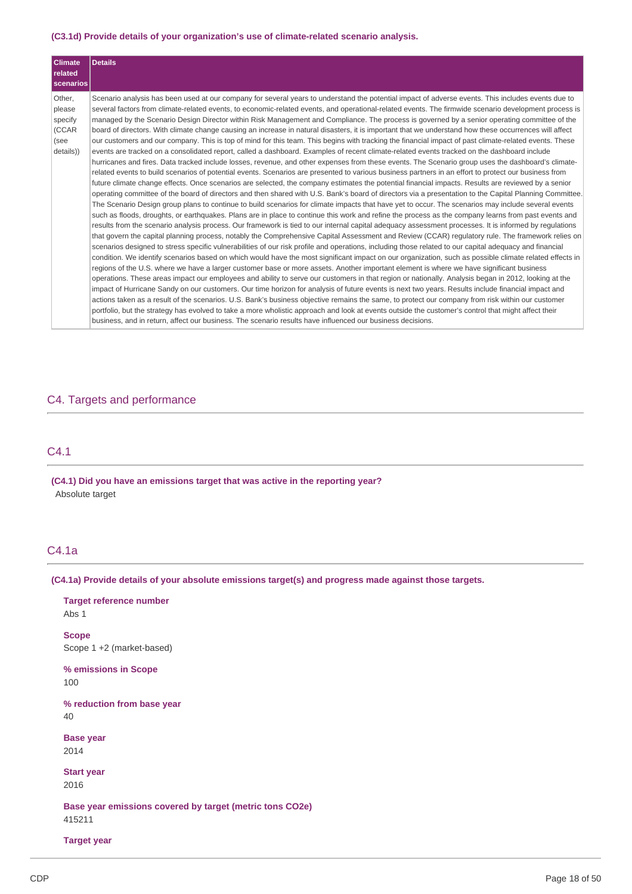**(C3.1d) Provide details of your organization's use of climate-related scenario analysis.**

| Climate related scenarios | Details |
|---|---|
| Other, please specify (CCAR (see details)) | Scenario analysis has been used at our company for several years to understand the potential impact of adverse events. This includes events due to several factors from climate-related events, to economic-related events, and operational-related events. The firmwide scenario development process is managed by the Scenario Design Director within Risk Management and Compliance. The process is governed by a senior operating committee of the board of directors. With climate change causing an increase in natural disasters, it is important that we understand how these occurrences will affect our customers and our company. This is top of mind for this team. This begins with tracking the financial impact of past climate-related events. These events are tracked on a consolidated report, called a dashboard. Examples of recent climate-related events tracked on the dashboard include hurricanes and fires. Data tracked include losses, revenue, and other expenses from these events. The Scenario group uses the dashboard's climate-related events to build scenarios of potential events. Scenarios are presented to various business partners in an effort to protect our business from future climate change effects. Once scenarios are selected, the company estimates the potential financial impacts. Results are reviewed by a senior operating committee of the board of directors and then shared with U.S. Bank's board of directors via a presentation to the Capital Planning Committee. The Scenario Design group plans to continue to build scenarios for climate impacts that have yet to occur. The scenarios may include several events such as floods, droughts, or earthquakes. Plans are in place to continue this work and refine the process as the company learns from past events and results from the scenario analysis process. Our framework is tied to our internal capital adequacy assessment processes. It is informed by regulations that govern the capital planning process, notably the Comprehensive Capital Assessment and Review (CCAR) regulatory rule. The framework relies on scenarios designed to stress specific vulnerabilities of our risk profile and operations, including those related to our capital adequacy and financial condition. We identify scenarios based on which would have the most significant impact on our organization, such as possible climate related effects in regions of the U.S. where we have a larger customer base or more assets. Another important element is where we have significant business operations. These areas impact our employees and ability to serve our customers in that region or nationally. Analysis began in 2012, looking at the impact of Hurricane Sandy on our customers. Our time horizon for analysis of future events is next two years. Results include financial impact and actions taken as a result of the scenarios. U.S. Bank's business objective remains the same, to protect our company from risk within our customer portfolio, but the strategy has evolved to take a more wholistic approach and look at events outside the customer's control that might affect their business, and in return, affect our business. The scenario results have influenced our business decisions. |

## C4. Targets and performance

## C4.1

**(C4.1) Did you have an emissions target that was active in the reporting year?**

Absolute target

## C4.1a

**(C4.1a) Provide details of your absolute emissions target(s) and progress made against those targets.**

**Target reference number**
Abs 1

**Scope**
Scope 1 +2 (market-based)

**% emissions in Scope**
100

**% reduction from base year**
40

**Base year**
2014

**Start year**
2016

**Base year emissions covered by target (metric tons CO2e)**
415211

**Target year**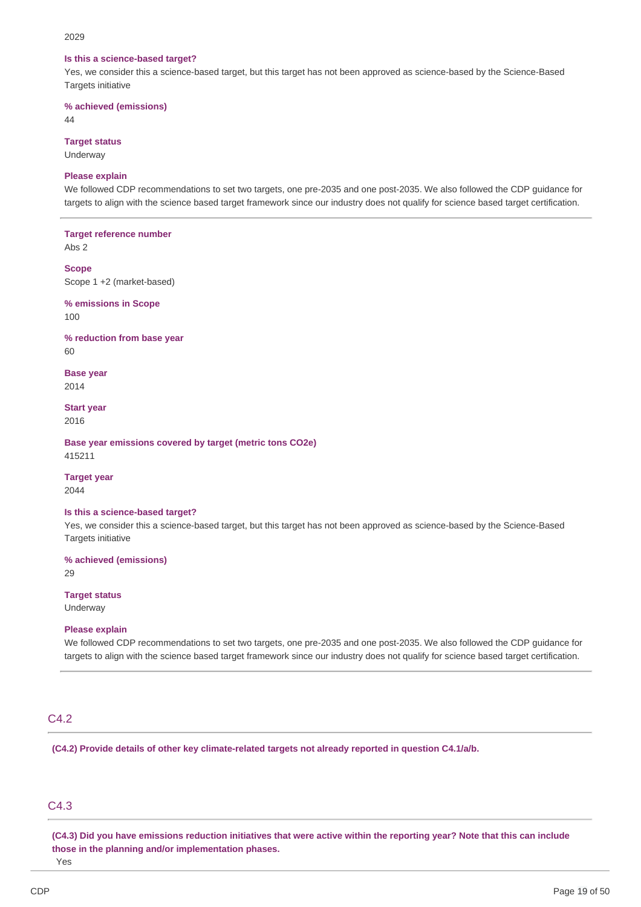2029

**Is this a science-based target?**
Yes, we consider this a science-based target, but this target has not been approved as science-based by the Science-Based Targets initiative

**% achieved (emissions)**
44

**Target status**
Underway

**Please explain**
We followed CDP recommendations to set two targets, one pre-2035 and one post-2035. We also followed the CDP guidance for targets to align with the science based target framework since our industry does not qualify for science based target certification.

---

**Target reference number**
Abs 2

**Scope**
Scope 1 +2 (market-based)

**% emissions in Scope**
100

**% reduction from base year**
60

**Base year**
2014

**Start year**
2016

**Base year emissions covered by target (metric tons CO2e)**
415211

**Target year**
2044

**Is this a science-based target?**
Yes, we consider this a science-based target, but this target has not been approved as science-based by the Science-Based Targets initiative

**% achieved (emissions)**
29

**Target status**
Underway

**Please explain**
We followed CDP recommendations to set two targets, one pre-2035 and one post-2035. We also followed the CDP guidance for targets to align with the science based target framework since our industry does not qualify for science based target certification.

---

## C4.2

**(C4.2) Provide details of other key climate-related targets not already reported in question C4.1/a/b.**

## C4.3

**(C4.3) Did you have emissions reduction initiatives that were active within the reporting year? Note that this can include those in the planning and/or implementation phases.**
Yes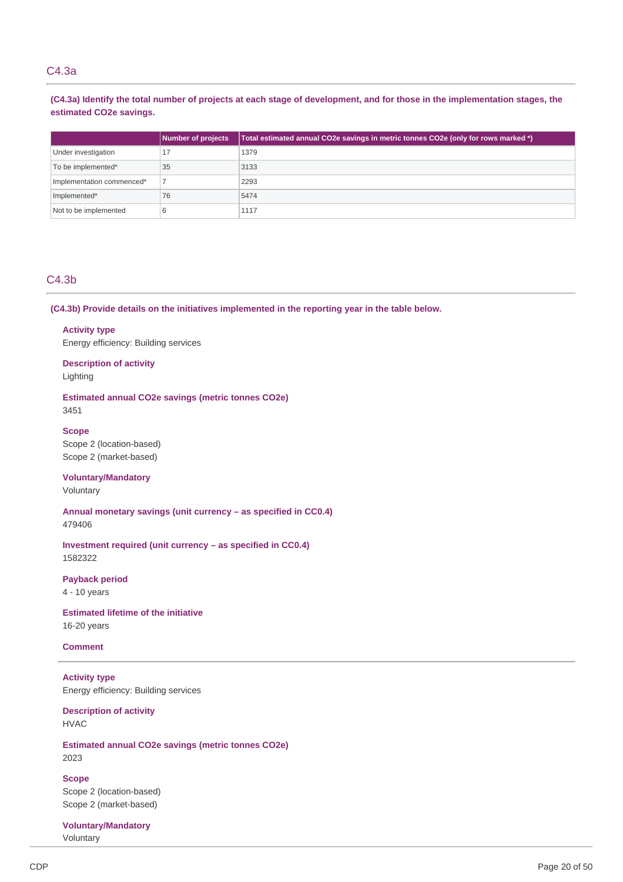## C4.3a

**(C4.3a) Identify the total number of projects at each stage of development, and for those in the implementation stages, the estimated CO2e savings.**

| | Number of projects | Total estimated annual CO2e savings in metric tonnes CO2e (only for rows marked *) |
|---|---|---|
| Under investigation | 17 | 1379 |
| To be implemented* | 35 | 3133 |
| Implementation commenced* | 7 | 2293 |
| Implemented* | 76 | 5474 |
| Not to be implemented | 6 | 1117 |

## C4.3b

**(C4.3b) Provide details on the initiatives implemented in the reporting year in the table below.**

**Activity type**
Energy efficiency: Building services

**Description of activity**
Lighting

**Estimated annual CO2e savings (metric tonnes CO2e)**
3451

**Scope**
Scope 2 (location-based)
Scope 2 (market-based)

**Voluntary/Mandatory**
Voluntary

**Annual monetary savings (unit currency – as specified in CC0.4)**
479406

**Investment required (unit currency – as specified in CC0.4)**
1582322

**Payback period**
4 - 10 years

**Estimated lifetime of the initiative**
16-20 years

**Comment**

---

**Activity type**
Energy efficiency: Building services

**Description of activity**
HVAC

**Estimated annual CO2e savings (metric tonnes CO2e)**
2023

**Scope**
Scope 2 (location-based)
Scope 2 (market-based)

**Voluntary/Mandatory**
Voluntary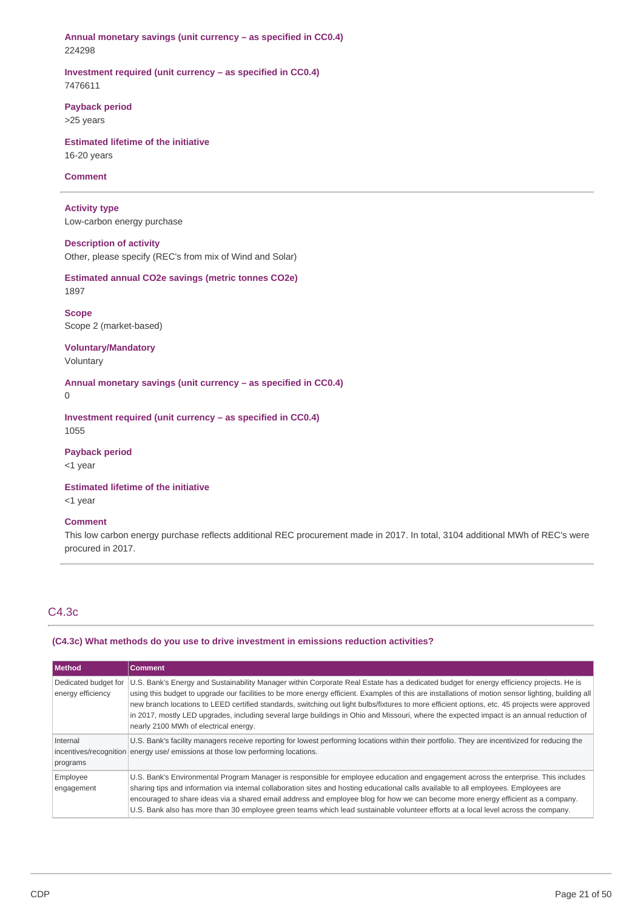**Annual monetary savings (unit currency – as specified in CC0.4)**
224298

**Investment required (unit currency – as specified in CC0.4)**
7476611

**Payback period**
>25 years

**Estimated lifetime of the initiative**
16-20 years

**Comment**

---

**Activity type**
Low-carbon energy purchase

**Description of activity**
Other, please specify (REC's from mix of Wind and Solar)

**Estimated annual CO2e savings (metric tonnes CO2e)**
1897

**Scope**
Scope 2 (market-based)

**Voluntary/Mandatory**
Voluntary

**Annual monetary savings (unit currency – as specified in CC0.4)**
0

**Investment required (unit currency – as specified in CC0.4)**
1055

**Payback period**
<1 year

**Estimated lifetime of the initiative**
<1 year

**Comment**
This low carbon energy purchase reflects additional REC procurement made in 2017. In total, 3104 additional MWh of REC's were procured in 2017.

---

## C4.3c

**(C4.3c) What methods do you use to drive investment in emissions reduction activities?**

| Method | Comment |
|---|---|
| Dedicated budget for energy efficiency | U.S. Bank's Energy and Sustainability Manager within Corporate Real Estate has a dedicated budget for energy efficiency projects. He is using this budget to upgrade our facilities to be more energy efficient. Examples of this are installations of motion sensor lighting, building all new branch locations to LEED certified standards, switching out light bulbs/fixtures to more efficient options, etc. 45 projects were approved in 2017, mostly LED upgrades, including several large buildings in Ohio and Missouri, where the expected impact is an annual reduction of nearly 2100 MWh of electrical energy. |
| Internal incentives/recognition programs | U.S. Bank's facility managers receive reporting for lowest performing locations within their portfolio. They are incentivized for reducing the energy use/ emissions at those low performing locations. |
| Employee engagement | U.S. Bank's Environmental Program Manager is responsible for employee education and engagement across the enterprise. This includes sharing tips and information via internal collaboration sites and hosting educational calls available to all employees. Employees are encouraged to share ideas via a shared email address and employee blog for how we can become more energy efficient as a company. U.S. Bank also has more than 30 employee green teams which lead sustainable volunteer efforts at a local level across the company. |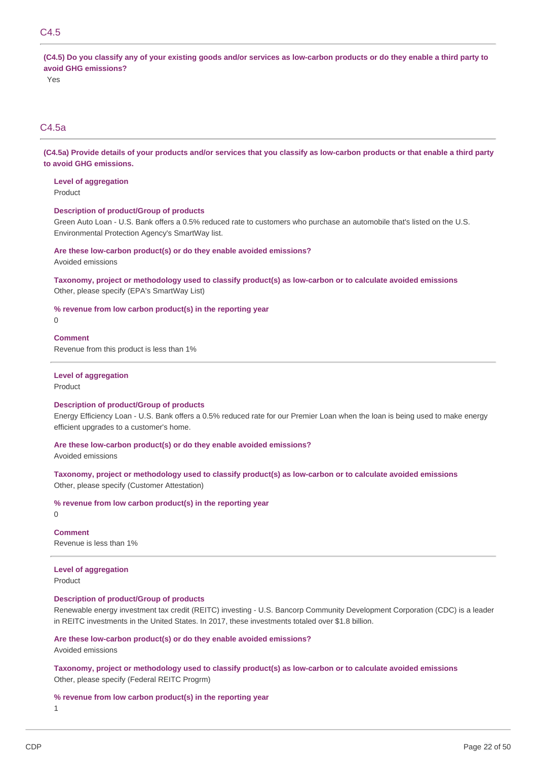## C4.5

**(C4.5) Do you classify any of your existing goods and/or services as low-carbon products or do they enable a third party to avoid GHG emissions?**

Yes

## C4.5a

**(C4.5a) Provide details of your products and/or services that you classify as low-carbon products or that enable a third party to avoid GHG emissions.**

**Level of aggregation**
Product

**Description of product/Group of products**
Green Auto Loan - U.S. Bank offers a 0.5% reduced rate to customers who purchase an automobile that's listed on the U.S. Environmental Protection Agency's SmartWay list.

**Are these low-carbon product(s) or do they enable avoided emissions?**
Avoided emissions

**Taxonomy, project or methodology used to classify product(s) as low-carbon or to calculate avoided emissions**
Other, please specify (EPA's SmartWay List)

**% revenue from low carbon product(s) in the reporting year**
0

**Comment**
Revenue from this product is less than 1%

---

**Level of aggregation**
Product

**Description of product/Group of products**
Energy Efficiency Loan - U.S. Bank offers a 0.5% reduced rate for our Premier Loan when the loan is being used to make energy efficient upgrades to a customer's home.

**Are these low-carbon product(s) or do they enable avoided emissions?**
Avoided emissions

**Taxonomy, project or methodology used to classify product(s) as low-carbon or to calculate avoided emissions**
Other, please specify (Customer Attestation)

**% revenue from low carbon product(s) in the reporting year**
0

**Comment**
Revenue is less than 1%

---

**Level of aggregation**
Product

**Description of product/Group of products**
Renewable energy investment tax credit (REITC) investing - U.S. Bancorp Community Development Corporation (CDC) is a leader in REITC investments in the United States. In 2017, these investments totaled over $1.8 billion.

**Are these low-carbon product(s) or do they enable avoided emissions?**
Avoided emissions

**Taxonomy, project or methodology used to classify product(s) as low-carbon or to calculate avoided emissions**
Other, please specify (Federal REITC Progrm)

**% revenue from low carbon product(s) in the reporting year**
1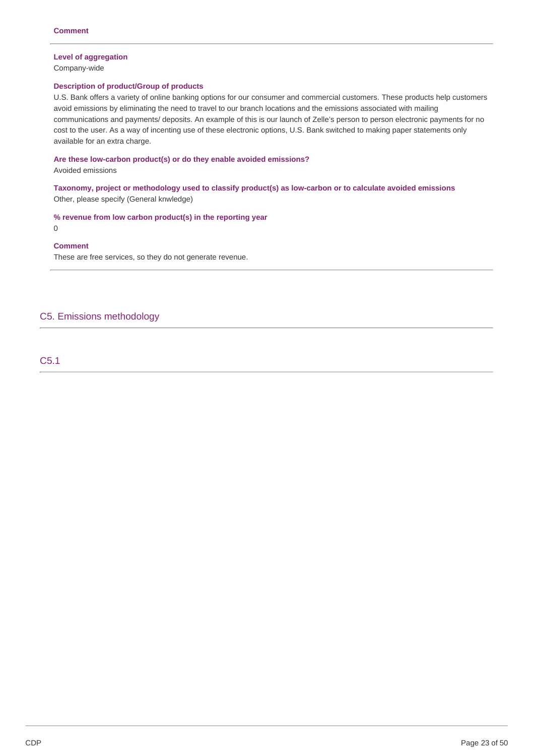**Comment**

---

**Level of aggregation**
Company-wide

**Description of product/Group of products**
U.S. Bank offers a variety of online banking options for our consumer and commercial customers. These products help customers avoid emissions by eliminating the need to travel to our branch locations and the emissions associated with mailing communications and payments/ deposits. An example of this is our launch of Zelle's person to person electronic payments for no cost to the user. As a way of incenting use of these electronic options, U.S. Bank switched to making paper statements only available for an extra charge.

**Are these low-carbon product(s) or do they enable avoided emissions?**
Avoided emissions

**Taxonomy, project or methodology used to classify product(s) as low-carbon or to calculate avoided emissions**
Other, please specify (General knwledge)

**% revenue from low carbon product(s) in the reporting year**
0

**Comment**
These are free services, so they do not generate revenue.

---

## C5. Emissions methodology

### C5.1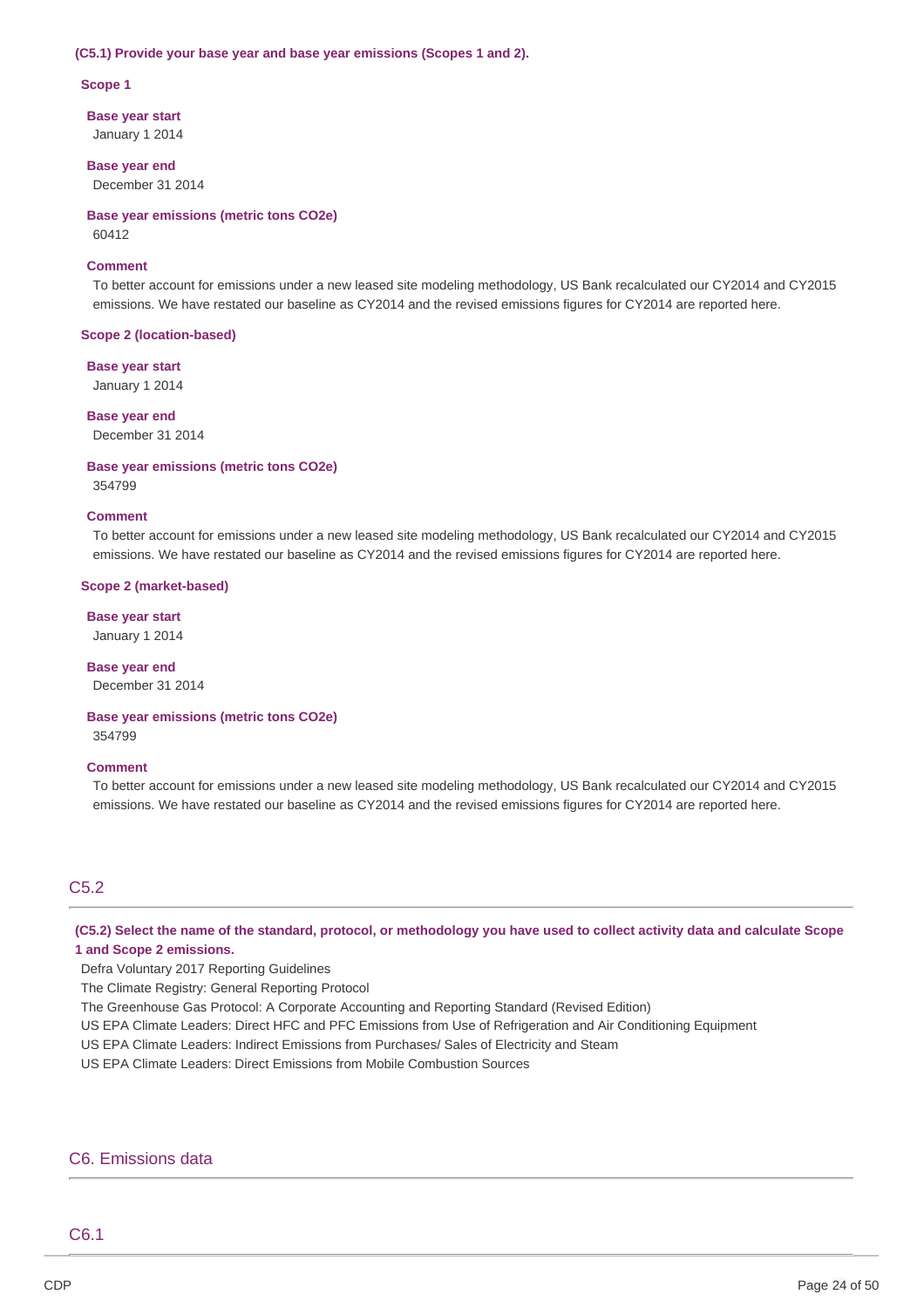**(C5.1) Provide your base year and base year emissions (Scopes 1 and 2).**

**Scope 1**

**Base year start**
January 1 2014

**Base year end**
December 31 2014

**Base year emissions (metric tons CO2e)**
60412

**Comment**
To better account for emissions under a new leased site modeling methodology, US Bank recalculated our CY2014 and CY2015 emissions. We have restated our baseline as CY2014 and the revised emissions figures for CY2014 are reported here.

**Scope 2 (location-based)**

**Base year start**
January 1 2014

**Base year end**
December 31 2014

**Base year emissions (metric tons CO2e)**
354799

**Comment**
To better account for emissions under a new leased site modeling methodology, US Bank recalculated our CY2014 and CY2015 emissions. We have restated our baseline as CY2014 and the revised emissions figures for CY2014 are reported here.

**Scope 2 (market-based)**

**Base year start**
January 1 2014

**Base year end**
December 31 2014

**Base year emissions (metric tons CO2e)**
354799

**Comment**
To better account for emissions under a new leased site modeling methodology, US Bank recalculated our CY2014 and CY2015 emissions. We have restated our baseline as CY2014 and the revised emissions figures for CY2014 are reported here.

## C5.2

**(C5.2) Select the name of the standard, protocol, or methodology you have used to collect activity data and calculate Scope 1 and Scope 2 emissions.**

Defra Voluntary 2017 Reporting Guidelines
The Climate Registry: General Reporting Protocol
The Greenhouse Gas Protocol: A Corporate Accounting and Reporting Standard (Revised Edition)
US EPA Climate Leaders: Direct HFC and PFC Emissions from Use of Refrigeration and Air Conditioning Equipment
US EPA Climate Leaders: Indirect Emissions from Purchases/ Sales of Electricity and Steam
US EPA Climate Leaders: Direct Emissions from Mobile Combustion Sources

# C6. Emissions data

## C6.1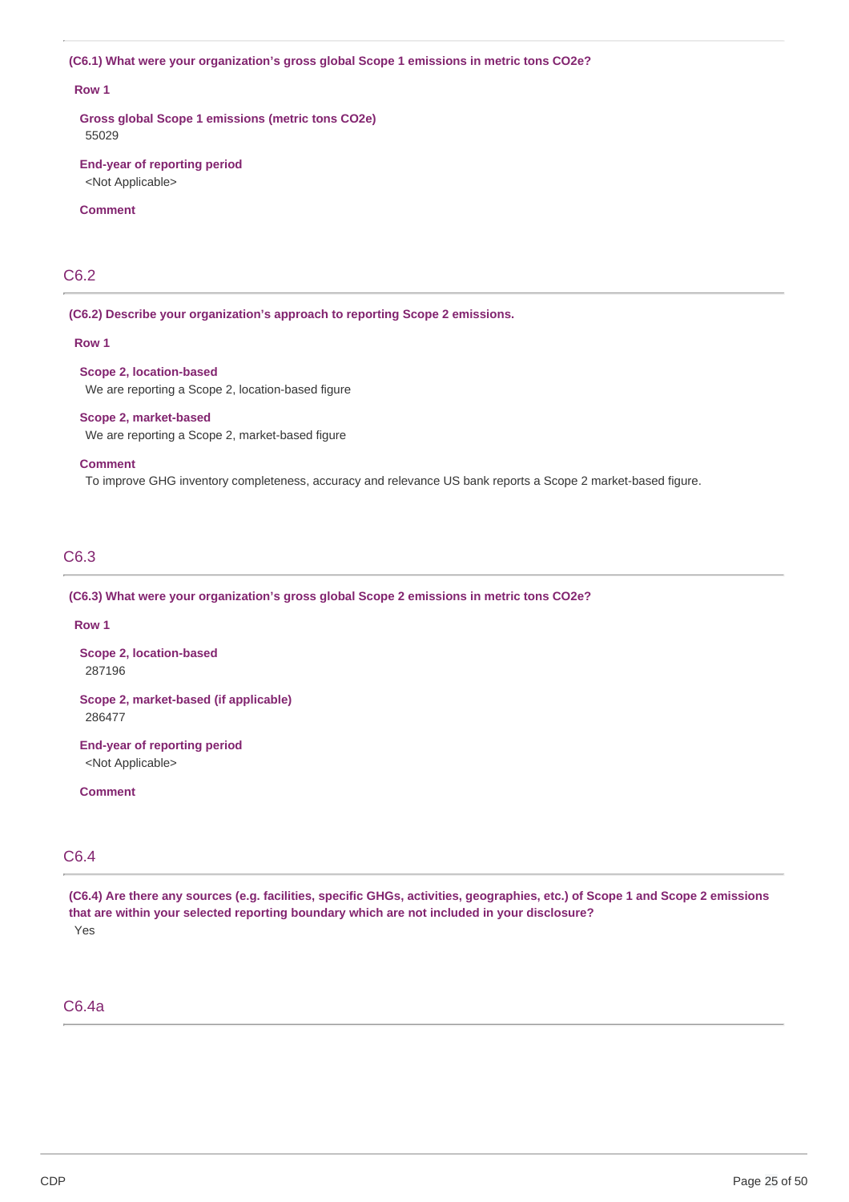**(C6.1) What were your organization's gross global Scope 1 emissions in metric tons CO2e?**

**Row 1**

**Gross global Scope 1 emissions (metric tons CO2e)**
55029

**End-year of reporting period**
<Not Applicable>

**Comment**

## C6.2

**(C6.2) Describe your organization's approach to reporting Scope 2 emissions.**

**Row 1**

**Scope 2, location-based**
We are reporting a Scope 2, location-based figure

**Scope 2, market-based**
We are reporting a Scope 2, market-based figure

**Comment**
To improve GHG inventory completeness, accuracy and relevance US bank reports a Scope 2 market-based figure.

## C6.3

**(C6.3) What were your organization's gross global Scope 2 emissions in metric tons CO2e?**

**Row 1**

**Scope 2, location-based**
287196

**Scope 2, market-based (if applicable)**
286477

**End-year of reporting period**
<Not Applicable>

**Comment**

## C6.4

**(C6.4) Are there any sources (e.g. facilities, specific GHGs, activities, geographies, etc.) of Scope 1 and Scope 2 emissions that are within your selected reporting boundary which are not included in your disclosure?**
Yes

## C6.4a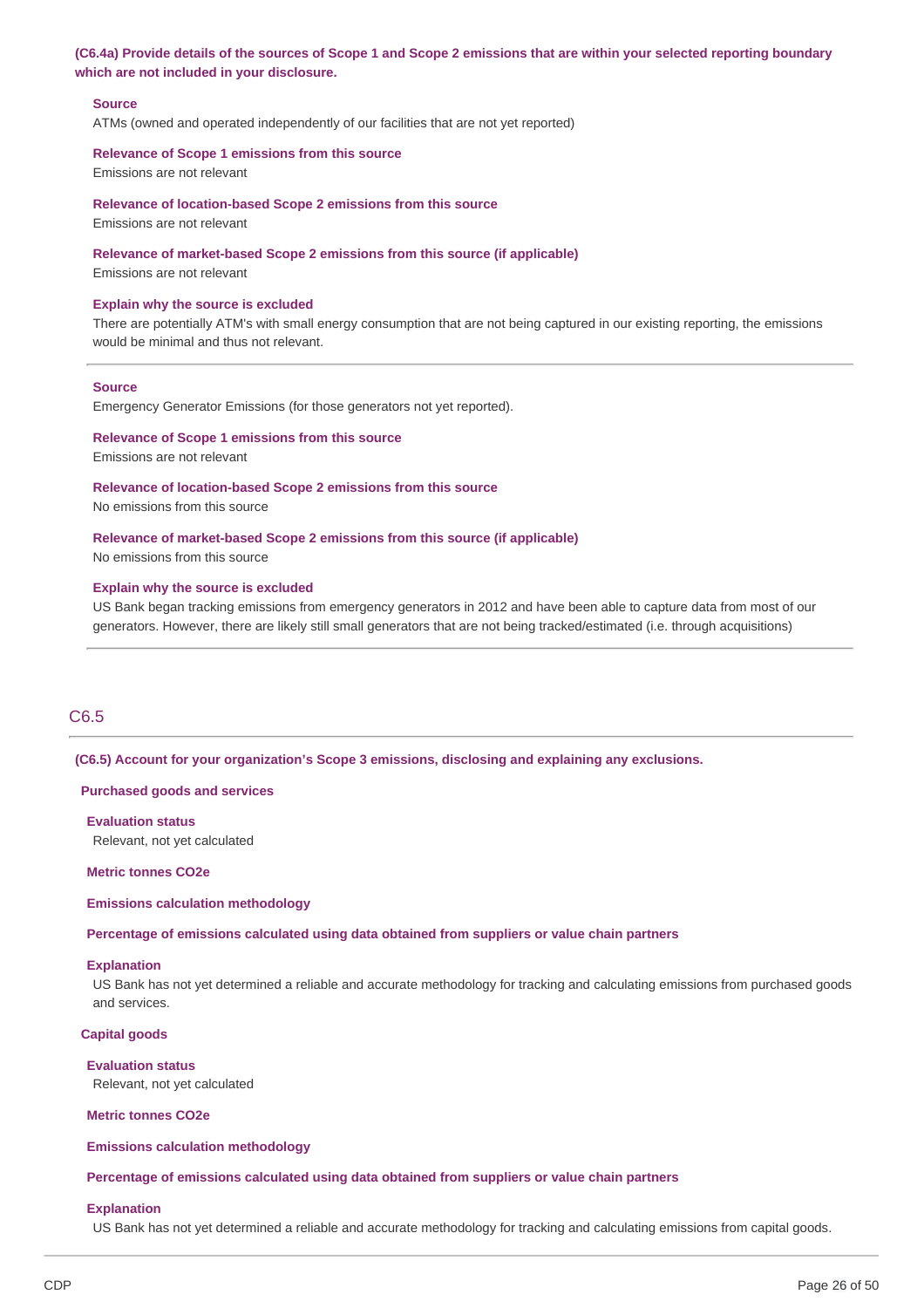**(C6.4a) Provide details of the sources of Scope 1 and Scope 2 emissions that are within your selected reporting boundary which are not included in your disclosure.**

**Source**
ATMs (owned and operated independently of our facilities that are not yet reported)

**Relevance of Scope 1 emissions from this source**
Emissions are not relevant

**Relevance of location-based Scope 2 emissions from this source**
Emissions are not relevant

**Relevance of market-based Scope 2 emissions from this source (if applicable)**
Emissions are not relevant

**Explain why the source is excluded**
There are potentially ATM's with small energy consumption that are not being captured in our existing reporting, the emissions would be minimal and thus not relevant.

---

**Source**
Emergency Generator Emissions (for those generators not yet reported).

**Relevance of Scope 1 emissions from this source**
Emissions are not relevant

**Relevance of location-based Scope 2 emissions from this source**
No emissions from this source

**Relevance of market-based Scope 2 emissions from this source (if applicable)**
No emissions from this source

**Explain why the source is excluded**
US Bank began tracking emissions from emergency generators in 2012 and have been able to capture data from most of our generators. However, there are likely still small generators that are not being tracked/estimated (i.e. through acquisitions)

---

## C6.5

**(C6.5) Account for your organization's Scope 3 emissions, disclosing and explaining any exclusions.**

**Purchased goods and services**

**Evaluation status**
Relevant, not yet calculated

**Metric tonnes CO2e**

**Emissions calculation methodology**

**Percentage of emissions calculated using data obtained from suppliers or value chain partners**

**Explanation**
US Bank has not yet determined a reliable and accurate methodology for tracking and calculating emissions from purchased goods and services.

**Capital goods**

**Evaluation status**
Relevant, not yet calculated

**Metric tonnes CO2e**

**Emissions calculation methodology**

**Percentage of emissions calculated using data obtained from suppliers or value chain partners**

**Explanation**
US Bank has not yet determined a reliable and accurate methodology for tracking and calculating emissions from capital goods.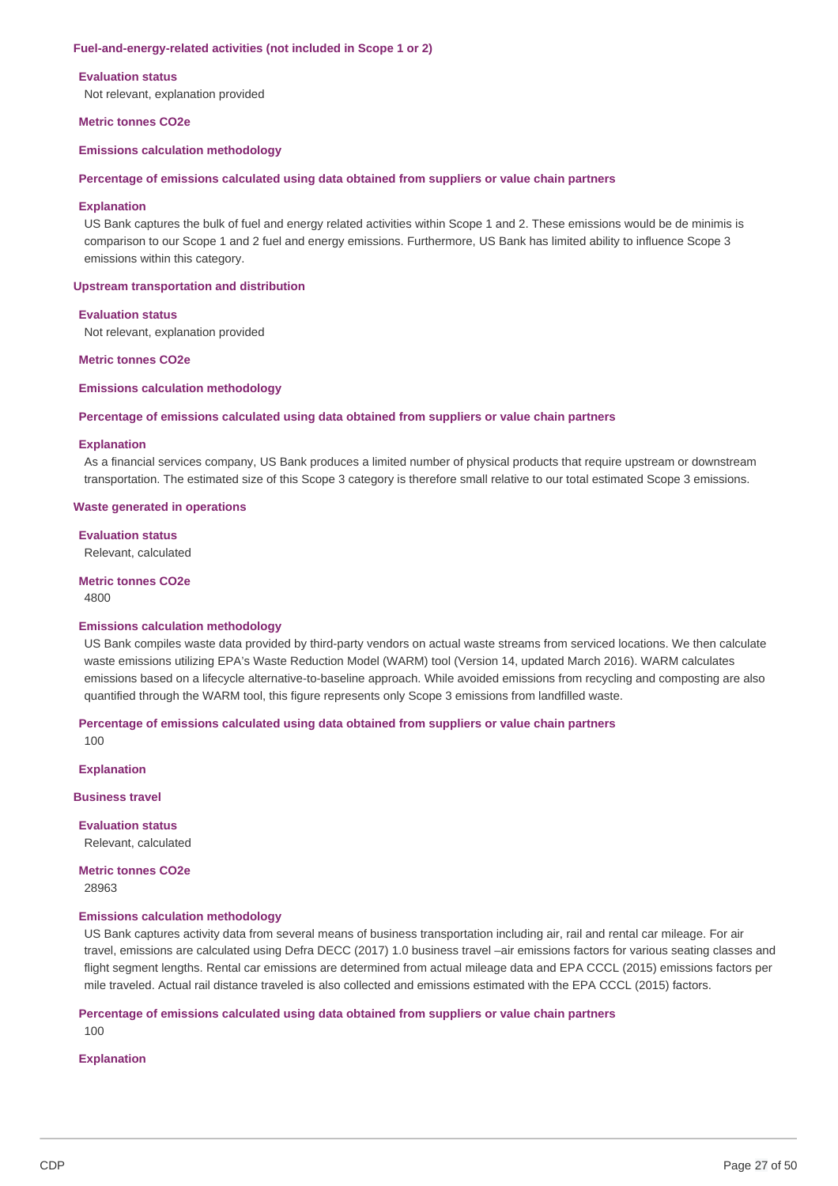### Fuel-and-energy-related activities (not included in Scope 1 or 2)

**Evaluation status**

Not relevant, explanation provided

**Metric tonnes CO2e**

**Emissions calculation methodology**

**Percentage of emissions calculated using data obtained from suppliers or value chain partners**

**Explanation**

US Bank captures the bulk of fuel and energy related activities within Scope 1 and 2. These emissions would be de minimis is comparison to our Scope 1 and 2 fuel and energy emissions. Furthermore, US Bank has limited ability to influence Scope 3 emissions within this category.

### Upstream transportation and distribution

**Evaluation status**

Not relevant, explanation provided

**Metric tonnes CO2e**

**Emissions calculation methodology**

**Percentage of emissions calculated using data obtained from suppliers or value chain partners**

**Explanation**

As a financial services company, US Bank produces a limited number of physical products that require upstream or downstream transportation. The estimated size of this Scope 3 category is therefore small relative to our total estimated Scope 3 emissions.

### Waste generated in operations

**Evaluation status**

Relevant, calculated

**Metric tonnes CO2e**

4800

**Emissions calculation methodology**

US Bank compiles waste data provided by third-party vendors on actual waste streams from serviced locations. We then calculate waste emissions utilizing EPA's Waste Reduction Model (WARM) tool (Version 14, updated March 2016). WARM calculates emissions based on a lifecycle alternative-to-baseline approach. While avoided emissions from recycling and composting are also quantified through the WARM tool, this figure represents only Scope 3 emissions from landfilled waste.

**Percentage of emissions calculated using data obtained from suppliers or value chain partners**

100

**Explanation**

### Business travel

**Evaluation status**

Relevant, calculated

**Metric tonnes CO2e**

28963

**Emissions calculation methodology**

US Bank captures activity data from several means of business transportation including air, rail and rental car mileage. For air travel, emissions are calculated using Defra DECC (2017) 1.0 business travel –air emissions factors for various seating classes and flight segment lengths. Rental car emissions are determined from actual mileage data and EPA CCCL (2015) emissions factors per mile traveled. Actual rail distance traveled is also collected and emissions estimated with the EPA CCCL (2015) factors.

**Percentage of emissions calculated using data obtained from suppliers or value chain partners**

100

**Explanation**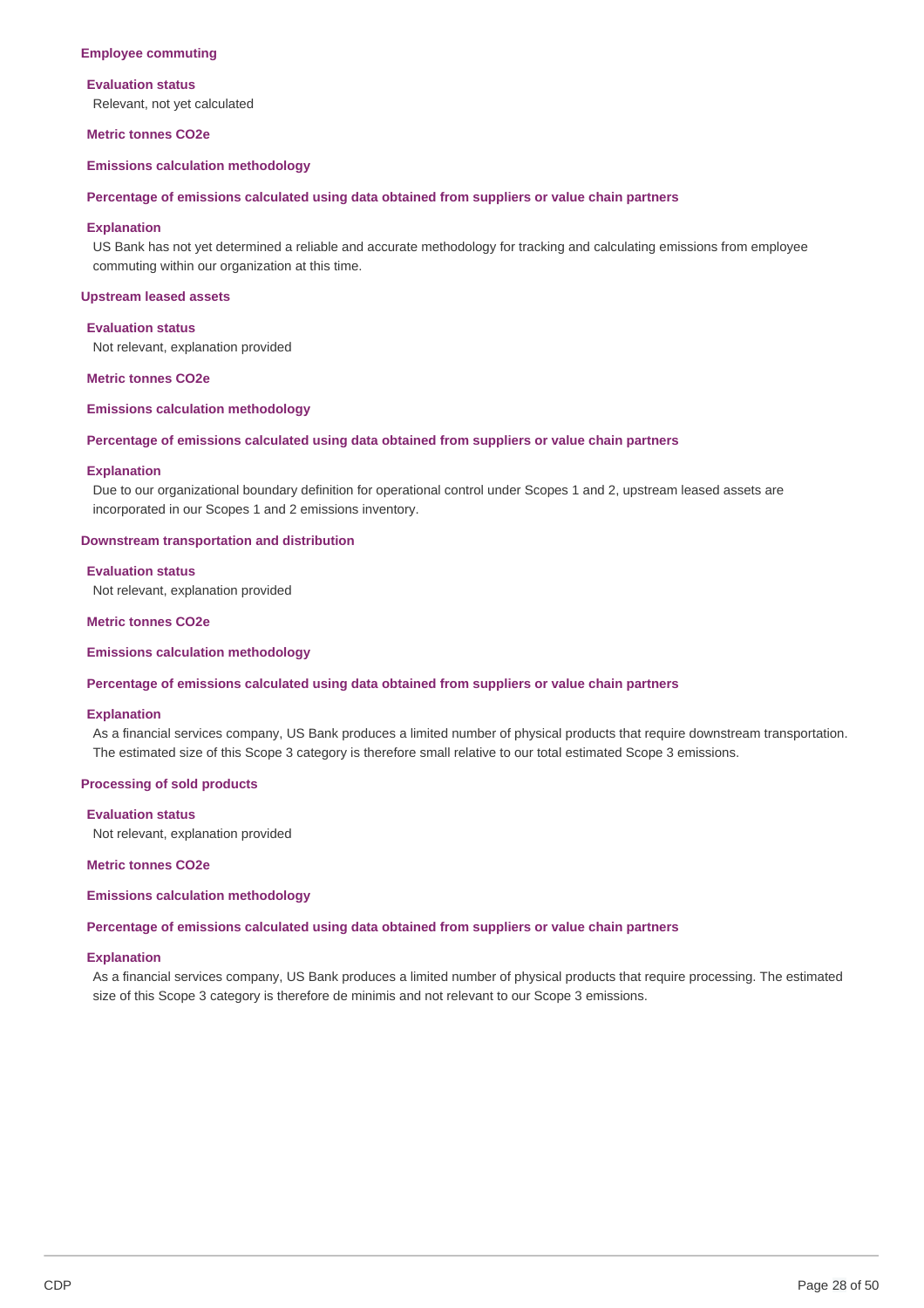**Employee commuting**

**Evaluation status**

Relevant, not yet calculated

**Metric tonnes CO2e**

**Emissions calculation methodology**

**Percentage of emissions calculated using data obtained from suppliers or value chain partners**

**Explanation**

US Bank has not yet determined a reliable and accurate methodology for tracking and calculating emissions from employee commuting within our organization at this time.

**Upstream leased assets**

**Evaluation status**

Not relevant, explanation provided

**Metric tonnes CO2e**

**Emissions calculation methodology**

**Percentage of emissions calculated using data obtained from suppliers or value chain partners**

**Explanation**

Due to our organizational boundary definition for operational control under Scopes 1 and 2, upstream leased assets are incorporated in our Scopes 1 and 2 emissions inventory.

**Downstream transportation and distribution**

**Evaluation status**

Not relevant, explanation provided

**Metric tonnes CO2e**

**Emissions calculation methodology**

**Percentage of emissions calculated using data obtained from suppliers or value chain partners**

**Explanation**

As a financial services company, US Bank produces a limited number of physical products that require downstream transportation. The estimated size of this Scope 3 category is therefore small relative to our total estimated Scope 3 emissions.

**Processing of sold products**

**Evaluation status**

Not relevant, explanation provided

**Metric tonnes CO2e**

**Emissions calculation methodology**

**Percentage of emissions calculated using data obtained from suppliers or value chain partners**

**Explanation**

As a financial services company, US Bank produces a limited number of physical products that require processing. The estimated size of this Scope 3 category is therefore de minimis and not relevant to our Scope 3 emissions.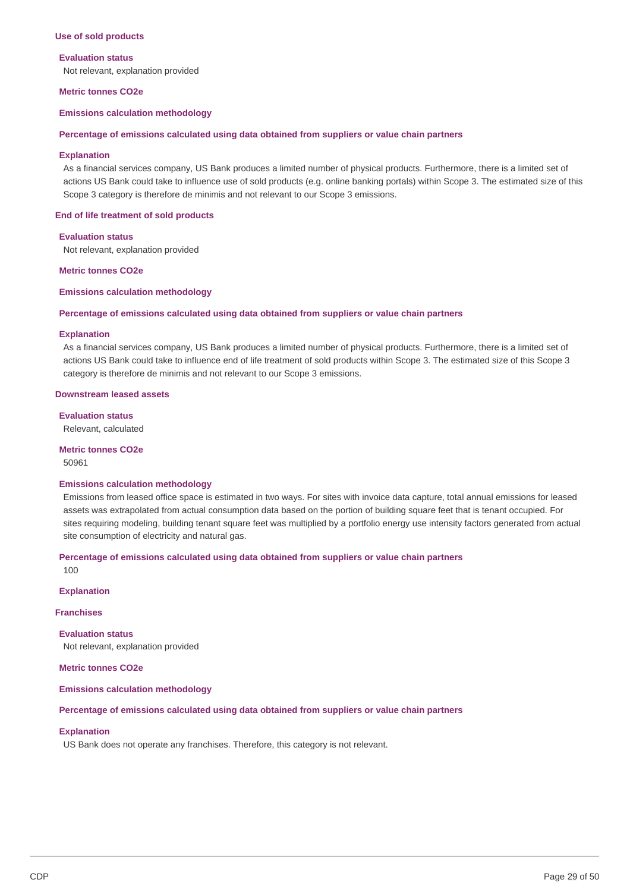### Use of sold products

**Evaluation status**

Not relevant, explanation provided

**Metric tonnes CO2e**

**Emissions calculation methodology**

**Percentage of emissions calculated using data obtained from suppliers or value chain partners**

**Explanation**

As a financial services company, US Bank produces a limited number of physical products. Furthermore, there is a limited set of actions US Bank could take to influence use of sold products (e.g. online banking portals) within Scope 3. The estimated size of this Scope 3 category is therefore de minimis and not relevant to our Scope 3 emissions.

### End of life treatment of sold products

**Evaluation status**

Not relevant, explanation provided

**Metric tonnes CO2e**

**Emissions calculation methodology**

**Percentage of emissions calculated using data obtained from suppliers or value chain partners**

**Explanation**

As a financial services company, US Bank produces a limited number of physical products. Furthermore, there is a limited set of actions US Bank could take to influence end of life treatment of sold products within Scope 3. The estimated size of this Scope 3 category is therefore de minimis and not relevant to our Scope 3 emissions.

### Downstream leased assets

**Evaluation status**

Relevant, calculated

**Metric tonnes CO2e**

50961

**Emissions calculation methodology**

Emissions from leased office space is estimated in two ways. For sites with invoice data capture, total annual emissions for leased assets was extrapolated from actual consumption data based on the portion of building square feet that is tenant occupied. For sites requiring modeling, building tenant square feet was multiplied by a portfolio energy use intensity factors generated from actual site consumption of electricity and natural gas.

**Percentage of emissions calculated using data obtained from suppliers or value chain partners**

100

**Explanation**

### Franchises

**Evaluation status**

Not relevant, explanation provided

**Metric tonnes CO2e**

**Emissions calculation methodology**

**Percentage of emissions calculated using data obtained from suppliers or value chain partners**

**Explanation**

US Bank does not operate any franchises. Therefore, this category is not relevant.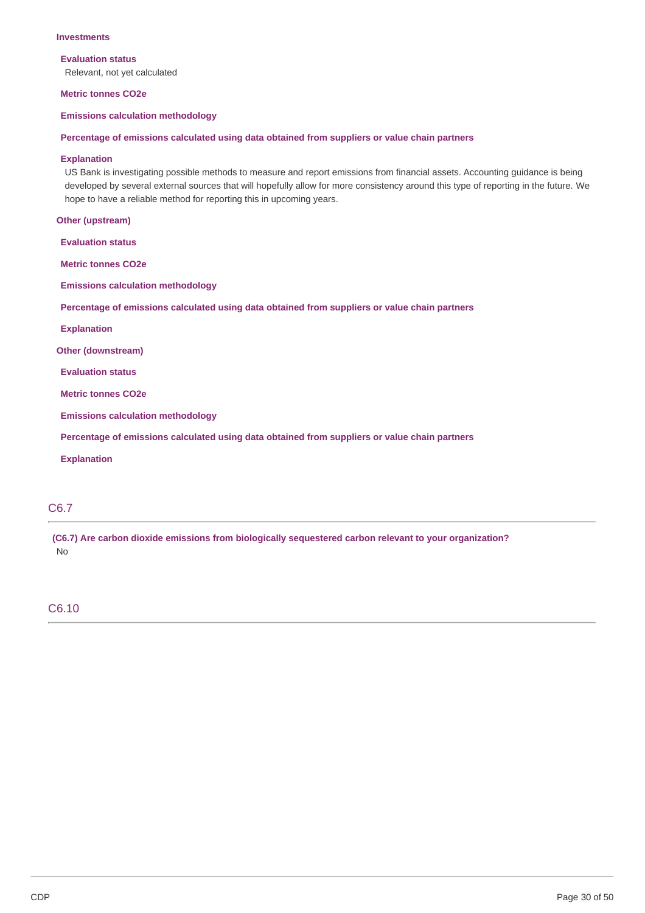**Investments**

**Evaluation status**

Relevant, not yet calculated

**Metric tonnes CO2e**

**Emissions calculation methodology**

**Percentage of emissions calculated using data obtained from suppliers or value chain partners**

**Explanation**

US Bank is investigating possible methods to measure and report emissions from financial assets. Accounting guidance is being developed by several external sources that will hopefully allow for more consistency around this type of reporting in the future. We hope to have a reliable method for reporting this in upcoming years.

**Other (upstream)**

**Evaluation status**

**Metric tonnes CO2e**

**Emissions calculation methodology**

**Percentage of emissions calculated using data obtained from suppliers or value chain partners**

**Explanation**

**Other (downstream)**

**Evaluation status**

**Metric tonnes CO2e**

**Emissions calculation methodology**

**Percentage of emissions calculated using data obtained from suppliers or value chain partners**

**Explanation**

## C6.7

**(C6.7) Are carbon dioxide emissions from biologically sequestered carbon relevant to your organization?**

No

## C6.10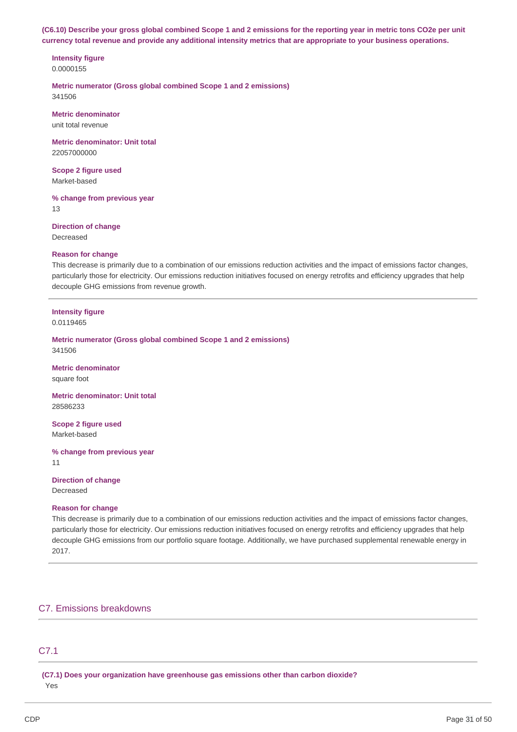**(C6.10) Describe your gross global combined Scope 1 and 2 emissions for the reporting year in metric tons CO2e per unit currency total revenue and provide any additional intensity metrics that are appropriate to your business operations.**

**Intensity figure**
0.0000155

**Metric numerator (Gross global combined Scope 1 and 2 emissions)**
341506

**Metric denominator**
unit total revenue

**Metric denominator: Unit total**
22057000000

**Scope 2 figure used**
Market-based

**% change from previous year**
13

**Direction of change**
Decreased

**Reason for change**
This decrease is primarily due to a combination of our emissions reduction activities and the impact of emissions factor changes, particularly those for electricity. Our emissions reduction initiatives focused on energy retrofits and efficiency upgrades that help decouple GHG emissions from revenue growth.

---

**Intensity figure**
0.0119465

**Metric numerator (Gross global combined Scope 1 and 2 emissions)**
341506

**Metric denominator**
square foot

**Metric denominator: Unit total**
28586233

**Scope 2 figure used**
Market-based

**% change from previous year**
11

**Direction of change**
Decreased

**Reason for change**
This decrease is primarily due to a combination of our emissions reduction activities and the impact of emissions factor changes, particularly those for electricity. Our emissions reduction initiatives focused on energy retrofits and efficiency upgrades that help decouple GHG emissions from our portfolio square footage. Additionally, we have purchased supplemental renewable energy in 2017.

---

## C7. Emissions breakdowns

## C7.1

**(C7.1) Does your organization have greenhouse gas emissions other than carbon dioxide?**
Yes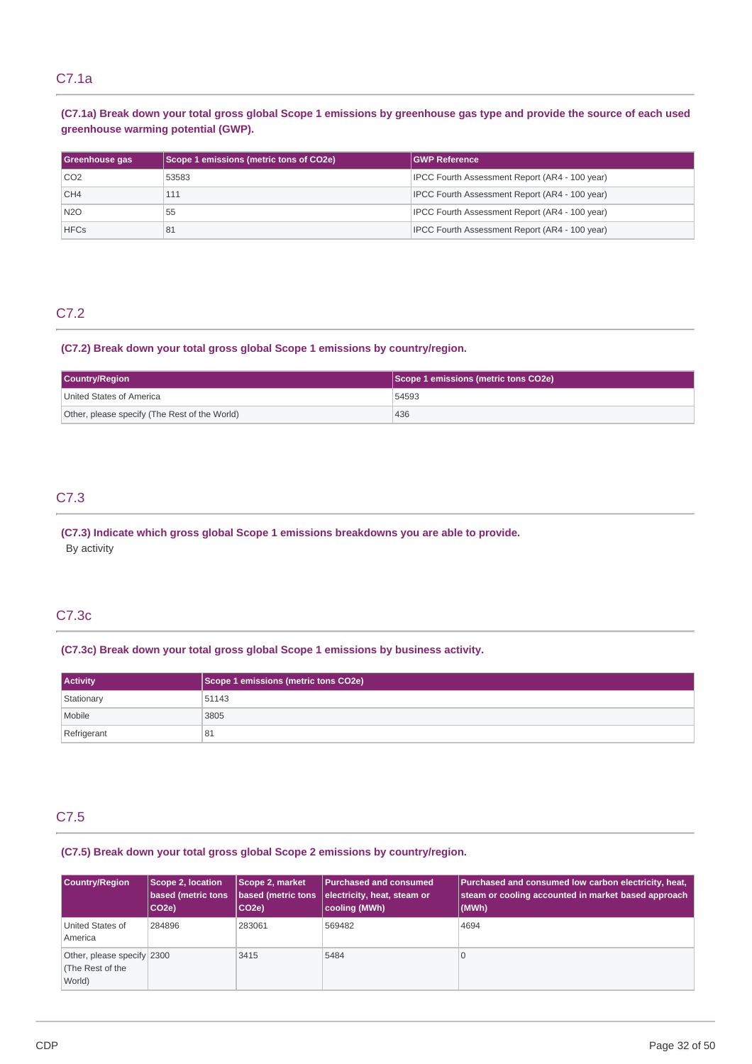## C7.1a

**(C7.1a) Break down your total gross global Scope 1 emissions by greenhouse gas type and provide the source of each used greenhouse warming potential (GWP).**

| Greenhouse gas | Scope 1 emissions (metric tons of CO2e) | GWP Reference |
|---|---|---|
| CO2 | 53583 | IPCC Fourth Assessment Report (AR4 - 100 year) |
| CH4 | 111 | IPCC Fourth Assessment Report (AR4 - 100 year) |
| N2O | 55 | IPCC Fourth Assessment Report (AR4 - 100 year) |
| HFCs | 81 | IPCC Fourth Assessment Report (AR4 - 100 year) |

## C7.2

**(C7.2) Break down your total gross global Scope 1 emissions by country/region.**

| Country/Region | Scope 1 emissions (metric tons CO2e) |
|---|---|
| United States of America | 54593 |
| Other, please specify (The Rest of the World) | 436 |

## C7.3

**(C7.3) Indicate which gross global Scope 1 emissions breakdowns you are able to provide.**

By activity

## C7.3c

**(C7.3c) Break down your total gross global Scope 1 emissions by business activity.**

| Activity | Scope 1 emissions (metric tons CO2e) |
|---|---|
| Stationary | 51143 |
| Mobile | 3805 |
| Refrigerant | 81 |

## C7.5

**(C7.5) Break down your total gross global Scope 2 emissions by country/region.**

| Country/Region | Scope 2, location based (metric tons CO2e) | Scope 2, market based (metric tons CO2e) | Purchased and consumed electricity, heat, steam or cooling (MWh) | Purchased and consumed low carbon electricity, heat, steam or cooling accounted in market based approach (MWh) |
|---|---|---|---|---|
| United States of America | 284896 | 283061 | 569482 | 4694 |
| Other, please specify (The Rest of the World) | 2300 | 3415 | 5484 | 0 |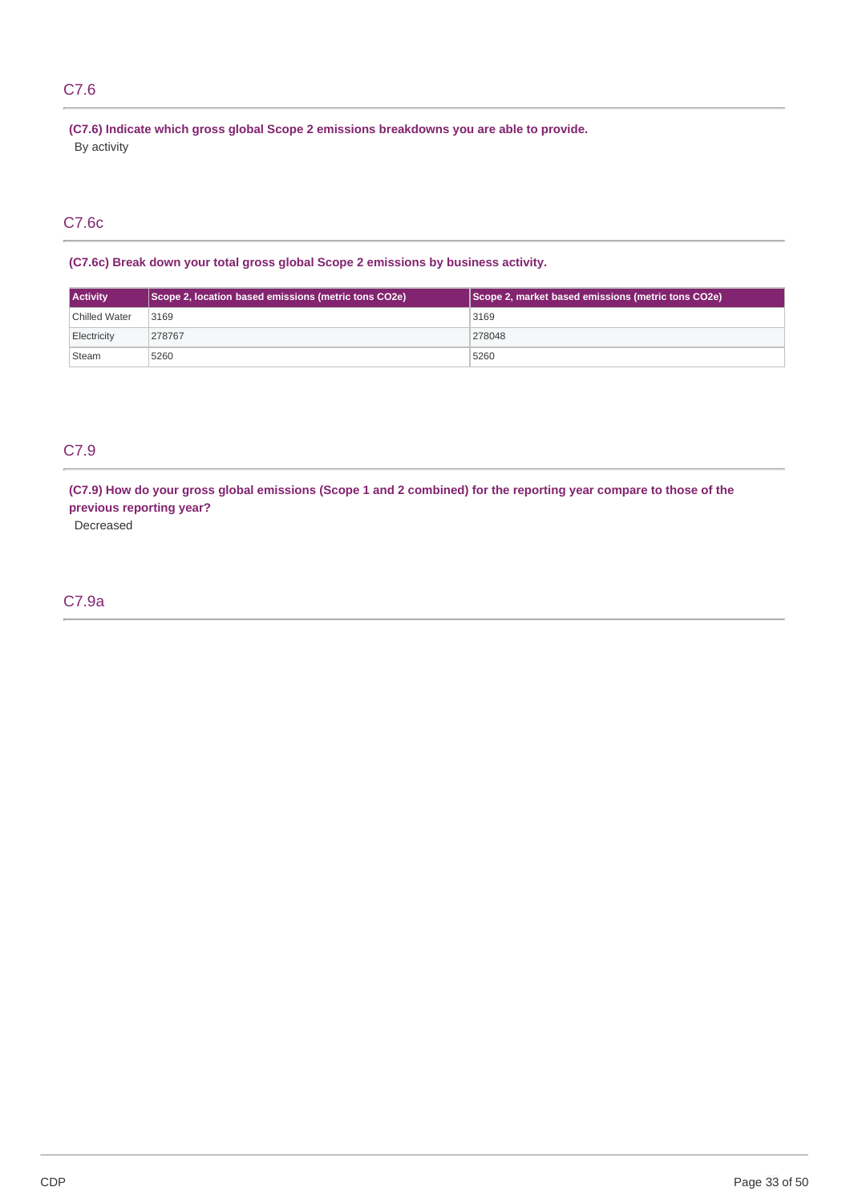## C7.6

**(C7.6) Indicate which gross global Scope 2 emissions breakdowns you are able to provide.**

By activity

## C7.6c

**(C7.6c) Break down your total gross global Scope 2 emissions by business activity.**

| Activity | Scope 2, location based emissions (metric tons CO2e) | Scope 2, market based emissions (metric tons CO2e) |
|---|---|---|
| Chilled Water | 3169 | 3169 |
| Electricity | 278767 | 278048 |
| Steam | 5260 | 5260 |

## C7.9

**(C7.9) How do your gross global emissions (Scope 1 and 2 combined) for the reporting year compare to those of the previous reporting year?**

Decreased

## C7.9a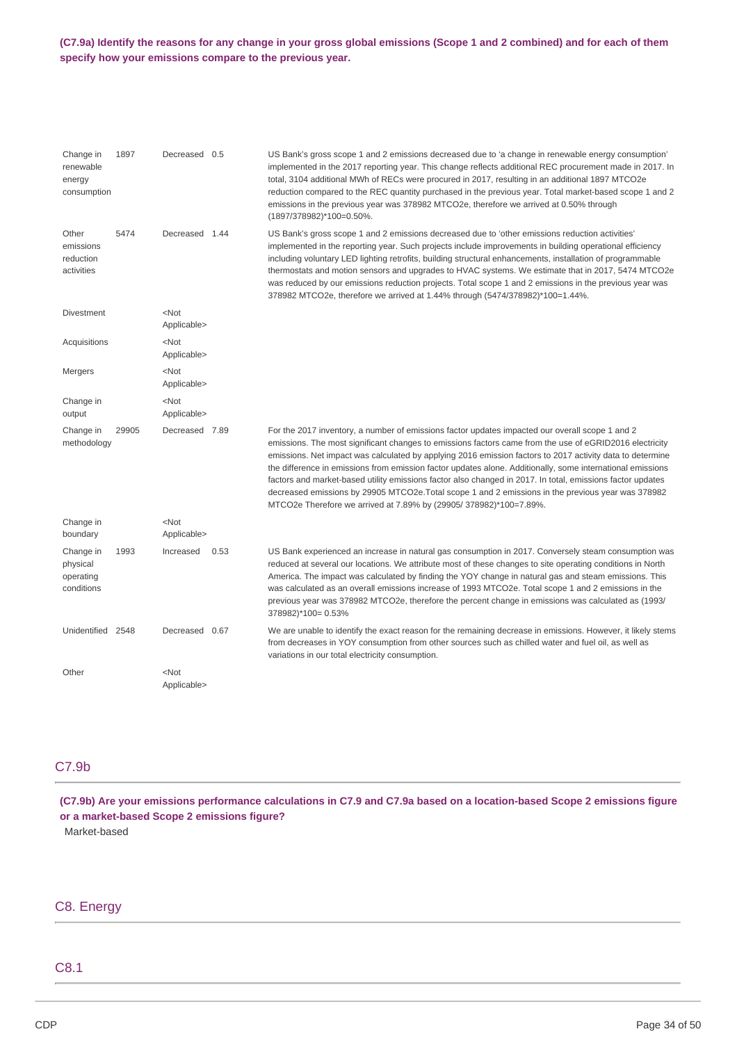**(C7.9a) Identify the reasons for any change in your gross global emissions (Scope 1 and 2 combined) and for each of them specify how your emissions compare to the previous year.**

| | | | | |
|---|---|---|---|---|
| Change in renewable energy consumption | 1897 | Decreased | 0.5 | US Bank's gross scope 1 and 2 emissions decreased due to 'a change in renewable energy consumption' implemented in the 2017 reporting year. This change reflects additional REC procurement made in 2017. In total, 3104 additional MWh of RECs were procured in 2017, resulting in an additional 1897 MTCO2e reduction compared to the REC quantity purchased in the previous year. Total market-based scope 1 and 2 emissions in the previous year was 378982 MTCO2e, therefore we arrived at 0.50% through (1897/378982)*100=0.50%. |
| Other emissions reduction activities | 5474 | Decreased | 1.44 | US Bank's gross scope 1 and 2 emissions decreased due to 'other emissions reduction activities' implemented in the reporting year. Such projects include improvements in building operational efficiency including voluntary LED lighting retrofits, building structural enhancements, installation of programmable thermostats and motion sensors and upgrades to HVAC systems. We estimate that in 2017, 5474 MTCO2e was reduced by our emissions reduction projects. Total scope 1 and 2 emissions in the previous year was 378982 MTCO2e, therefore we arrived at 1.44% through (5474/378982)*100=1.44%. |
| Divestment | | <Not Applicable> | | |
| Acquisitions | | <Not Applicable> | | |
| Mergers | | <Not Applicable> | | |
| Change in output | | <Not Applicable> | | |
| Change in methodology | 29905 | Decreased | 7.89 | For the 2017 inventory, a number of emissions factor updates impacted our overall scope 1 and 2 emissions. The most significant changes to emissions factors came from the use of eGRID2016 electricity emissions. Net impact was calculated by applying 2016 emission factors to 2017 activity data to determine the difference in emissions from emission factor updates alone. Additionally, some international emissions factors and market-based utility emissions factor also changed in 2017. In total, emissions factor updates decreased emissions by 29905 MTCO2e.Total scope 1 and 2 emissions in the previous year was 378982 MTCO2e Therefore we arrived at 7.89% by (29905/ 378982)*100=7.89%. |
| Change in boundary | | <Not Applicable> | | |
| Change in physical operating conditions | 1993 | Increased | 0.53 | US Bank experienced an increase in natural gas consumption in 2017. Conversely steam consumption was reduced at several our locations. We attribute most of these changes to site operating conditions in North America. The impact was calculated by finding the YOY change in natural gas and steam emissions. This was calculated as an overall emissions increase of 1993 MTCO2e. Total scope 1 and 2 emissions in the previous year was 378982 MTCO2e, therefore the percent change in emissions was calculated as (1993/ 378982)*100= 0.53% |
| Unidentified | 2548 | Decreased | 0.67 | We are unable to identify the exact reason for the remaining decrease in emissions. However, it likely stems from decreases in YOY consumption from other sources such as chilled water and fuel oil, as well as variations in our total electricity consumption. |
| Other | | <Not Applicable> | | |

## C7.9b

**(C7.9b) Are your emissions performance calculations in C7.9 and C7.9a based on a location-based Scope 2 emissions figure or a market-based Scope 2 emissions figure?**

Market-based

# C8. Energy

## C8.1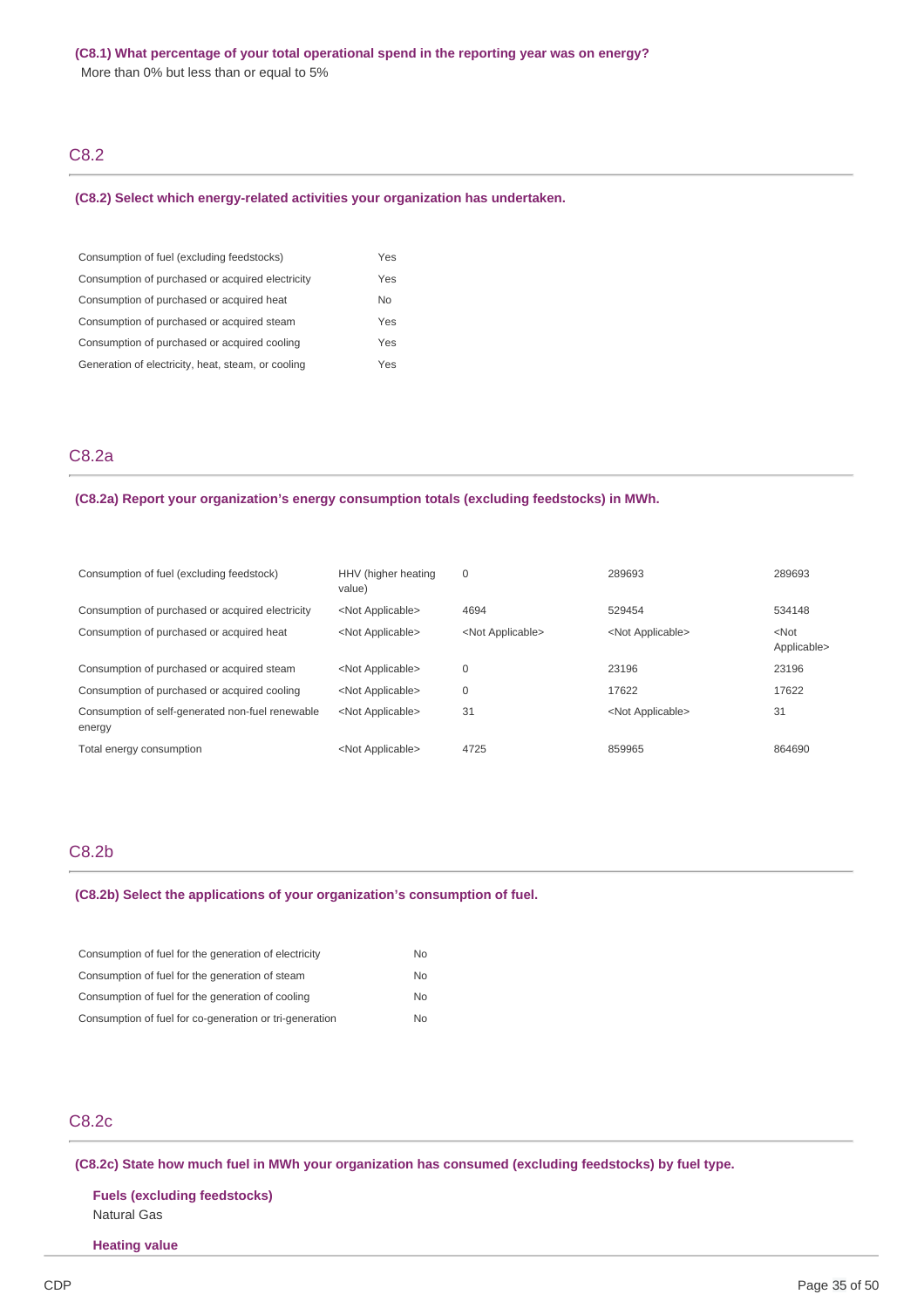**(C8.1) What percentage of your total operational spend in the reporting year was on energy?**

More than 0% but less than or equal to 5%

## C8.2

**(C8.2) Select which energy-related activities your organization has undertaken.**

| | |
|---|---|
| Consumption of fuel (excluding feedstocks) | Yes |
| Consumption of purchased or acquired electricity | Yes |
| Consumption of purchased or acquired heat | No |
| Consumption of purchased or acquired steam | Yes |
| Consumption of purchased or acquired cooling | Yes |
| Generation of electricity, heat, steam, or cooling | Yes |

## C8.2a

**(C8.2a) Report your organization's energy consumption totals (excluding feedstocks) in MWh.**

| | | | | |
|---|---|---|---|---|
| Consumption of fuel (excluding feedstock) | HHV (higher heating value) | 0 | 289693 | 289693 |
| Consumption of purchased or acquired electricity | <Not Applicable> | 4694 | 529454 | 534148 |
| Consumption of purchased or acquired heat | <Not Applicable> | <Not Applicable> | <Not Applicable> | <Not Applicable> |
| Consumption of purchased or acquired steam | <Not Applicable> | 0 | 23196 | 23196 |
| Consumption of purchased or acquired cooling | <Not Applicable> | 0 | 17622 | 17622 |
| Consumption of self-generated non-fuel renewable energy | <Not Applicable> | 31 | <Not Applicable> | 31 |
| Total energy consumption | <Not Applicable> | 4725 | 859965 | 864690 |

## C8.2b

**(C8.2b) Select the applications of your organization's consumption of fuel.**

| | |
|---|---|
| Consumption of fuel for the generation of electricity | No |
| Consumption of fuel for the generation of steam | No |
| Consumption of fuel for the generation of cooling | No |
| Consumption of fuel for co-generation or tri-generation | No |

## C8.2c

**(C8.2c) State how much fuel in MWh your organization has consumed (excluding feedstocks) by fuel type.**

**Fuels (excluding feedstocks)**

Natural Gas

**Heating value**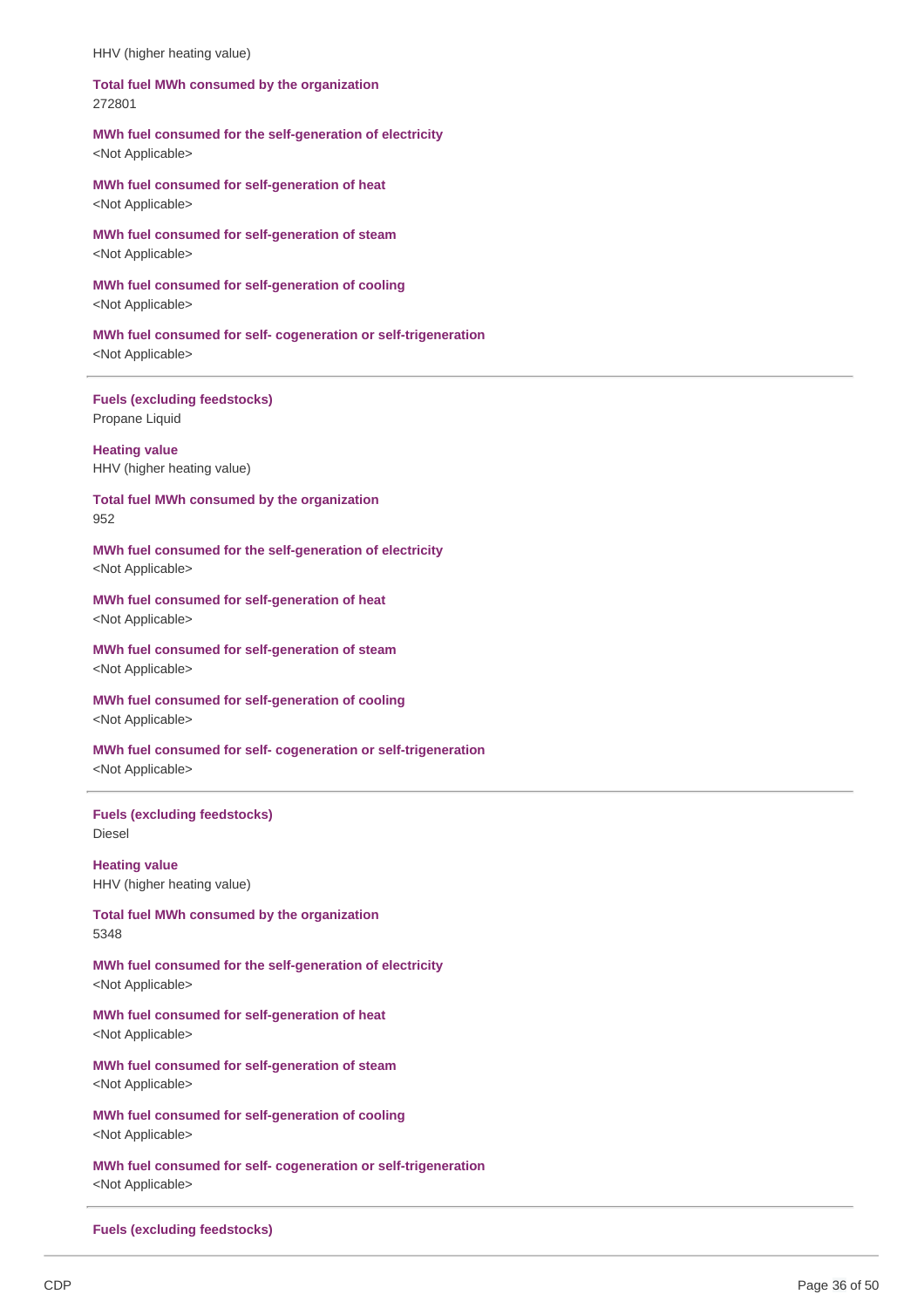HHV (higher heating value)

**Total fuel MWh consumed by the organization**
272801

**MWh fuel consumed for the self-generation of electricity**
<Not Applicable>

**MWh fuel consumed for self-generation of heat**
<Not Applicable>

**MWh fuel consumed for self-generation of steam**
<Not Applicable>

**MWh fuel consumed for self-generation of cooling**
<Not Applicable>

**MWh fuel consumed for self- cogeneration or self-trigeneration**
<Not Applicable>

---

**Fuels (excluding feedstocks)**
Propane Liquid

**Heating value**
HHV (higher heating value)

**Total fuel MWh consumed by the organization**
952

**MWh fuel consumed for the self-generation of electricity**
<Not Applicable>

**MWh fuel consumed for self-generation of heat**
<Not Applicable>

**MWh fuel consumed for self-generation of steam**
<Not Applicable>

**MWh fuel consumed for self-generation of cooling**
<Not Applicable>

**MWh fuel consumed for self- cogeneration or self-trigeneration**
<Not Applicable>

---

**Fuels (excluding feedstocks)**
Diesel

**Heating value**
HHV (higher heating value)

**Total fuel MWh consumed by the organization**
5348

**MWh fuel consumed for the self-generation of electricity**
<Not Applicable>

**MWh fuel consumed for self-generation of heat**
<Not Applicable>

**MWh fuel consumed for self-generation of steam**
<Not Applicable>

**MWh fuel consumed for self-generation of cooling**
<Not Applicable>

**MWh fuel consumed for self- cogeneration or self-trigeneration**
<Not Applicable>

---

**Fuels (excluding feedstocks)**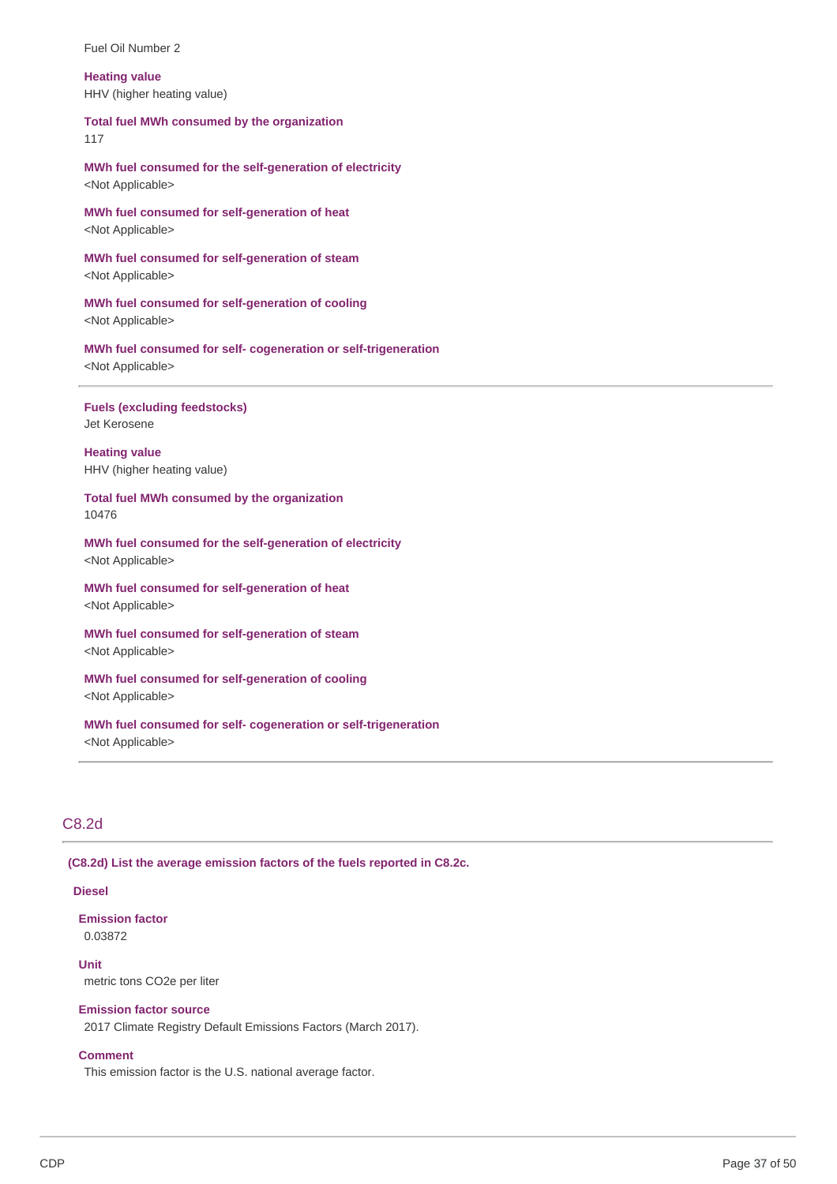Fuel Oil Number 2

**Heating value**
HHV (higher heating value)

**Total fuel MWh consumed by the organization**
117

**MWh fuel consumed for the self-generation of electricity**
<Not Applicable>

**MWh fuel consumed for self-generation of heat**
<Not Applicable>

**MWh fuel consumed for self-generation of steam**
<Not Applicable>

**MWh fuel consumed for self-generation of cooling**
<Not Applicable>

**MWh fuel consumed for self- cogeneration or self-trigeneration**
<Not Applicable>

---

**Fuels (excluding feedstocks)**
Jet Kerosene

**Heating value**
HHV (higher heating value)

**Total fuel MWh consumed by the organization**
10476

**MWh fuel consumed for the self-generation of electricity**
<Not Applicable>

**MWh fuel consumed for self-generation of heat**
<Not Applicable>

**MWh fuel consumed for self-generation of steam**
<Not Applicable>

**MWh fuel consumed for self-generation of cooling**
<Not Applicable>

**MWh fuel consumed for self- cogeneration or self-trigeneration**
<Not Applicable>

---

## C8.2d

**(C8.2d) List the average emission factors of the fuels reported in C8.2c.**

**Diesel**

**Emission factor**
0.03872

**Unit**
metric tons CO2e per liter

**Emission factor source**
2017 Climate Registry Default Emissions Factors (March 2017).

**Comment**
This emission factor is the U.S. national average factor.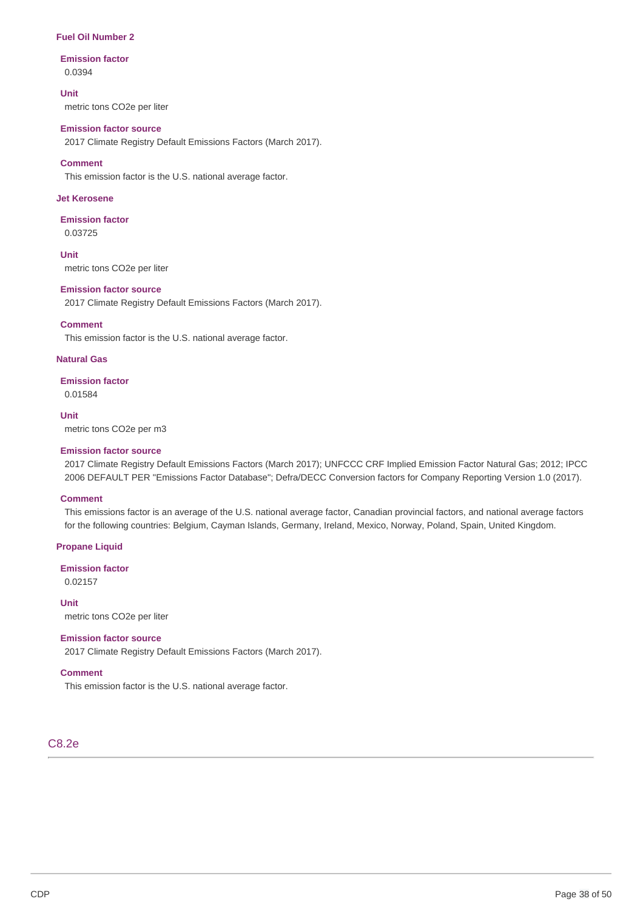### Fuel Oil Number 2

**Emission factor**

0.0394

**Unit**

metric tons CO2e per liter

**Emission factor source**

2017 Climate Registry Default Emissions Factors (March 2017).

**Comment**

This emission factor is the U.S. national average factor.

### Jet Kerosene

**Emission factor**

0.03725

**Unit**

metric tons CO2e per liter

**Emission factor source**

2017 Climate Registry Default Emissions Factors (March 2017).

**Comment**

This emission factor is the U.S. national average factor.

### Natural Gas

**Emission factor**

0.01584

**Unit**

metric tons CO2e per m3

**Emission factor source**

2017 Climate Registry Default Emissions Factors (March 2017); UNFCCC CRF Implied Emission Factor Natural Gas; 2012; IPCC 2006 DEFAULT PER "Emissions Factor Database"; Defra/DECC Conversion factors for Company Reporting Version 1.0 (2017).

**Comment**

This emissions factor is an average of the U.S. national average factor, Canadian provincial factors, and national average factors for the following countries: Belgium, Cayman Islands, Germany, Ireland, Mexico, Norway, Poland, Spain, United Kingdom.

### Propane Liquid

**Emission factor**

0.02157

**Unit**

metric tons CO2e per liter

**Emission factor source**

2017 Climate Registry Default Emissions Factors (March 2017).

**Comment**

This emission factor is the U.S. national average factor.

## C8.2e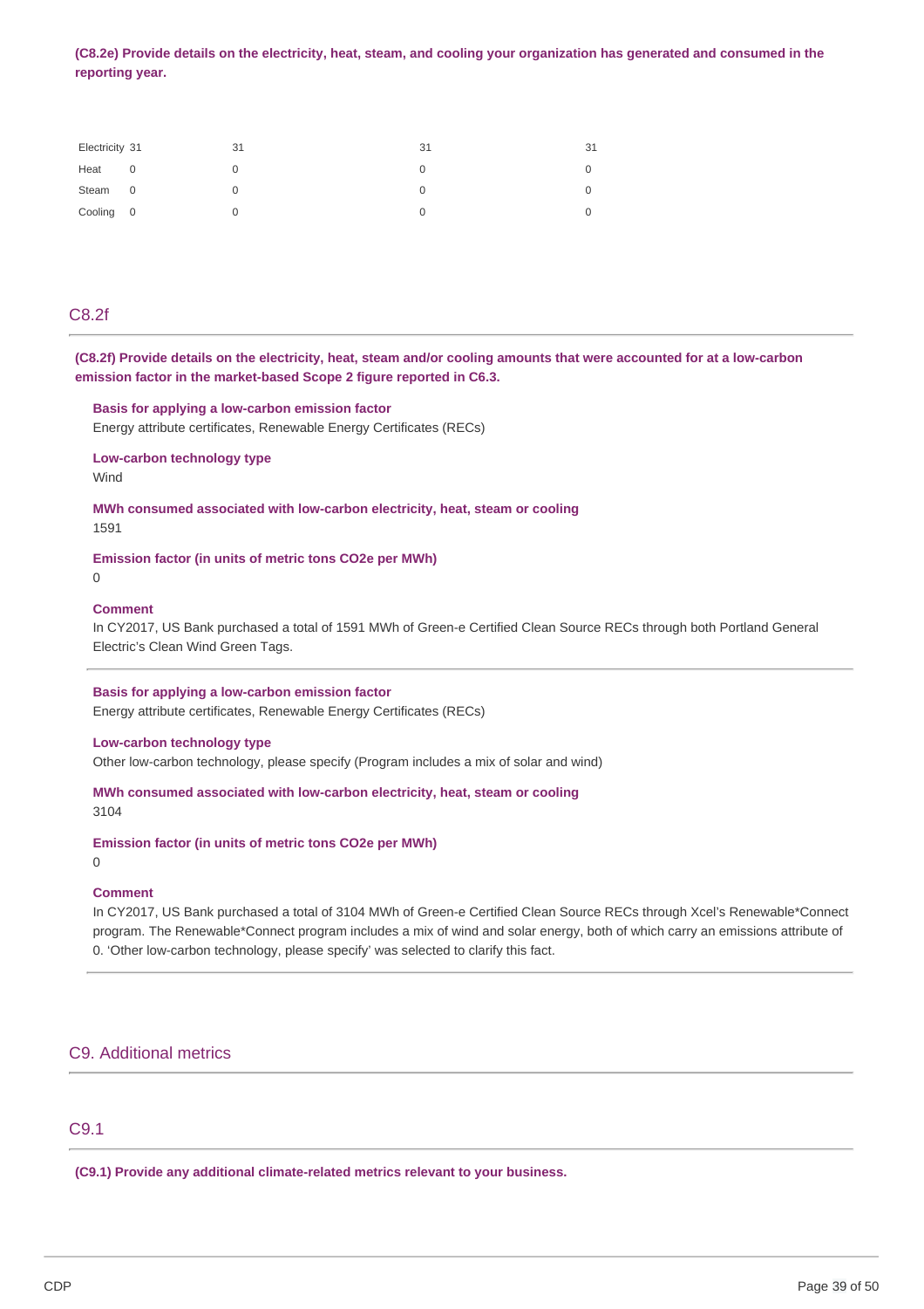**(C8.2e) Provide details on the electricity, heat, steam, and cooling your organization has generated and consumed in the reporting year.**

| | | | | |
|---|---|---|---|---|
| Electricity | 31 | 31 | 31 | 31 |
| Heat | 0 | 0 | 0 | 0 |
| Steam | 0 | 0 | 0 | 0 |
| Cooling | 0 | 0 | 0 | 0 |

## C8.2f

**(C8.2f) Provide details on the electricity, heat, steam and/or cooling amounts that were accounted for at a low-carbon emission factor in the market-based Scope 2 figure reported in C6.3.**

**Basis for applying a low-carbon emission factor**
Energy attribute certificates, Renewable Energy Certificates (RECs)

**Low-carbon technology type**
Wind

**MWh consumed associated with low-carbon electricity, heat, steam or cooling**
1591

**Emission factor (in units of metric tons CO2e per MWh)**
0

**Comment**
In CY2017, US Bank purchased a total of 1591 MWh of Green-e Certified Clean Source RECs through both Portland General Electric's Clean Wind Green Tags.

---

**Basis for applying a low-carbon emission factor**
Energy attribute certificates, Renewable Energy Certificates (RECs)

**Low-carbon technology type**
Other low-carbon technology, please specify (Program includes a mix of solar and wind)

**MWh consumed associated with low-carbon electricity, heat, steam or cooling**
3104

**Emission factor (in units of metric tons CO2e per MWh)**
0

**Comment**
In CY2017, US Bank purchased a total of 3104 MWh of Green-e Certified Clean Source RECs through Xcel's Renewable*Connect program. The Renewable*Connect program includes a mix of wind and solar energy, both of which carry an emissions attribute of 0. 'Other low-carbon technology, please specify' was selected to clarify this fact.

# C9. Additional metrics

## C9.1

**(C9.1) Provide any additional climate-related metrics relevant to your business.**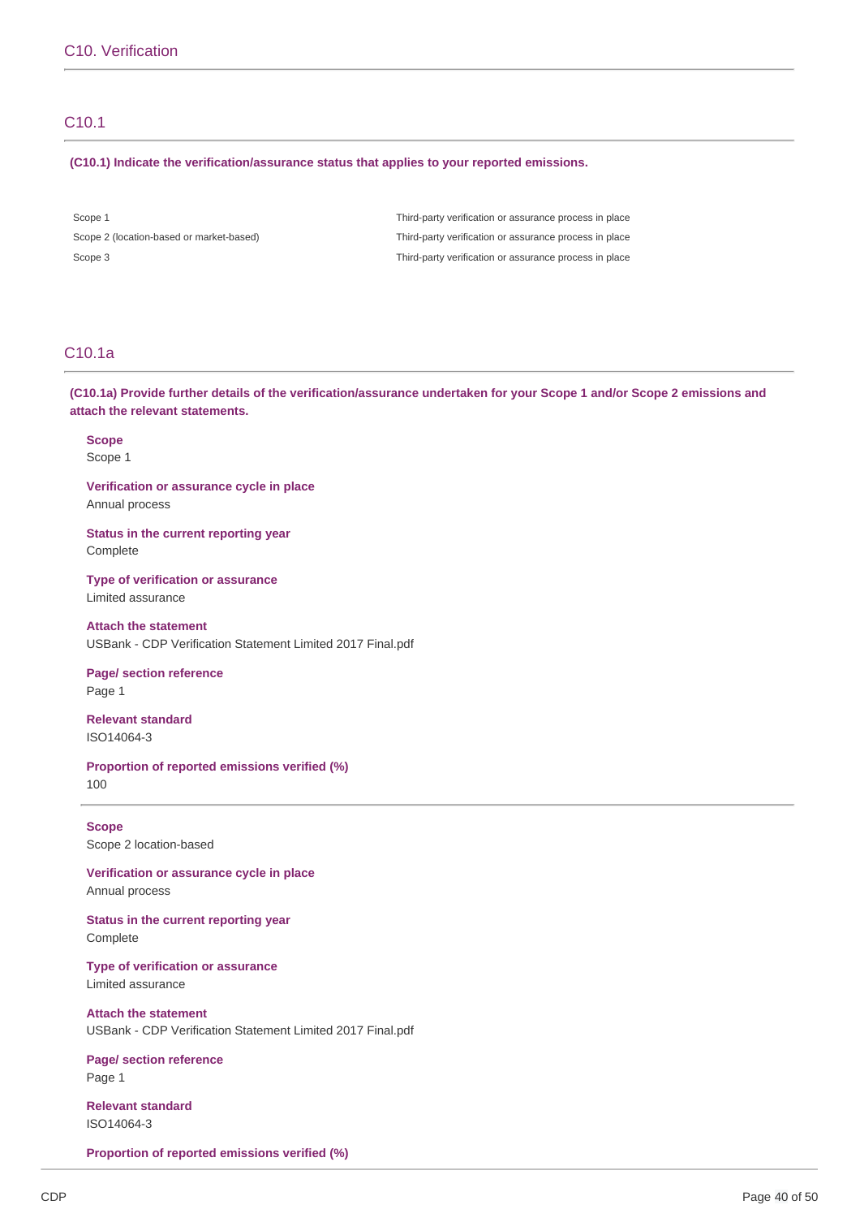## C10. Verification

### C10.1

**(C10.1) Indicate the verification/assurance status that applies to your reported emissions.**

| | |
|---|---|
| Scope 1 | Third-party verification or assurance process in place |
| Scope 2 (location-based or market-based) | Third-party verification or assurance process in place |
| Scope 3 | Third-party verification or assurance process in place |

### C10.1a

**(C10.1a) Provide further details of the verification/assurance undertaken for your Scope 1 and/or Scope 2 emissions and attach the relevant statements.**

**Scope**
Scope 1

**Verification or assurance cycle in place**
Annual process

**Status in the current reporting year**
Complete

**Type of verification or assurance**
Limited assurance

**Attach the statement**
USBank - CDP Verification Statement Limited 2017 Final.pdf

**Page/ section reference**
Page 1

**Relevant standard**
ISO14064-3

**Proportion of reported emissions verified (%)**
100

---

**Scope**
Scope 2 location-based

**Verification or assurance cycle in place**
Annual process

**Status in the current reporting year**
Complete

**Type of verification or assurance**
Limited assurance

**Attach the statement**
USBank - CDP Verification Statement Limited 2017 Final.pdf

**Page/ section reference**
Page 1

**Relevant standard**
ISO14064-3

**Proportion of reported emissions verified (%)**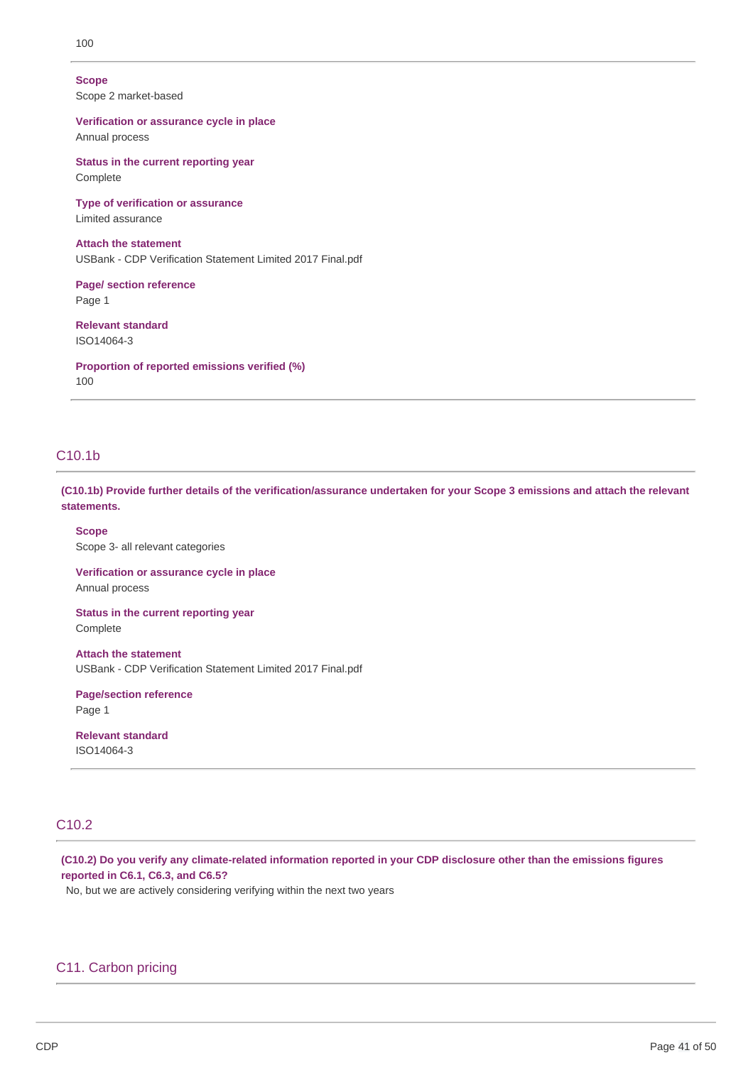100

**Scope**
Scope 2 market-based

**Verification or assurance cycle in place**
Annual process

**Status in the current reporting year**
Complete

**Type of verification or assurance**
Limited assurance

**Attach the statement**
USBank - CDP Verification Statement Limited 2017 Final.pdf

**Page/ section reference**
Page 1

**Relevant standard**
ISO14064-3

**Proportion of reported emissions verified (%)**
100

## C10.1b

**(C10.1b) Provide further details of the verification/assurance undertaken for your Scope 3 emissions and attach the relevant statements.**

**Scope**
Scope 3- all relevant categories

**Verification or assurance cycle in place**
Annual process

**Status in the current reporting year**
Complete

**Attach the statement**
USBank - CDP Verification Statement Limited 2017 Final.pdf

**Page/section reference**
Page 1

**Relevant standard**
ISO14064-3

## C10.2

**(C10.2) Do you verify any climate-related information reported in your CDP disclosure other than the emissions figures reported in C6.1, C6.3, and C6.5?**

No, but we are actively considering verifying within the next two years

# C11. Carbon pricing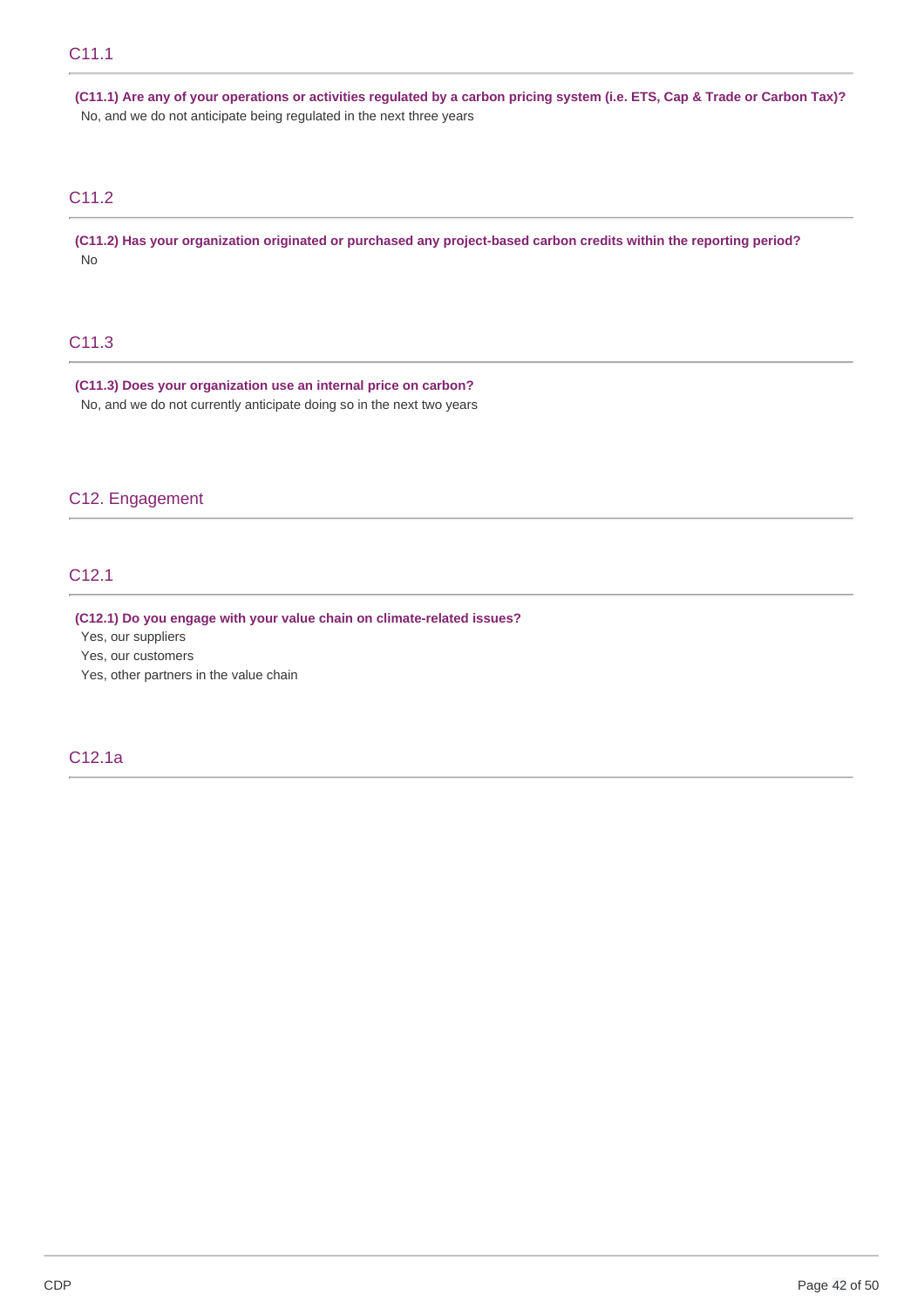## C11.1

**(C11.1) Are any of your operations or activities regulated by a carbon pricing system (i.e. ETS, Cap & Trade or Carbon Tax)?**

No, and we do not anticipate being regulated in the next three years

## C11.2

**(C11.2) Has your organization originated or purchased any project-based carbon credits within the reporting period?**

No

## C11.3

**(C11.3) Does your organization use an internal price on carbon?**

No, and we do not currently anticipate doing so in the next two years

# C12. Engagement

## C12.1

**(C12.1) Do you engage with your value chain on climate-related issues?**

Yes, our suppliers

Yes, our customers

Yes, other partners in the value chain

## C12.1a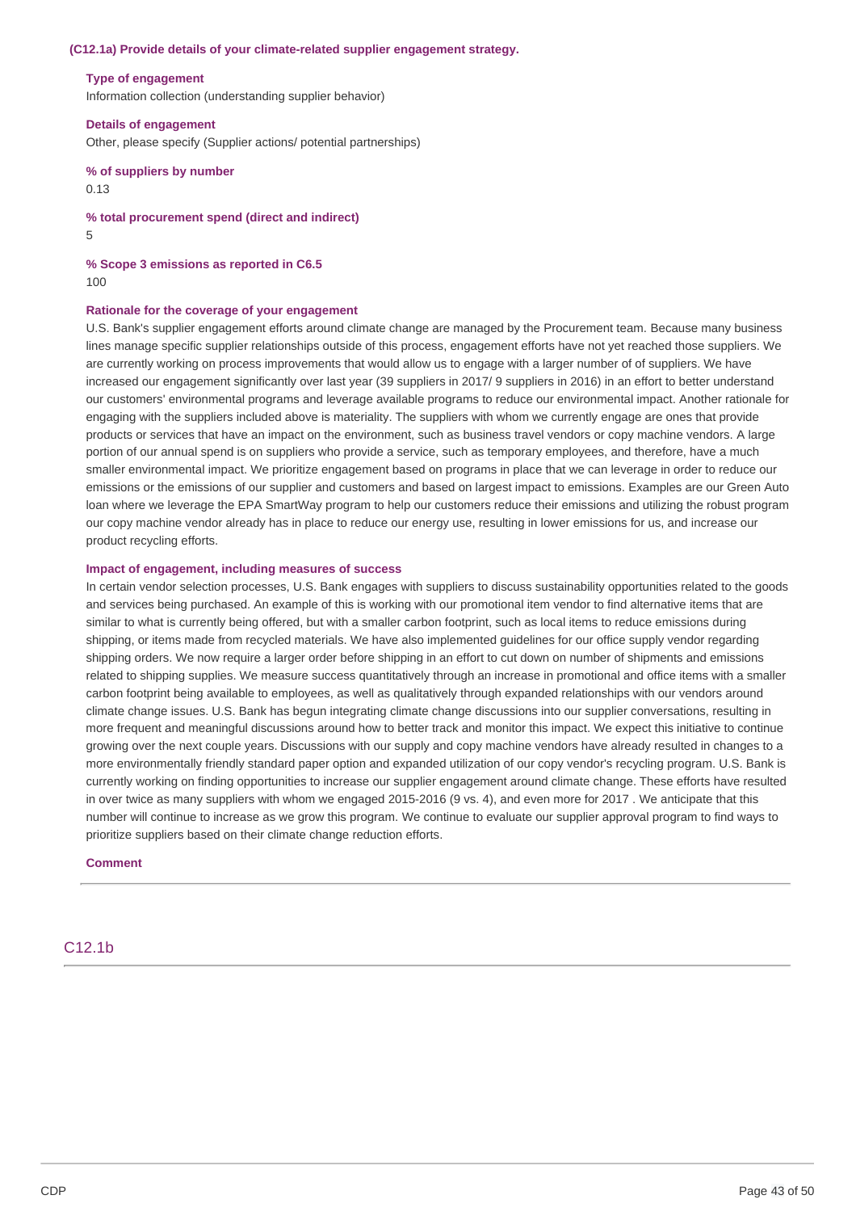**(C12.1a) Provide details of your climate-related supplier engagement strategy.**

**Type of engagement**

Information collection (understanding supplier behavior)

**Details of engagement**

Other, please specify (Supplier actions/ potential partnerships)

**% of suppliers by number**

0.13

**% total procurement spend (direct and indirect)**

5

**% Scope 3 emissions as reported in C6.5**

100

**Rationale for the coverage of your engagement**

U.S. Bank's supplier engagement efforts around climate change are managed by the Procurement team. Because many business lines manage specific supplier relationships outside of this process, engagement efforts have not yet reached those suppliers. We are currently working on process improvements that would allow us to engage with a larger number of of suppliers. We have increased our engagement significantly over last year (39 suppliers in 2017/ 9 suppliers in 2016) in an effort to better understand our customers' environmental programs and leverage available programs to reduce our environmental impact. Another rationale for engaging with the suppliers included above is materiality. The suppliers with whom we currently engage are ones that provide products or services that have an impact on the environment, such as business travel vendors or copy machine vendors. A large portion of our annual spend is on suppliers who provide a service, such as temporary employees, and therefore, have a much smaller environmental impact. We prioritize engagement based on programs in place that we can leverage in order to reduce our emissions or the emissions of our supplier and customers and based on largest impact to emissions. Examples are our Green Auto loan where we leverage the EPA SmartWay program to help our customers reduce their emissions and utilizing the robust program our copy machine vendor already has in place to reduce our energy use, resulting in lower emissions for us, and increase our product recycling efforts.

**Impact of engagement, including measures of success**

In certain vendor selection processes, U.S. Bank engages with suppliers to discuss sustainability opportunities related to the goods and services being purchased. An example of this is working with our promotional item vendor to find alternative items that are similar to what is currently being offered, but with a smaller carbon footprint, such as local items to reduce emissions during shipping, or items made from recycled materials. We have also implemented guidelines for our office supply vendor regarding shipping orders. We now require a larger order before shipping in an effort to cut down on number of shipments and emissions related to shipping supplies. We measure success quantitatively through an increase in promotional and office items with a smaller carbon footprint being available to employees, as well as qualitatively through expanded relationships with our vendors around climate change issues. U.S. Bank has begun integrating climate change discussions into our supplier conversations, resulting in more frequent and meaningful discussions around how to better track and monitor this impact. We expect this initiative to continue growing over the next couple years. Discussions with our supply and copy machine vendors have already resulted in changes to a more environmentally friendly standard paper option and expanded utilization of our copy vendor's recycling program. U.S. Bank is currently working on finding opportunities to increase our supplier engagement around climate change. These efforts have resulted in over twice as many suppliers with whom we engaged 2015-2016 (9 vs. 4), and even more for 2017 . We anticipate that this number will continue to increase as we grow this program. We continue to evaluate our supplier approval program to find ways to prioritize suppliers based on their climate change reduction efforts.

**Comment**

## C12.1b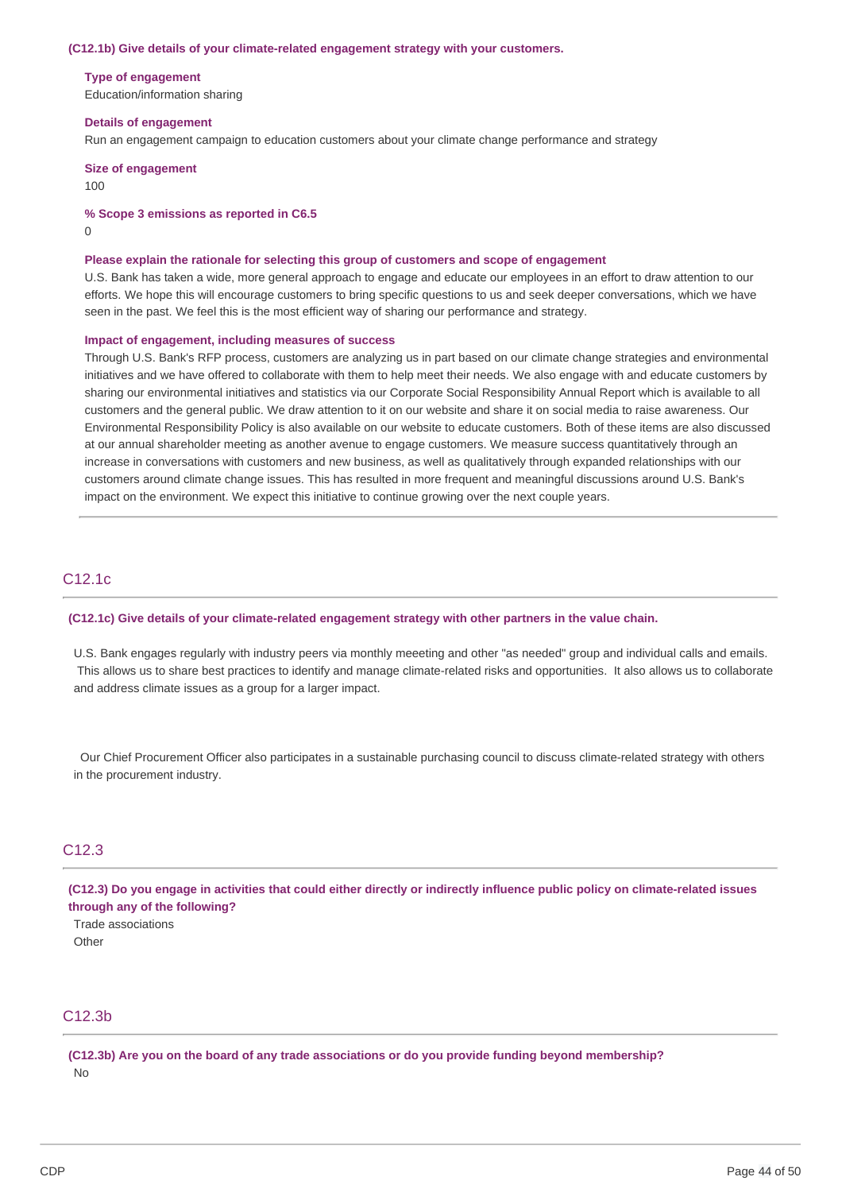**(C12.1b) Give details of your climate-related engagement strategy with your customers.**

**Type of engagement**
Education/information sharing

**Details of engagement**
Run an engagement campaign to education customers about your climate change performance and strategy

**Size of engagement**
100

**% Scope 3 emissions as reported in C6.5**
0

**Please explain the rationale for selecting this group of customers and scope of engagement**
U.S. Bank has taken a wide, more general approach to engage and educate our employees in an effort to draw attention to our efforts. We hope this will encourage customers to bring specific questions to us and seek deeper conversations, which we have seen in the past. We feel this is the most efficient way of sharing our performance and strategy.

**Impact of engagement, including measures of success**
Through U.S. Bank's RFP process, customers are analyzing us in part based on our climate change strategies and environmental initiatives and we have offered to collaborate with them to help meet their needs. We also engage with and educate customers by sharing our environmental initiatives and statistics via our Corporate Social Responsibility Annual Report which is available to all customers and the general public. We draw attention to it on our website and share it on social media to raise awareness. Our Environmental Responsibility Policy is also available on our website to educate customers. Both of these items are also discussed at our annual shareholder meeting as another avenue to engage customers. We measure success quantitatively through an increase in conversations with customers and new business, as well as qualitatively through expanded relationships with our customers around climate change issues. This has resulted in more frequent and meaningful discussions around U.S. Bank's impact on the environment. We expect this initiative to continue growing over the next couple years.

## C12.1c

**(C12.1c) Give details of your climate-related engagement strategy with other partners in the value chain.**

U.S. Bank engages regularly with industry peers via monthly meeeting and other "as needed" group and individual calls and emails. This allows us to share best practices to identify and manage climate-related risks and opportunities. It also allows us to collaborate and address climate issues as a group for a larger impact.

Our Chief Procurement Officer also participates in a sustainable purchasing council to discuss climate-related strategy with others in the procurement industry.

## C12.3

**(C12.3) Do you engage in activities that could either directly or indirectly influence public policy on climate-related issues through any of the following?**

Trade associations
Other

## C12.3b

**(C12.3b) Are you on the board of any trade associations or do you provide funding beyond membership?**

No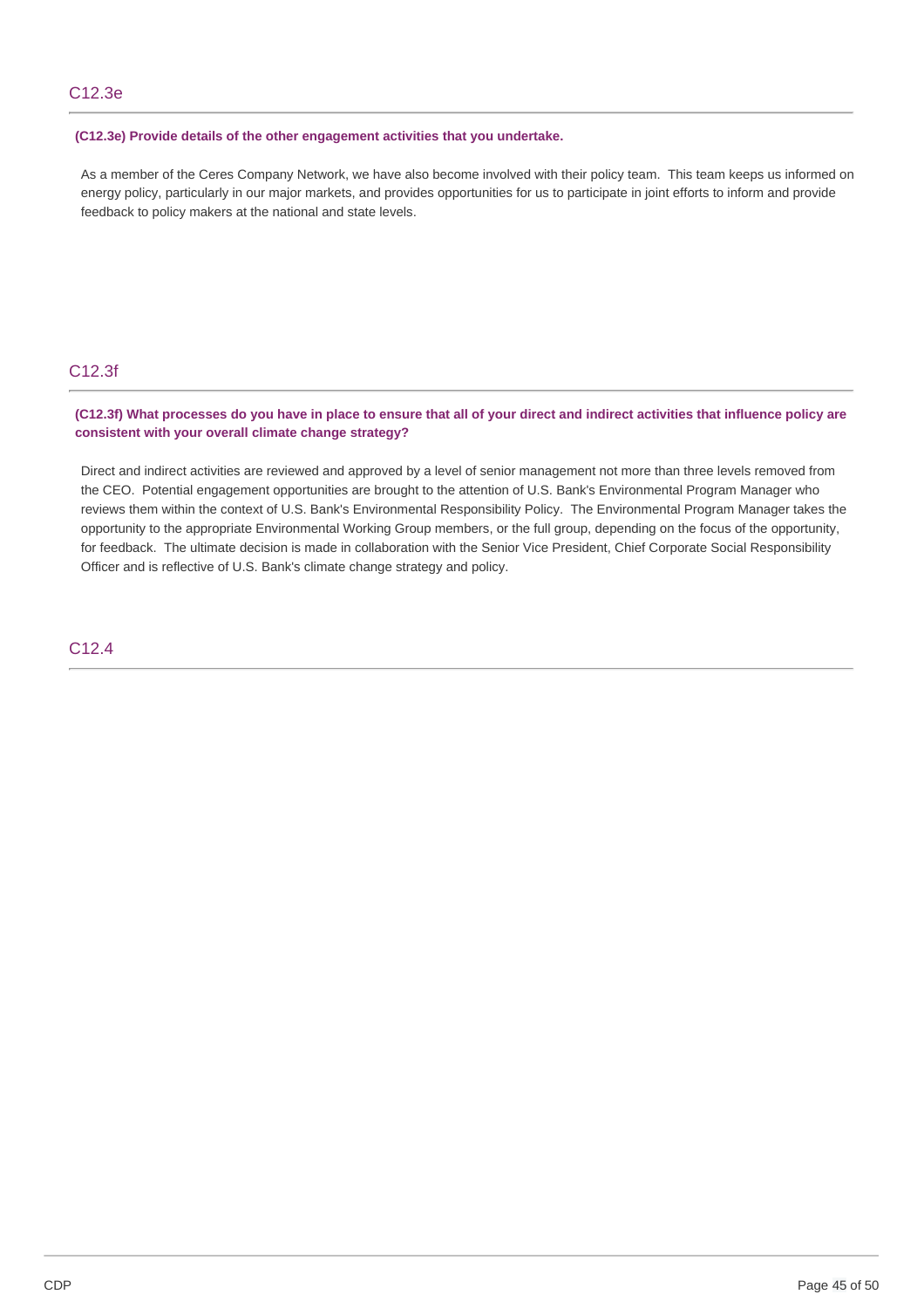## C12.3e

**(C12.3e) Provide details of the other engagement activities that you undertake.**

As a member of the Ceres Company Network, we have also become involved with their policy team. This team keeps us informed on energy policy, particularly in our major markets, and provides opportunities for us to participate in joint efforts to inform and provide feedback to policy makers at the national and state levels.

## C12.3f

**(C12.3f) What processes do you have in place to ensure that all of your direct and indirect activities that influence policy are consistent with your overall climate change strategy?**

Direct and indirect activities are reviewed and approved by a level of senior management not more than three levels removed from the CEO. Potential engagement opportunities are brought to the attention of U.S. Bank's Environmental Program Manager who reviews them within the context of U.S. Bank's Environmental Responsibility Policy. The Environmental Program Manager takes the opportunity to the appropriate Environmental Working Group members, or the full group, depending on the focus of the opportunity, for feedback. The ultimate decision is made in collaboration with the Senior Vice President, Chief Corporate Social Responsibility Officer and is reflective of U.S. Bank's climate change strategy and policy.

## C12.4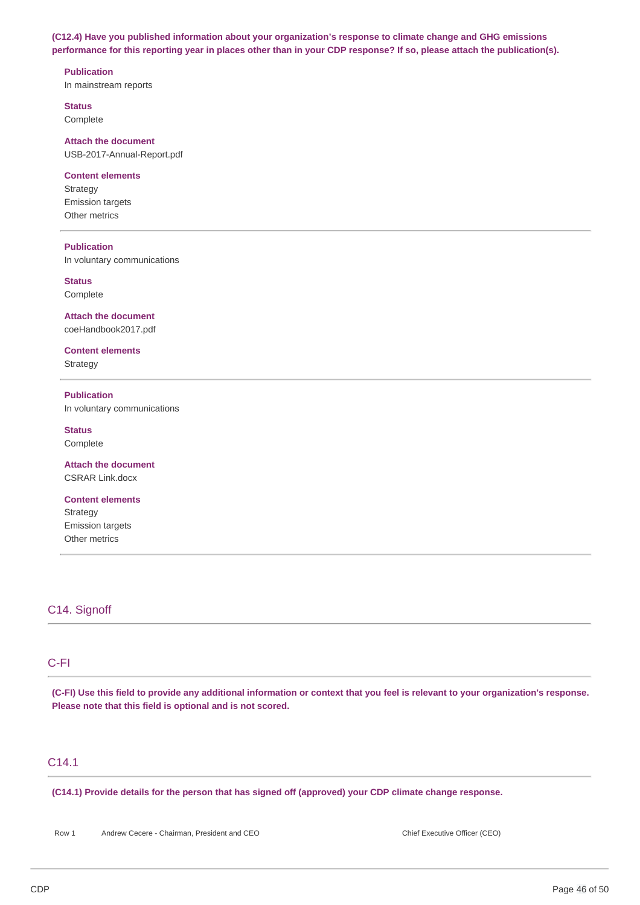**(C12.4) Have you published information about your organization's response to climate change and GHG emissions performance for this reporting year in places other than in your CDP response? If so, please attach the publication(s).**

**Publication**
In mainstream reports

**Status**
Complete

**Attach the document**
USB-2017-Annual-Report.pdf

**Content elements**
Strategy
Emission targets
Other metrics

---

**Publication**
In voluntary communications

**Status**
Complete

**Attach the document**
coeHandbook2017.pdf

**Content elements**
Strategy

---

**Publication**
In voluntary communications

**Status**
Complete

**Attach the document**
CSRAR Link.docx

**Content elements**
Strategy
Emission targets
Other metrics

---

## C14. Signoff

## C-FI

**(C-FI) Use this field to provide any additional information or context that you feel is relevant to your organization's response. Please note that this field is optional and is not scored.**

## C14.1

**(C14.1) Provide details for the person that has signed off (approved) your CDP climate change response.**

| | | |
|---|---|---|
| Row 1 | Andrew Cecere - Chairman, President and CEO | Chief Executive Officer (CEO) |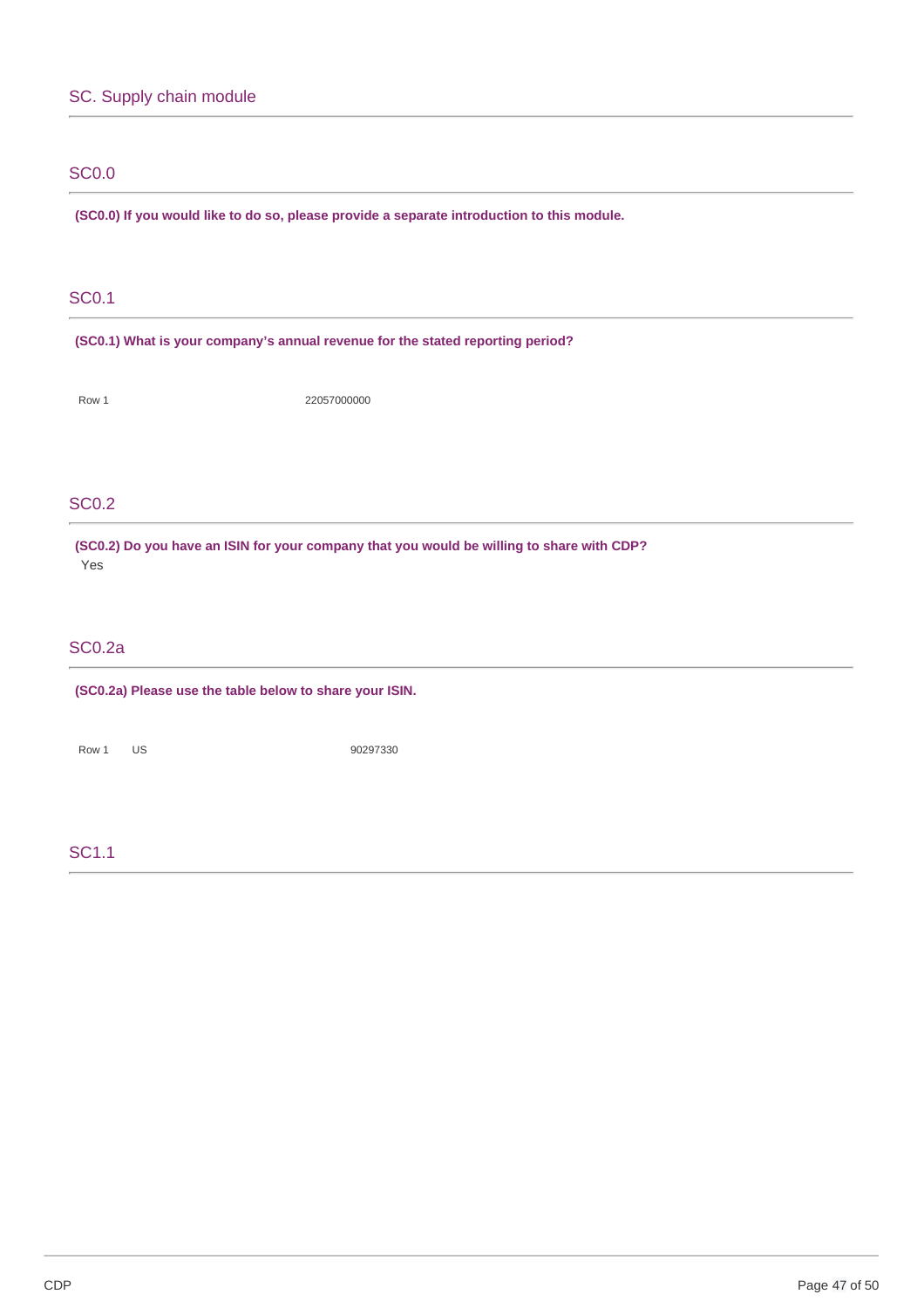## SC. Supply chain module

### SC0.0

**(SC0.0) If you would like to do so, please provide a separate introduction to this module.**

### SC0.1

**(SC0.1) What is your company's annual revenue for the stated reporting period?**

| | |
|---|---|
| Row 1 | 22057000000 |

### SC0.2

**(SC0.2) Do you have an ISIN for your company that you would be willing to share with CDP?**

Yes

### SC0.2a

**(SC0.2a) Please use the table below to share your ISIN.**

| | | |
|---|---|---|
| Row 1 | US | 90297330 |

### SC1.1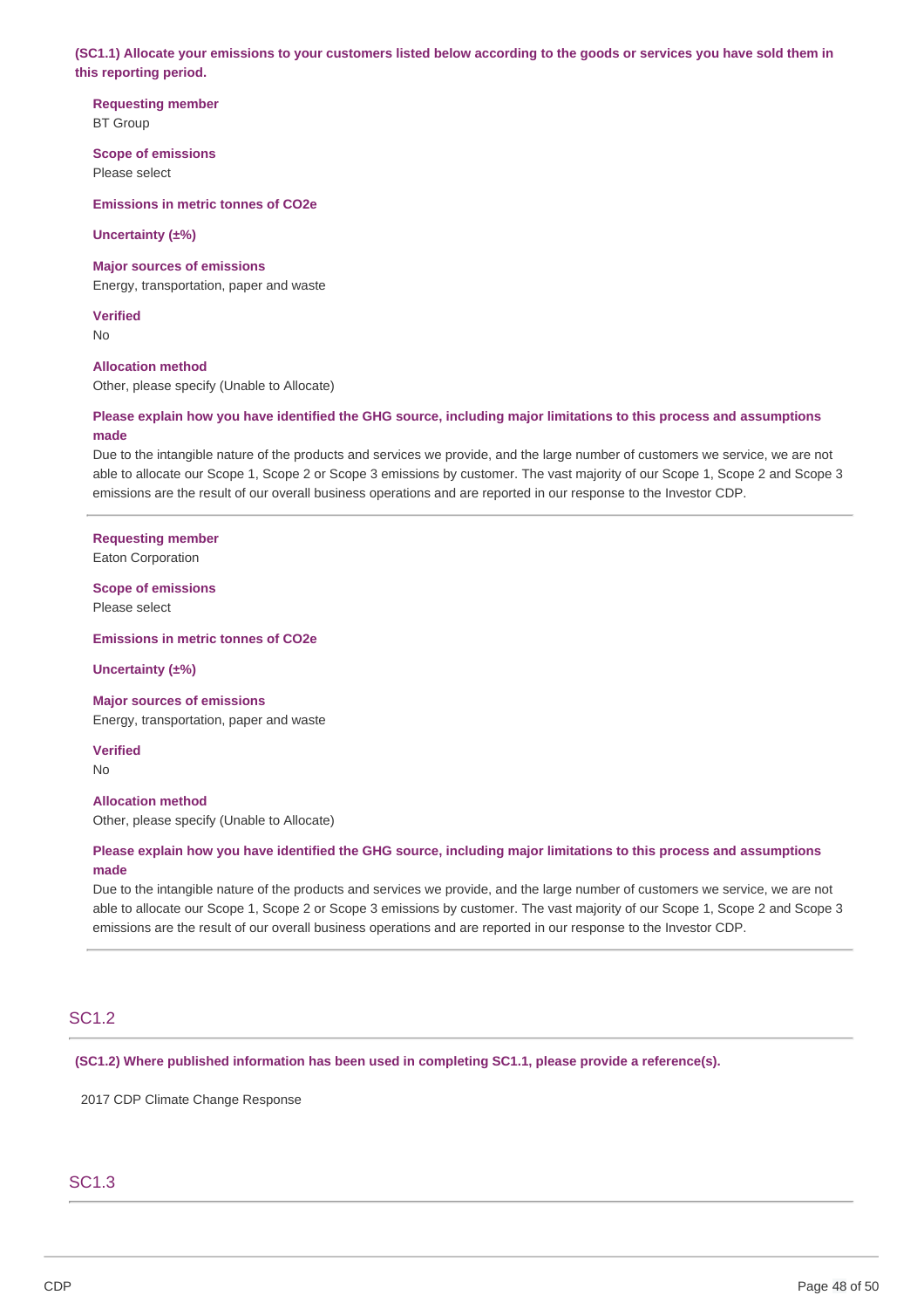**(SC1.1) Allocate your emissions to your customers listed below according to the goods or services you have sold them in this reporting period.**

**Requesting member**
BT Group

**Scope of emissions**
Please select

**Emissions in metric tonnes of $CO_2e$**

**Uncertainty (±%)**

**Major sources of emissions**
Energy, transportation, paper and waste

**Verified**
No

**Allocation method**
Other, please specify (Unable to Allocate)

**Please explain how you have identified the GHG source, including major limitations to this process and assumptions made**
Due to the intangible nature of the products and services we provide, and the large number of customers we service, we are not able to allocate our Scope 1, Scope 2 or Scope 3 emissions by customer. The vast majority of our Scope 1, Scope 2 and Scope 3 emissions are the result of our overall business operations and are reported in our response to the Investor CDP.

---

**Requesting member**
Eaton Corporation

**Scope of emissions**
Please select

**Emissions in metric tonnes of $CO_2e$**

**Uncertainty (±%)**

**Major sources of emissions**
Energy, transportation, paper and waste

**Verified**
No

**Allocation method**
Other, please specify (Unable to Allocate)

**Please explain how you have identified the GHG source, including major limitations to this process and assumptions made**
Due to the intangible nature of the products and services we provide, and the large number of customers we service, we are not able to allocate our Scope 1, Scope 2 or Scope 3 emissions by customer. The vast majority of our Scope 1, Scope 2 and Scope 3 emissions are the result of our overall business operations and are reported in our response to the Investor CDP.

---

## SC1.2

**(SC1.2) Where published information has been used in completing SC1.1, please provide a reference(s).**

2017 CDP Climate Change Response

## SC1.3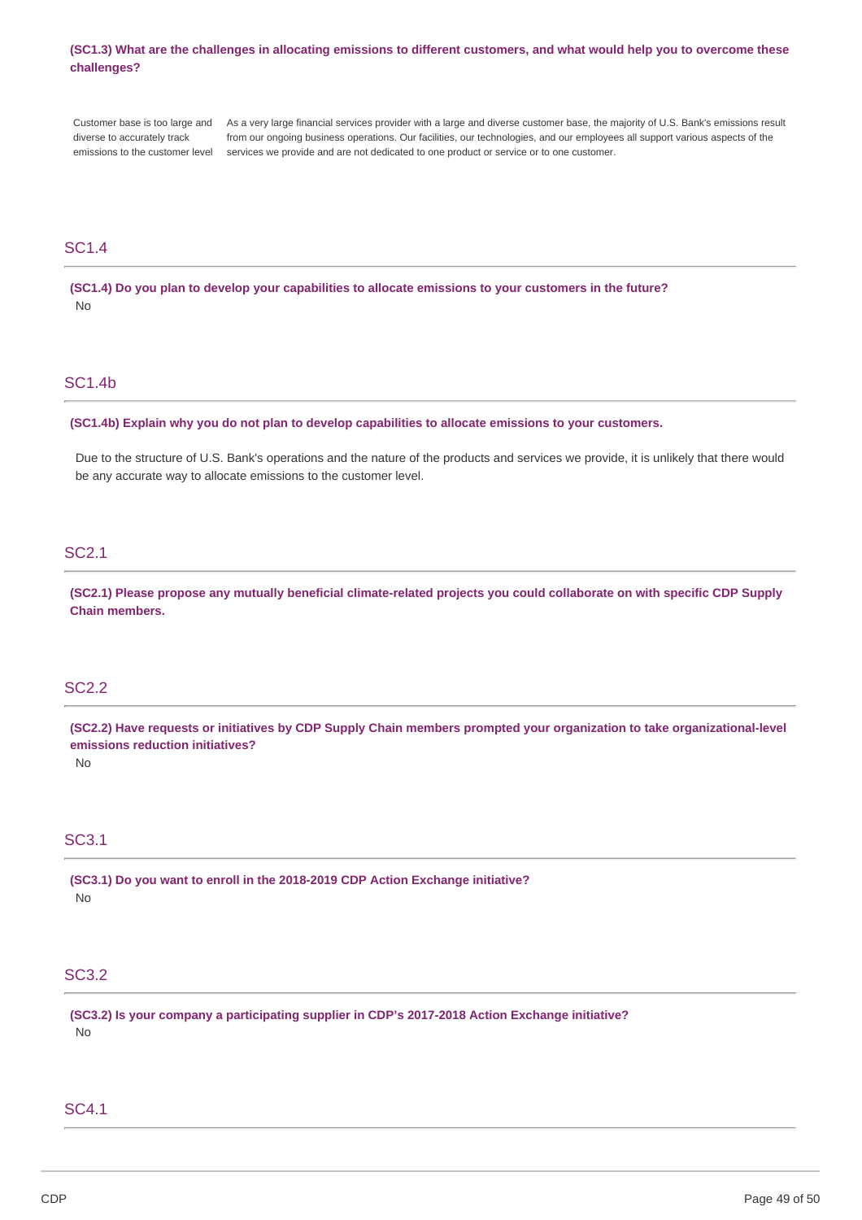**(SC1.3) What are the challenges in allocating emissions to different customers, and what would help you to overcome these challenges?**

| | |
|---|---|
| Customer base is too large and diverse to accurately track emissions to the customer level | As a very large financial services provider with a large and diverse customer base, the majority of U.S. Bank's emissions result from our ongoing business operations. Our facilities, our technologies, and our employees all support various aspects of the services we provide and are not dedicated to one product or service or to one customer. |

## SC1.4

**(SC1.4) Do you plan to develop your capabilities to allocate emissions to your customers in the future?**

No

## SC1.4b

**(SC1.4b) Explain why you do not plan to develop capabilities to allocate emissions to your customers.**

Due to the structure of U.S. Bank's operations and the nature of the products and services we provide, it is unlikely that there would be any accurate way to allocate emissions to the customer level.

## SC2.1

**(SC2.1) Please propose any mutually beneficial climate-related projects you could collaborate on with specific CDP Supply Chain members.**

## SC2.2

**(SC2.2) Have requests or initiatives by CDP Supply Chain members prompted your organization to take organizational-level emissions reduction initiatives?**

No

## SC3.1

**(SC3.1) Do you want to enroll in the 2018-2019 CDP Action Exchange initiative?**

No

## SC3.2

**(SC3.2) Is your company a participating supplier in CDP's 2017-2018 Action Exchange initiative?**

No

## SC4.1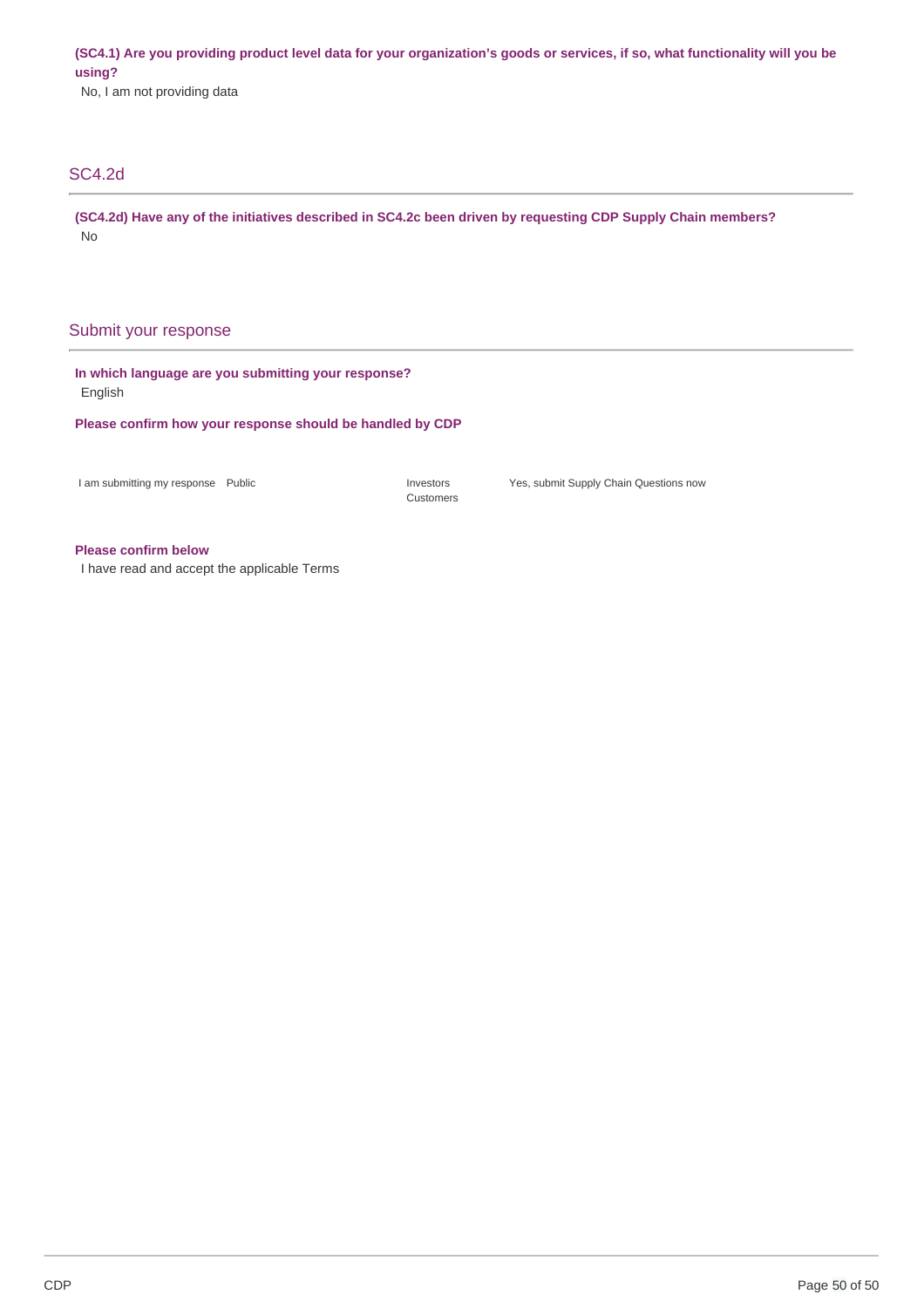**(SC4.1) Are you providing product level data for your organization's goods or services, if so, what functionality will you be using?**

No, I am not providing data

## SC4.2d

**(SC4.2d) Have any of the initiatives described in SC4.2c been driven by requesting CDP Supply Chain members?**

No

## Submit your response

**In which language are you submitting your response?**

English

**Please confirm how your response should be handled by CDP**

| | | | |
|---|---|---|---|
| I am submitting my response | Public | Investors<br>Customers | Yes, submit Supply Chain Questions now |

**Please confirm below**

I have read and accept the applicable Terms